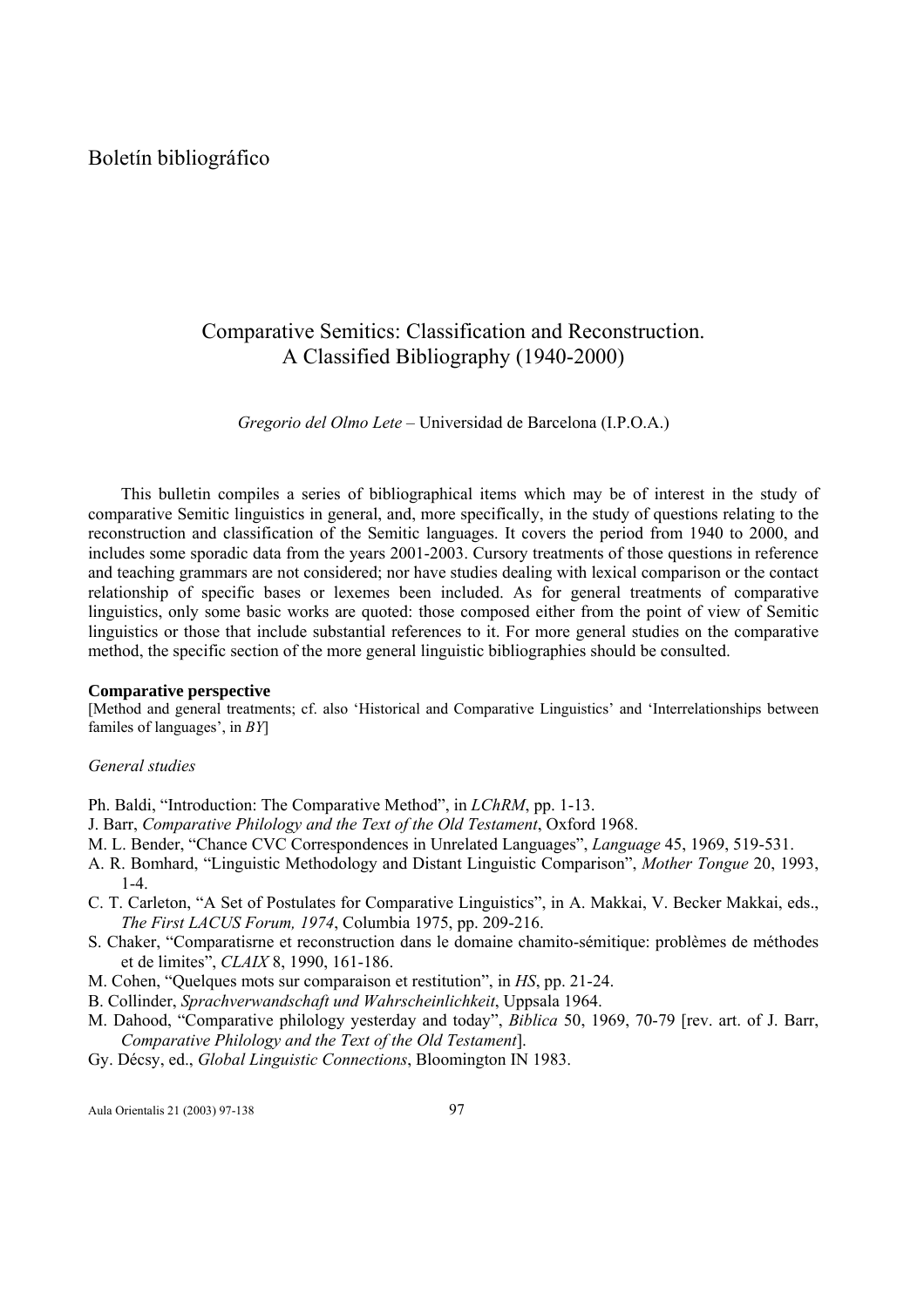# Boletín bibliográfico

## Comparative Semitics: Classification and Reconstruction. A Classified Bibliography (1940-2000)

*Gregorio del Olmo Lete* – Universidad de Barcelona (I.P.O.A.)

This bulletin compiles a series of bibliographical items which may be of interest in the study of comparative Semitic linguistics in general, and, more specifically, in the study of questions relating to the reconstruction and classification of the Semitic languages. It covers the period from 1940 to 2000, and includes some sporadic data from the years 2001-2003. Cursory treatments of those questions in reference and teaching grammars are not considered; nor have studies dealing with lexical comparison or the contact relationship of specific bases or lexemes been included. As for general treatments of comparative linguistics, only some basic works are quoted: those composed either from the point of view of Semitic linguistics or those that include substantial references to it. For more general studies on the comparative method, the specific section of the more general linguistic bibliographies should be consulted.

**Comparative perspective**

[Method and general treatments; cf. also 'Historical and Comparative Linguistics' and 'Interrelationships between familes of languages', in *BY*]

*General studies*

Ph. Baldi, "Introduction: The Comparative Method", in *LChRM*, pp. 1-13.

J. Barr, *Comparative Philology and the Text of the Old Testament*, Oxford 1968.

M. L. Bender, "Chance CVC Correspondences in Unrelated Languages", *Language* 45, 1969, 519-531.

A. R. Bomhard, "Linguistic Methodology and Distant Linguistic Comparison", *Mother Tongue* 20, 1993, 1-4.

C. T. Carleton, "A Set of Postulates for Comparative Linguistics", in A. Makkai, V. Becker Makkai, eds., *The First LACUS Forum, 1974*, Columbia 1975, pp. 209-216.

S. Chaker, "Comparatisrne et reconstruction dans le domaine chamito-sémitique: problèmes de méthodes et de limites", *CLAIX* 8, 1990, 161-186.

M. Cohen, "Quelques mots sur comparaison et restitution", in *HS*, pp. 21-24.

B. Collinder, *Sprachverwandschaft und Wahrscheinlichkeit*, Uppsala 1964.

M. Dahood, "Comparative philology yesterday and today", *Biblica* 50, 1969, 70-79 [rev. art. of J. Barr, *Comparative Philology and the Text of the Old Testament*].

Gy. Décsy, ed., *Global Linguistic Connections*, Bloomington IN 1983.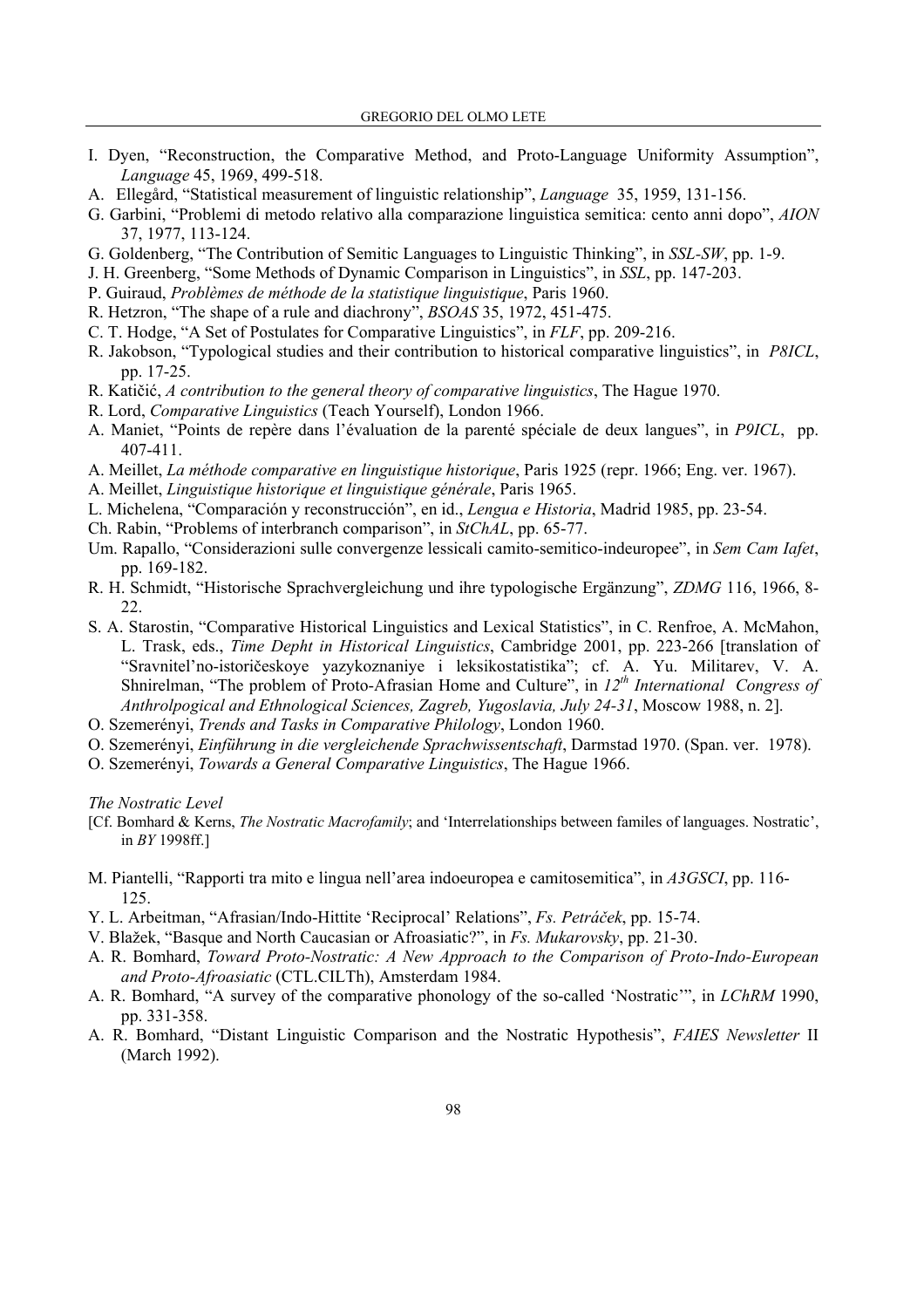I. Dyen, "Reconstruction, the Comparative Method, and Proto-Language Uniformity Assumption", *Language* 45, 1969, 499-518.

A. Ellegård, "Statistical measurement of linguistic relationship", *Language* 35, 1959, 131-156.

G. Garbini, "Problemi di metodo relativo alla comparazione linguistica semitica: cento anni dopo", *AION* 37, 1977, 113-124.

G. Goldenberg, "The Contribution of Semitic Languages to Linguistic Thinking", in *SSL-SW*, pp. 1-9.

J. H. Greenberg, "Some Methods of Dynamic Comparison in Linguistics", in *SSL*, pp. 147-203.

P. Guiraud, *Problèmes de méthode de la statistique linguistique*, Paris 1960.

R. Hetzron, "The shape of a rule and diachrony", *BSOAS* 35, 1972, 451-475.

C. T. Hodge, "A Set of Postulates for Comparative Linguistics", in *FLF*, pp. 209-216.

R. Jakobson, "Typological studies and their contribution to historical comparative linguistics", in *P8ICL*, pp. 17-25.

R. Katičić, *A contribution to the general theory of comparative linguistics*, The Hague 1970.

R. Lord, *Comparative Linguistics* (Teach Yourself), London 1966.

A. Maniet, "Points de repère dans l'évaluation de la parenté spéciale de deux langues", in *P9ICL*, pp. 407-411.

A. Meillet, *La méthode comparative en linguistique historique*, Paris 1925 (repr. 1966; Eng. ver. 1967).

A. Meillet, *Linguistique historique et linguistique générale*, Paris 1965.

L. Michelena, "Comparación y reconstrucción", en id., *Lengua e Historia*, Madrid 1985, pp. 23-54.

Ch. Rabin, "Problems of interbranch comparison", in *StChAL*, pp. 65-77.

Um. Rapallo, "Considerazioni sulle convergenze lessicali camito-semitico-indeuropee", in *Sem Cam Iafet*, pp. 169-182.

R. H. Schmidt, "Historische Sprachvergleichung und ihre typologische Ergänzung", *ZDMG* 116, 1966, 8-22.

S. A. Starostin, "Comparative Historical Linguistics and Lexical Statistics", in C. Renfroe, A. McMahon, L. Trask, eds., *Time Depht in Historical Linguistics*, Cambridge 2001, pp. 223-266 [translation of "Sravnitel'no-istoričeskoye yazykoznaniye i leksikostatistika"; cf. A. Yu. Militarev, V. A. Shnirelman, "The problem of Proto-Afrasian Home and Culture", in *12th International Congress of Anthrolpogical and Ethnological Sciences, Zagreb, Yugoslavia, July 24-31*, Moscow 1988, n. 2].

O. Szemerényi, *Trends and Tasks in Comparative Philology*, London 1960.

O. Szemerényi, *Einführung in die vergleichende Sprachwissentschaft*, Darmstad 1970. (Span. ver. 1978).

O. Szemerényi, *Towards a General Comparative Linguistics*, The Hague 1966.

*The Nostratic Level*

[Cf. Bomhard & Kerns, *The Nostratic Macrofamily*; and 'Interrelationships between familes of languages. Nostratic', in *BY* 1998ff.]

M. Piantelli, "Rapporti tra mito e lingua nell'area indoeuropea e camitosemitica", in *A3GSCI*, pp. 116-125.

Y. L. Arbeitman, "Afrasian/Indo-Hittite 'Reciprocal' Relations", *Fs. Petráček*, pp. 15-74.

V. Blažek, "Basque and North Caucasian or Afroasiatic?", in *Fs. Mukarovsky*, pp. 21-30.

A. R. Bomhard, *Toward Proto-Nostratic: A New Approach to the Comparison of Proto-Indo-European and Proto-Afroasiatic* (CTL.CILTh), Amsterdam 1984.

A. R. Bomhard, "A survey of the comparative phonology of the so-called 'Nostratic'", in *LChRM* 1990, pp. 331-358.

A. R. Bomhard, "Distant Linguistic Comparison and the Nostratic Hypothesis", *FAIES Newsletter* II (March 1992).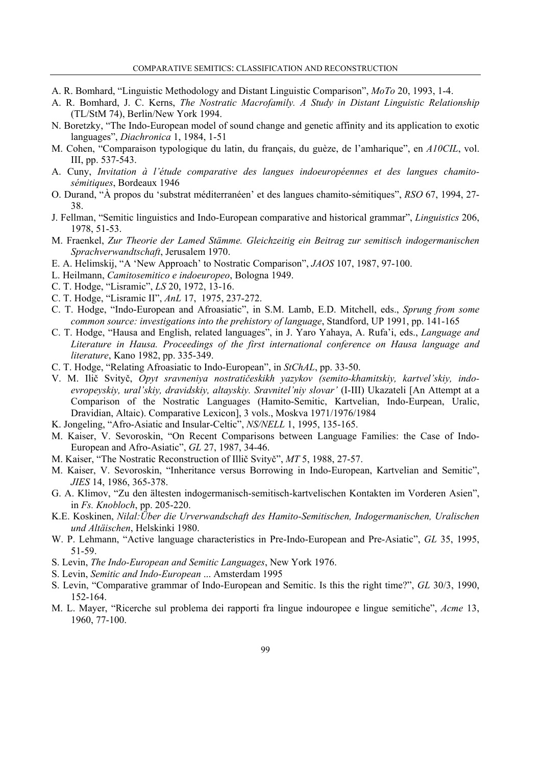A. R. Bomhard, “Linguistic Methodology and Distant Linguistic Comparison”, *MoTo* 20, 1993, 1-4.

A. R. Bomhard, J. C. Kerns, *The Nostratic Macrofamily. A Study in Distant Linguistic Relationship* (TL/StM 74), Berlin/New York 1994.

N. Boretzky, “The Indo-European model of sound change and genetic affinity and its application to exotic languages”, *Diachronica* 1, 1984, 1-51

M. Cohen, “Comparaison typologique du latin, du français, du guèze, de l’amharique”, en *A10CIL*, vol. III, pp. 537-543.

A. Cuny, *Invitation à l’étude comparative des langues indoeuropéennes et des langues chamito-sémitiques*, Bordeaux 1946

O. Durand, “À propos du ‘substrat méditerranéen’ et des langues chamito-sémitiques”, *RSO* 67, 1994, 27-38.

J. Fellman, “Semitic linguistics and Indo-European comparative and historical grammar”, *Linguistics* 206, 1978, 51-53.

M. Fraenkel, *Zur Theorie der Lamed Stämme. Gleichzeitig ein Beitrag zur semitisch indogermanischen Sprachverwandtschaft*, Jerusalem 1970.

E. A. Helimskij, “A ‘New Approach’ to Nostratic Comparison”, *JAOS* 107, 1987, 97-100.

L. Heilmann, *Camitosemitico e indoeuropeo*, Bologna 1949.

C. T. Hodge, “Lisramic”, *LS* 20, 1972, 13-16.

C. T. Hodge, “Lisramic II”, *AnL* 17, 1975, 237-272.

C. T. Hodge, “Indo-European and Afroasiatic”, in S.M. Lamb, E.D. Mitchell, eds., *Sprung from some common source: investigations into the prehistory of language*, Standford, UP 1991, pp. 141-165

C. T. Hodge, “Hausa and English, related languages”, in J. Yaro Yahaya, A. Rufa’i, eds., *Language and Literature in Hausa. Proceedings of the first international conference on Hausa language and literature*, Kano 1982, pp. 335-349.

C. T. Hodge, “Relating Afroasiatic to Indo-European”, in *StChAL*, pp. 33-50.

V. M. Ilič Svityč, *Opyt sravneniya nostratičeskikh yazykov (semito-khamitskiy, kartvel’skiy, indo-evropeyskiy, ural’skiy, dravidskiy, altayskiy. Sravnitel’niy slovar’* (I-III) Ukazateli [An Attempt at a Comparison of the Nostratic Languages (Hamito-Semitic, Kartvelian, Indo-Eurpean, Uralic, Dravidian, Altaic). Comparative Lexicon], 3 vols., Moskva 1971/1976/1984

K. Jongeling, “Afro-Asiatic and Insular-Celtic”, *NS/NELL* 1, 1995, 135-165.

M. Kaiser, V. Sevoroskin, “On Recent Comparisons between Language Families: the Case of Indo-European and Afro-Asiatic”, *GL* 27, 1987, 34-46.

M. Kaiser, “The Nostratic Reconstruction of Illič Svityč”, *MT* 5, 1988, 27-57.

M. Kaiser, V. Sevoroskin, “Inheritance versus Borrowing in Indo-European, Kartvelian and Semitic”, *JIES* 14, 1986, 365-378.

G. A. Klimov, “Zu den ältesten indogermanisch-semitisch-kartvelischen Kontakten im Vorderen Asien”, in *Fs. Knobloch*, pp. 205-220.

K.E. Koskinen, *Nilal:Über die Urverwandschaft des Hamito-Semitischen, Indogermanischen, Uralischen und Altäischen*, Helskinki 1980.

W. P. Lehmann, “Active language characteristics in Pre-Indo-European and Pre-Asiatic”, *GL* 35, 1995, 51-59.

S. Levin, *The Indo-European and Semitic Languages*, New York 1976.

S. Levin, *Semitic and Indo-European* ... Amsterdam 1995

S. Levin, “Comparative grammar of Indo-European and Semitic. Is this the right time?”, *GL* 30/3, 1990, 152-164.

M. L. Mayer, “Ricerche sul problema dei rapporti fra lingue indouropee e lingue semitiche”, *Acme* 13, 1960, 77-100.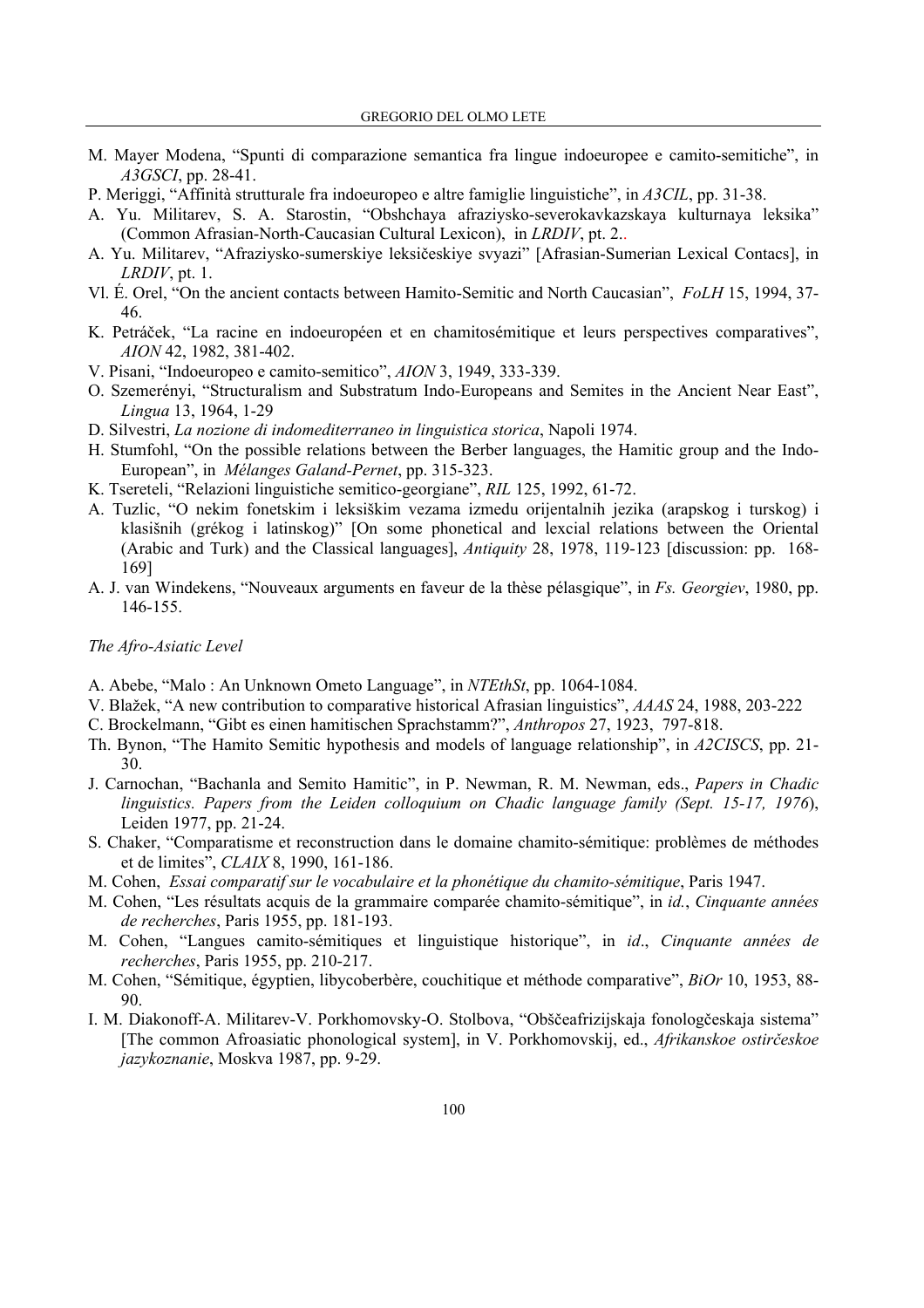M. Mayer Modena, “Spunti di comparazione semantica fra lingue indoeuropee e camito-semitiche”, in *A3GSCI*, pp. 28-41.

P. Meriggi, “Affinità strutturale fra indoeuropeo e altre famiglie linguistiche”, in *A3CIL*, pp. 31-38.

A. Yu. Militarev, S. A. Starostin, “Obshchaya afraziysko-severokavkazskaya kulturnaya leksika” (Common Afrasian-North-Caucasian Cultural Lexicon), in *LRDIV*, pt. 2..

A. Yu. Militarev, “Afraziysko-sumerskiye leksičeskiye svyazi” [Afrasian-Sumerian Lexical Contacs], in *LRDIV*, pt. 1.

Vl. É. Orel, “On the ancient contacts between Hamito-Semitic and North Caucasian”, *FoLH* 15, 1994, 37-46.

K. Petráček, “La racine en indoeuropéen et en chamitosémitique et leurs perspectives comparatives”, *AION* 42, 1982, 381-402.

V. Pisani, “Indoeuropeo e camito-semitico”, *AION* 3, 1949, 333-339.

O. Szemerényi, “Structuralism and Substratum Indo-Europeans and Semites in the Ancient Near East”, *Lingua* 13, 1964, 1-29

D. Silvestri, *La nozione di indomediterraneo in linguistica storica*, Napoli 1974.

H. Stumfohl, “On the possible relations between the Berber languages, the Hamitic group and the Indo-European”, in *Mélanges Galand-Pernet*, pp. 315-323.

K. Tsereteli, “Relazioni linguistiche semitico-georgiane”, *RIL* 125, 1992, 61-72.

A. Tuzlic, “O nekim fonetskim i leksiškim vezama izmedu orijentalnih jezika (arapskog i turskog) i klasišnih (grékog i latinskog)” [On some phonetical and lexcial relations between the Oriental (Arabic and Turk) and the Classical languages], *Antiquity* 28, 1978, 119-123 [discussion: pp. 168-169]

A. J. van Windekens, “Nouveaux arguments en faveur de la thèse pélasgique”, in *Fs. Georgiev*, 1980, pp. 146-155.

*The Afro-Asiatic Level*

A. Abebe, “Malo : An Unknown Ometo Language”, in *NTEthSt*, pp. 1064-1084.

V. Blažek, “A new contribution to comparative historical Afrasian linguistics”, *AAAS* 24, 1988, 203-222

C. Brockelmann, “Gibt es einen hamitischen Sprachstamm?”, *Anthropos* 27, 1923, 797-818.

Th. Bynon, “The Hamito Semitic hypothesis and models of language relationship”, in *A2CISCS*, pp. 21-30.

J. Carnochan, “Bachanla and Semito Hamitic”, in P. Newman, R. M. Newman, eds., *Papers in Chadic linguistics. Papers from the Leiden colloquium on Chadic language family (Sept. 15-17, 1976)*, Leiden 1977, pp. 21-24.

S. Chaker, “Comparatisme et reconstruction dans le domaine chamito-sémitique: problèmes de méthodes et de limites”, *CLAIX* 8, 1990, 161-186.

M. Cohen, *Essai comparatif sur le vocabulaire et la phonétique du chamito-sémitique*, Paris 1947.

M. Cohen, “Les résultats acquis de la grammaire comparée chamito-sémitique”, in *id.*, *Cinquante années de recherches*, Paris 1955, pp. 181-193.

M. Cohen, “Langues camito-sémitiques et linguistique historique”, in *id*., *Cinquante années de recherches*, Paris 1955, pp. 210-217.

M. Cohen, “Sémitique, égyptien, libycoberbère, couchitique et méthode comparative”, *BiOr* 10, 1953, 88-90.

I. M. Diakonoff-A. Militarev-V. Porkhomovsky-O. Stolbova, “Obščeafrizijskaja fonologčeskaja sistema” [The common Afroasiatic phonological system], in V. Porkhomovskij, ed., *Afrikanskoe ostirčeskoe jazykoznanie*, Moskva 1987, pp. 9-29.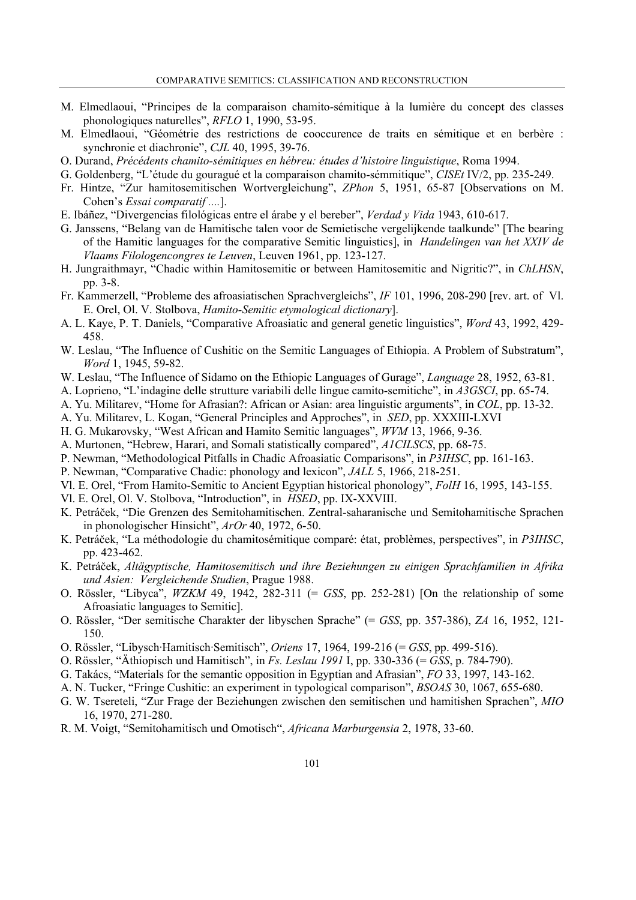M. Elmedlaoui, "Principes de la comparaison chamito-sémitique à la lumière du concept des classes phonologiques naturelles", *RFLO* 1, 1990, 53-95.

M. Elmedlaoui, "Géométrie des restrictions de cooccurence de traits en sémitique et en berbère : synchronie et diachronie", *CJL* 40, 1995, 39-76.

O. Durand, *Précédents chamito-sémitiques en hébreu: études d'histoire linguistique*, Roma 1994.

G. Goldenberg, "L'étude du gouragué et la comparaison chamito-sémmitique", *CISEt* IV/2, pp. 235-249.

Fr. Hintze, "Zur hamitosemitischen Wortvergleichung", *ZPhon* 5, 1951, 65-87 [Observations on M. Cohen's *Essai comparatif ....*].

E. Ibáñez, "Divergencias filológicas entre el árabe y el bereber", *Verdad y Vida* 1943, 610-617.

G. Janssens, "Belang van de Hamitische talen voor de Semietische vergelijkende taalkunde" [The bearing of the Hamitic languages for the comparative Semitic linguistics], in *Handelingen van het XXIV de Vlaams Filologencongres te Leuven*, Leuven 1961, pp. 123-127.

H. Jungraithmayr, "Chadic within Hamitosemitic or between Hamitosemitic and Nigritic?", in *ChLHSN*, pp. 3-8.

Fr. Kammerzell, "Probleme des afroasiatischen Sprachvergleichs", *IF* 101, 1996, 208-290 [rev. art. of Vl. E. Orel, Ol. V. Stolbova, *Hamito-Semitic etymological dictionary*].

A. L. Kaye, P. T. Daniels, "Comparative Afroasiatic and general genetic linguistics", *Word* 43, 1992, 429-458.

W. Leslau, "The Influence of Cushitic on the Semitic Languages of Ethiopia. A Problem of Substratum", *Word* 1, 1945, 59-82.

W. Leslau, "The Influence of Sidamo on the Ethiopic Languages of Gurage", *Language* 28, 1952, 63-81.

A. Loprieno, "L'indagine delle strutture variabili delle lingue camito-semitiche", in *A3GSCI*, pp. 65-74.

A. Yu. Militarev, "Home for Afrasian?: African or Asian: area linguistic arguments", in *COL*, pp. 13-32.

A. Yu. Militarev, L. Kogan, "General Principles and Approches", in *SED*, pp. XXXIII-LXVI

H. G. Mukarovsky, "West African and Hamito Semitic languages", *WVM* 13, 1966, 9-36.

A. Murtonen, "Hebrew, Harari, and Somali statistically compared", *A1CILSCS*, pp. 68-75.

P. Newman, "Methodological Pitfalls in Chadic Afroasiatic Comparisons", in *P3IHSC*, pp. 161-163.

P. Newman, "Comparative Chadic: phonology and lexicon", *JALL* 5, 1966, 218-251.

Vl. E. Orel, "From Hamito-Semitic to Ancient Egyptian historical phonology", *FolH* 16, 1995, 143-155.

Vl. E. Orel, Ol. V. Stolbova, "Introduction", in *HSED*, pp. IX-XXVIII.

K. Petráček, "Die Grenzen des Semitohamitischen. Zentral-saharanische und Semitohamitische Sprachen in phonologischer Hinsicht", *ArOr* 40, 1972, 6-50.

K. Petráček, "La méthodologie du chamitosémitique comparé: état, problèmes, perspectives", in *P3IHSC*, pp. 423-462.

K. Petráček, *Altägyptische, Hamitosemitisch und ihre Beziehungen zu einigen Sprachfamilien in Afrika und Asien: Vergleichende Studien*, Prague 1988.

O. Rössler, "Libyca", *WZKM* 49, 1942, 282-311 (= *GSS*, pp. 252-281) [On the relationship of some Afroasiatic languages to Semitic].

O. Rössler, "Der semitische Charakter der libyschen Sprache" (= *GSS*, pp. 357-386), *ZA* 16, 1952, 121-150.

O. Rössler, "Libysch·Hamitisch·Semitisch", *Oriens* 17, 1964, 199-216 (= *GSS*, pp. 499-516).

O. Rössler, "Äthiopisch und Hamitisch", in *Fs. Leslau 1991* I, pp. 330-336 (= *GSS*, p. 784-790).

G. Takács, "Materials for the semantic opposition in Egyptian and Afrasian", *FO* 33, 1997, 143-162.

A. N. Tucker, "Fringe Cushitic: an experiment in typological comparison", *BSOAS* 30, 1067, 655-680.

G. W. Tsereteli, "Zur Frage der Beziehungen zwischen den semitischen und hamitishen Sprachen", *MIO* 16, 1970, 271-280.

R. M. Voigt, "Semitohamitisch und Omotisch", *Africana Marburgensia* 2, 1978, 33-60.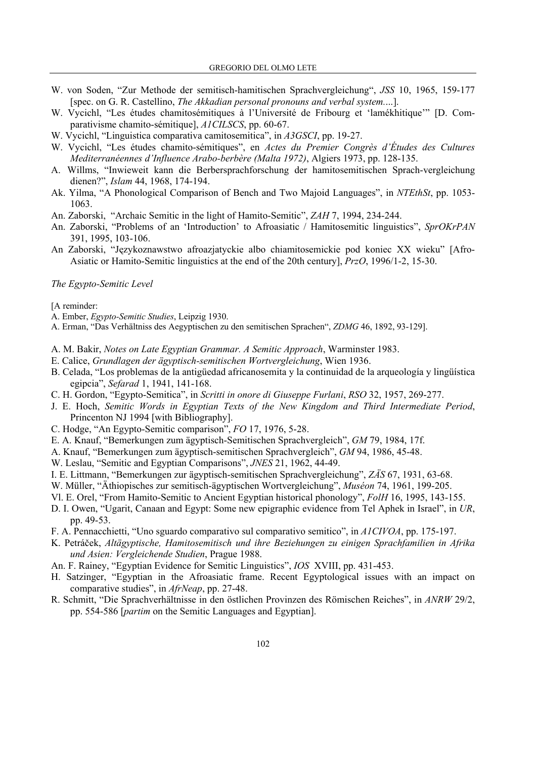W. von Soden, "Zur Methode der semitisch-hamitischen Sprachvergleichung", *JSS* 10, 1965, 159-177 [spec. on G. R. Castellino, *The Akkadian personal pronouns and verbal system....*].

W. Vycichl, "Les études chamitosémitiques à l'Université de Fribourg et 'lamékhitique'" [D. Comparativisme chamito-sémitique], *A1CILSCS*, pp. 60-67.

W. Vycichl, "Linguistica comparativa camitosemitica", in *A3GSCI*, pp. 19-27.

W. Vycichl, "Les études chamito-sémitiques", en *Actes du Premier Congrès d'Études des Cultures Mediterranéennes d'Influence Arabo-berbère (Malta 1972)*, Algiers 1973, pp. 128-135.

A. Willms, "Inwieweit kann die Berbersprachforschung der hamitosemitischen Sprach-vergleichung dienen?", *Islam* 44, 1968, 174-194.

Ak. Yilma, "A Phonological Comparison of Bench and Two Majoid Languages", in *NTEthSt*, pp. 1053-1063.

An. Zaborski, "Archaic Semitic in the light of Hamito-Semitic", *ZAH* 7, 1994, 234-244.

An. Zaborski, "Problems of an 'Introduction' to Afroasiatic / Hamitosemitic linguistics", *SprOKrPAN* 391, 1995, 103-106.

An Zaborski, "Językoznawstwo afroazjatyckie albo chiamitosemickie pod koniec XX wieku" [Afro-Asiatic or Hamito-Semitic linguistics at the end of the 20th century], *PrzO*, 1996/1-2, 15-30.

*The Egypto-Semitic Level*

[A reminder:

A. Ember, *Egypto-Semitic Studies*, Leipzig 1930.

A. Erman, "Das Verhältniss des Aegyptischen zu den semitischen Sprachen", *ZDMG* 46, 1892, 93-129].

A. M. Bakir, *Notes on Late Egyptian Grammar. A Semitic Approach*, Warminster 1983.

E. Calice, *Grundlagen der ägyptisch-semitischen Wortvergleichung*, Wien 1936.

B. Celada, "Los problemas de la antigüedad africanosemita y la continuidad de la arqueología y lingüística egipcia", *Sefarad* 1, 1941, 141-168.

C. H. Gordon, "Egypto-Semitica", in *Scritti in onore di Giuseppe Furlani*, *RSO* 32, 1957, 269-277.

J. E. Hoch, *Semitic Words in Egyptian Texts of the New Kingdom and Third Intermediate Period*, Princenton NJ 1994 [with Bibliography].

C. Hodge, "An Egypto-Semitic comparison", *FO* 17, 1976, 5-28.

E. A. Knauf, "Bemerkungen zum ägyptisch-Semitischen Sprachvergleich", *GM* 79, 1984, 17f.

A. Knauf, "Bemerkungen zum ägyptisch-semitischen Sprachvergleich", *GM* 94, 1986, 45-48.

W. Leslau, "Semitic and Egyptian Comparisons", *JNES* 21, 1962, 44-49.

I. E. Littmann, "Bemerkungen zur ägyptisch-semitischen Sprachvergleichung", *ZÄS* 67, 1931, 63-68.

W. Müller, "Äthiopisches zur semitisch-ägyptischen Wortvergleichung", *Muséon* 74, 1961, 199-205.

Vl. E. Orel, "From Hamito-Semitic to Ancient Egyptian historical phonology", *FolH* 16, 1995, 143-155.

D. I. Owen, "Ugarit, Canaan and Egypt: Some new epigraphic evidence from Tel Aphek in Israel", in *UR*, pp. 49-53.

F. A. Pennacchietti, "Uno sguardo comparativo sul comparativo semitico", in *A1CIVOA*, pp. 175-197.

K. Petráček, *Altägyptische, Hamitosemitisch und ihre Beziehungen zu einigen Sprachfamilien in Afrika und Asien: Vergleichende Studien*, Prague 1988.

An. F. Rainey, "Egyptian Evidence for Semitic Linguistics", *IOS* XVIII, pp. 431-453.

H. Satzinger, "Egyptian in the Afroasiatic frame. Recent Egyptological issues with an impact on comparative studies", in *AfrNeap*, pp. 27-48.

R. Schmitt, "Die Sprachverhältnisse in den östlichen Provinzen des Römischen Reiches", in *ANRW* 29/2, pp. 554-586 [*partim* on the Semitic Languages and Egyptian].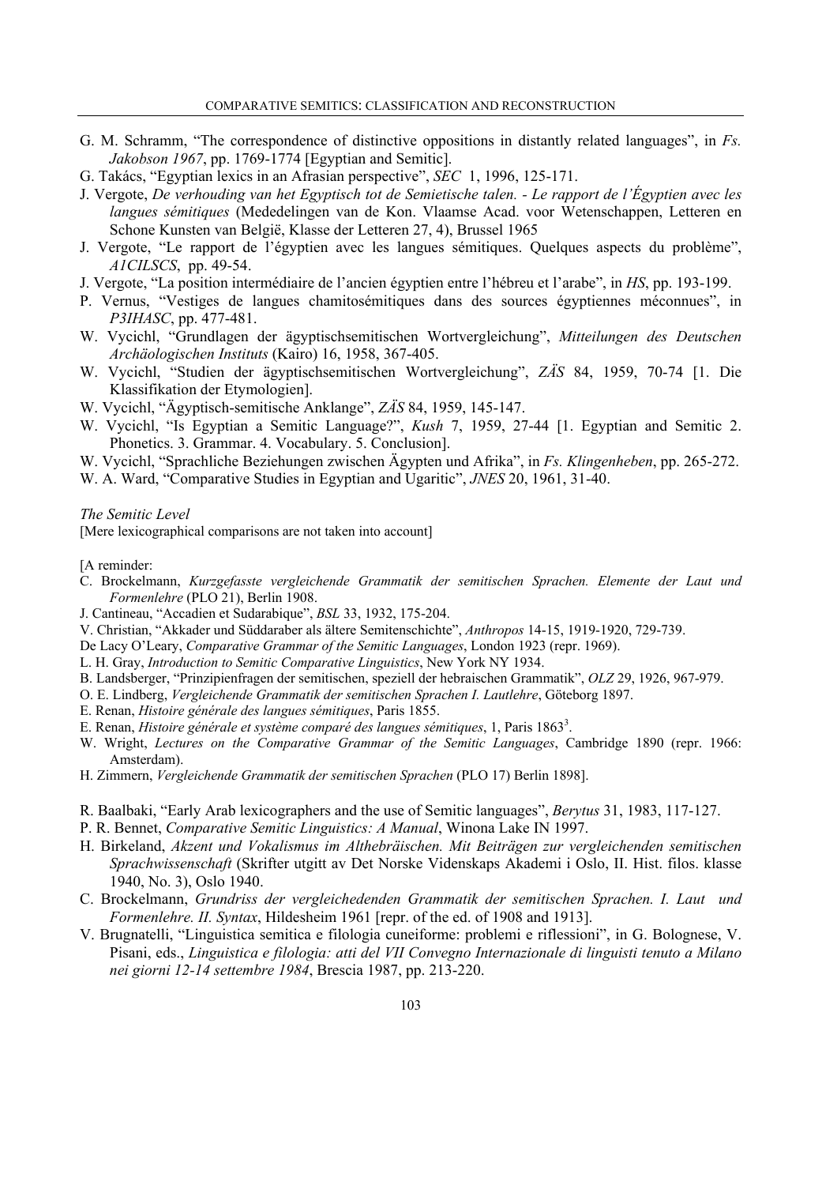G. M. Schramm, "The correspondence of distinctive oppositions in distantly related languages", in *Fs. Jakobson 1967*, pp. 1769-1774 [Egyptian and Semitic].

G. Takács, "Egyptian lexics in an Afrasian perspective", *SEC* 1, 1996, 125-171.

J. Vergote, *De verhouding van het Egyptisch tot de Semietische talen. - Le rapport de l'Égyptien avec les langues sémitiques* (Mededelingen van de Kon. Vlaamse Acad. voor Wetenschappen, Letteren en Schone Kunsten van België, Klasse der Letteren 27, 4), Brussel 1965

J. Vergote, "Le rapport de l'égyptien avec les langues sémitiques. Quelques aspects du problème", *A1CILSCS*, pp. 49-54.

J. Vergote, "La position intermédiaire de l'ancien égyptien entre l'hébreu et l'arabe", in *HS*, pp. 193-199.

P. Vernus, "Vestiges de langues chamitosémitiques dans des sources égyptiennes méconnues", in *P3IHASC*, pp. 477-481.

W. Vycichl, "Grundlagen der ägyptischsemitischen Wortvergleichung", *Mitteilungen des Deutschen Archäologischen Instituts* (Kairo) 16, 1958, 367-405.

W. Vycichl, "Studien der ägyptischsemitischen Wortvergleichung", *ZÄS* 84, 1959, 70-74 [1. Die Klassifikation der Etymologien].

W. Vycichl, "Ägyptisch-semitische Anklange", *ZÄS* 84, 1959, 145-147.

W. Vycichl, "Is Egyptian a Semitic Language?", *Kush* 7, 1959, 27-44 [1. Egyptian and Semitic 2. Phonetics. 3. Grammar. 4. Vocabulary. 5. Conclusion].

W. Vycichl, "Sprachliche Beziehungen zwischen Ägypten und Afrika", in *Fs. Klingenheben*, pp. 265-272.

W. A. Ward, "Comparative Studies in Egyptian and Ugaritic", *JNES* 20, 1961, 31-40.

*The Semitic Level*

[Mere lexicographical comparisons are not taken into account]

[A reminder:

C. Brockelmann, *Kurzgefasste vergleichende Grammatik der semitischen Sprachen. Elemente der Laut und Formenlehre* (PLO 21), Berlin 1908.

J. Cantineau, "Accadien et Sudarabique", *BSL* 33, 1932, 175-204.

V. Christian, "Akkader und Süddaraber als ältere Semitenschichte", *Anthropos* 14-15, 1919-1920, 729-739.

De Lacy O'Leary, *Comparative Grammar of the Semitic Languages*, London 1923 (repr. 1969).

L. H. Gray, *Introduction to Semitic Comparative Linguistics*, New York NY 1934.

B. Landsberger, "Prinzipienfragen der semitischen, speziell der hebraischen Grammatik", *OLZ* 29, 1926, 967-979.

O. E. Lindberg, *Vergleichende Grammatik der semitischen Sprachen I. Lautlehre*, Göteborg 1897.

E. Renan, *Histoire générale des langues sémitiques*, Paris 1855.

E. Renan, *Histoire générale et système comparé des langues sémitiques*, 1, Paris 1863[3].

W. Wright, *Lectures on the Comparative Grammar of the Semitic Languages*, Cambridge 1890 (repr. 1966: Amsterdam).

H. Zimmern, *Vergleichende Grammatik der semitischen Sprachen* (PLO 17) Berlin 1898].

R. Baalbaki, "Early Arab lexicographers and the use of Semitic languages", *Berytus* 31, 1983, 117-127.

P. R. Bennet, *Comparative Semitic Linguistics: A Manual*, Winona Lake IN 1997.

H. Birkeland, *Akzent und Vokalismus im Althebräischen. Mit Beiträgen zur vergleichenden semitischen Sprachwissenschaft* (Skrifter utgitt av Det Norske Videnskaps Akademi i Oslo, II. Hist. filos. klasse 1940, No. 3), Oslo 1940.

C. Brockelmann, *Grundriss der vergleichedenden Grammatik der semitischen Sprachen. I. Laut und Formenlehre. II. Syntax*, Hildesheim 1961 [repr. of the ed. of 1908 and 1913].

V. Brugnatelli, "Linguistica semitica e filologia cuneiforme: problemi e riflessioni", in G. Bolognese, V. Pisani, eds., *Linguistica e filologia: atti del VII Convegno Internazionale di linguisti tenuto a Milano nei giorni 12-14 settembre 1984*, Brescia 1987, pp. 213-220.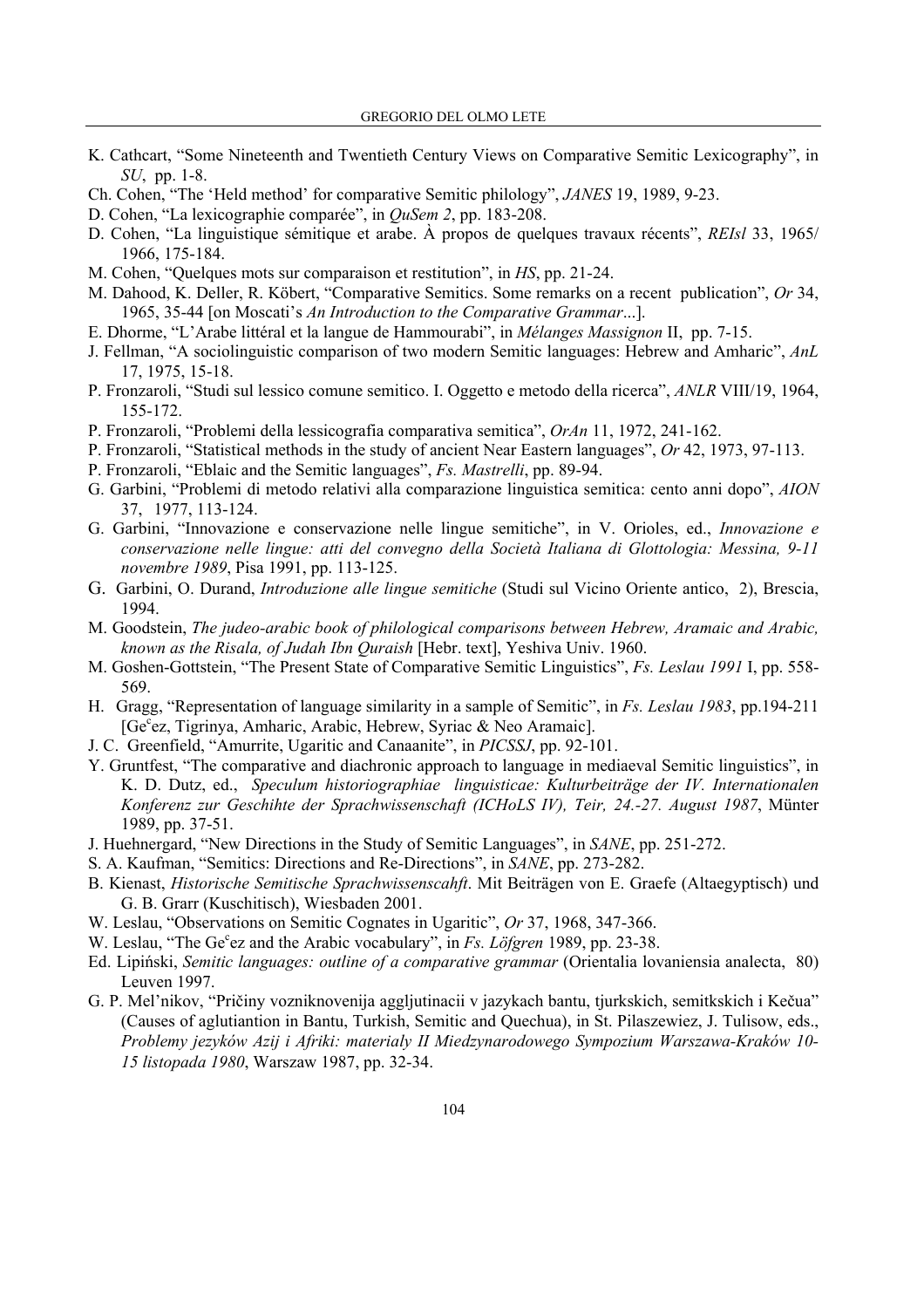K. Cathcart, "Some Nineteenth and Twentieth Century Views on Comparative Semitic Lexicography", in *SU*, pp. 1-8.

Ch. Cohen, "The 'Held method' for comparative Semitic philology", *JANES* 19, 1989, 9-23.

D. Cohen, "La lexicographie comparée", in *QuSem 2*, pp. 183-208.

D. Cohen, "La linguistique sémitique et arabe. À propos de quelques travaux récents", *REIsl* 33, 1965/ 1966, 175-184.

M. Cohen, "Quelques mots sur comparaison et restitution", in *HS*, pp. 21-24.

M. Dahood, K. Deller, R. Köbert, "Comparative Semitics. Some remarks on a recent publication", *Or* 34, 1965, 35-44 [on Moscati's *An Introduction to the Comparative Grammar*...].

E. Dhorme, "L'Arabe littéral et la langue de Hammourabi", in *Mélanges Massignon* II, pp. 7-15.

J. Fellman, "A sociolinguistic comparison of two modern Semitic languages: Hebrew and Amharic", *AnL* 17, 1975, 15-18.

P. Fronzaroli, "Studi sul lessico comune semitico. I. Oggetto e metodo della ricerca", *ANLR* VIII/19, 1964, 155-172.

P. Fronzaroli, "Problemi della lessicografia comparativa semitica", *OrAn* 11, 1972, 241-162.

P. Fronzaroli, "Statistical methods in the study of ancient Near Eastern languages", *Or* 42, 1973, 97-113.

P. Fronzaroli, "Eblaic and the Semitic languages", *Fs. Mastrelli*, pp. 89-94.

G. Garbini, "Problemi di metodo relativi alla comparazione linguistica semitica: cento anni dopo", *AION* 37, 1977, 113-124.

G. Garbini, "Innovazione e conservazione nelle lingue semitiche", in V. Orioles, ed., *Innovazione e conservazione nelle lingue: atti del convegno della Società Italiana di Glottologia: Messina, 9-11 novembre 1989*, Pisa 1991, pp. 113-125.

G. Garbini, O. Durand, *Introduzione alle lingue semitiche* (Studi sul Vicino Oriente antico, 2), Brescia, 1994.

M. Goodstein, *The judeo-arabic book of philological comparisons between Hebrew, Aramaic and Arabic, known as the Risala, of Judah Ibn Quraish* [Hebr. text], Yeshiva Univ. 1960.

M. Goshen-Gottstein, "The Present State of Comparative Semitic Linguistics", *Fs. Leslau 1991* I, pp. 558-569.

H. Gragg, "Representation of language similarity in a sample of Semitic", in *Fs. Leslau 1983*, pp.194-211 [Ge$^{c}$ez, Tigrinya, Amharic, Arabic, Hebrew, Syriac & Neo Aramaic].

J. C. Greenfield, "Amurrite, Ugaritic and Canaanite", in *PICSSJ*, pp. 92-101.

Y. Gruntfest, "The comparative and diachronic approach to language in mediaeval Semitic linguistics", in K. D. Dutz, ed., *Speculum historiographiae linguisticae: Kulturbeiträge der IV. Internationalen Konferenz zur Geschihte der Sprachwissenschaft (ICHoLS IV), Teir, 24.-27. August 1987*, Münter 1989, pp. 37-51.

J. Huehnergard, "New Directions in the Study of Semitic Languages", in *SANE*, pp. 251-272.

S. A. Kaufman, "Semitics: Directions and Re-Directions", in *SANE*, pp. 273-282.

B. Kienast, *Historische Semitische Sprachwissenscahft*. Mit Beiträgen von E. Graefe (Altaegyptisch) und G. B. Grarr (Kuschitisch), Wiesbaden 2001.

W. Leslau, "Observations on Semitic Cognates in Ugaritic", *Or* 37, 1968, 347-366.

W. Leslau, "The Ge$^{c}$ez and the Arabic vocabulary", in *Fs. Löfgren* 1989, pp. 23-38.

Ed. Lipiński, *Semitic languages: outline of a comparative grammar* (Orientalia lovaniensia analecta, 80) Leuven 1997.

G. P. Mel'nikov, "Pričiny vozniknovenija aggljutinacii v jazykach bantu, tjurkskich, semitkskich i Kečua" (Causes of aglutiantion in Bantu, Turkish, Semitic and Quechua), in St. Pilaszewiez, J. Tulisow, eds., *Problemy jezyków Azij i Afriki: materialy II Miedzynarodowego Sympozium Warszawa-Kraków 10-15 listopada 1980*, Warszaw 1987, pp. 32-34.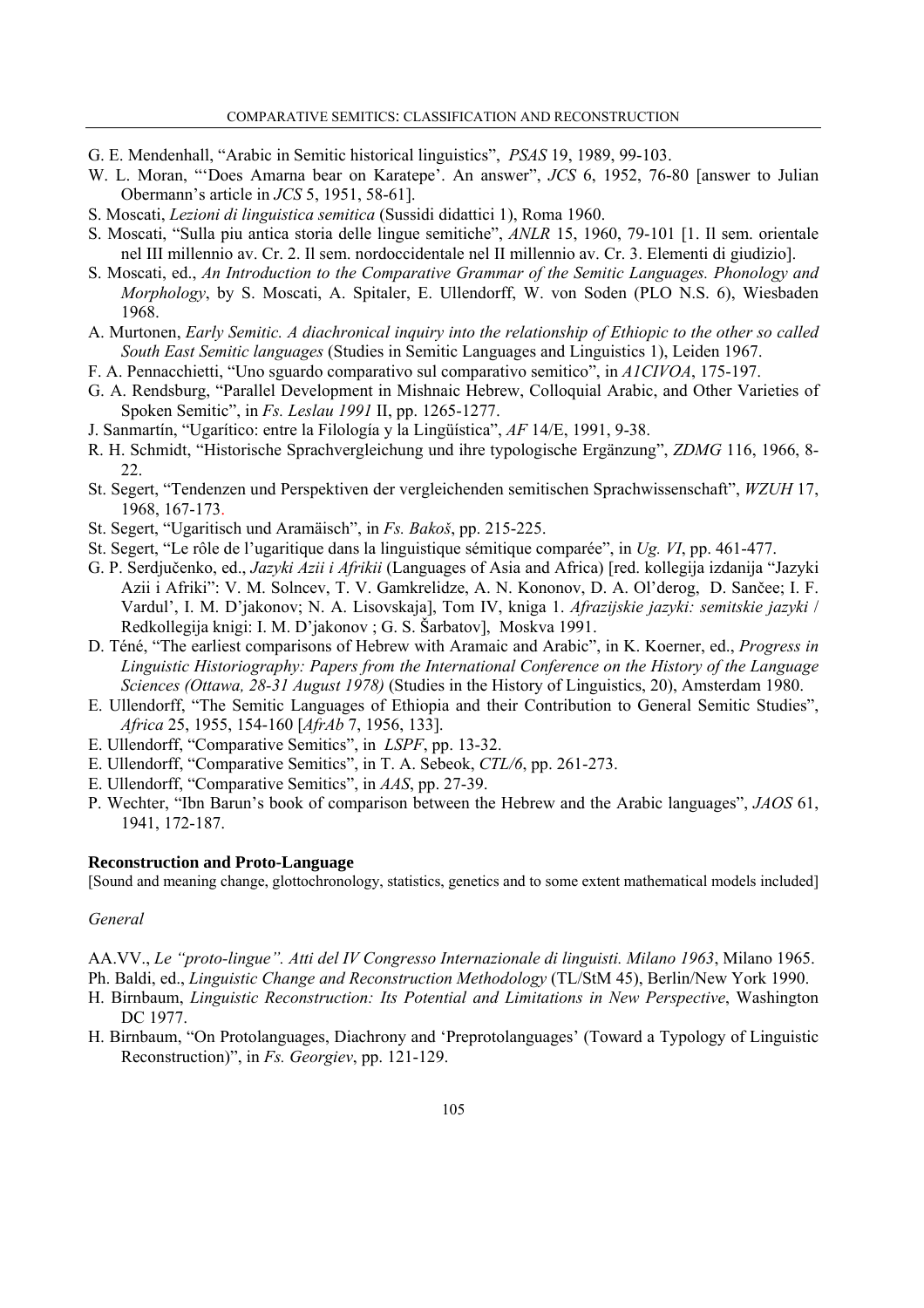G. E. Mendenhall, "Arabic in Semitic historical linguistics", *PSAS* 19, 1989, 99-103.

W. L. Moran, "'Does Amarna bear on Karatepe'. An answer", *JCS* 6, 1952, 76-80 [answer to Julian Obermann's article in *JCS* 5, 1951, 58-61].

S. Moscati, *Lezioni di linguistica semitica* (Sussidi didattici 1), Roma 1960.

S. Moscati, "Sulla piu antica storia delle lingue semitiche", *ANLR* 15, 1960, 79-101 [1. Il sem. orientale nel III millennio av. Cr. 2. Il sem. nordoccidentale nel II millennio av. Cr. 3. Elementi di giudizio].

S. Moscati, ed., *An Introduction to the Comparative Grammar of the Semitic Languages. Phonology and Morphology*, by S. Moscati, A. Spitaler, E. Ullendorff, W. von Soden (PLO N.S. 6), Wiesbaden 1968.

A. Murtonen, *Early Semitic. A diachronical inquiry into the relationship of Ethiopic to the other so called South East Semitic languages* (Studies in Semitic Languages and Linguistics 1), Leiden 1967.

F. A. Pennacchietti, "Uno sguardo comparativo sul comparativo semitico", in *A1CIVOA*, 175-197.

G. A. Rendsburg, "Parallel Development in Mishnaic Hebrew, Colloquial Arabic, and Other Varieties of Spoken Semitic", in *Fs. Leslau 1991* II, pp. 1265-1277.

J. Sanmartín, "Ugarítico: entre la Filología y la Lingüística", *AF* 14/E, 1991, 9-38.

R. H. Schmidt, "Historische Sprachvergleichung und ihre typologische Ergänzung", *ZDMG* 116, 1966, 8-22.

St. Segert, "Tendenzen und Perspektiven der vergleichenden semitischen Sprachwissenschaft", *WZUH* 17, 1968, 167-173.

St. Segert, "Ugaritisch und Aramäisch", in *Fs. Bakoš*, pp. 215-225.

St. Segert, "Le rôle de l'ugaritique dans la linguistique sémitique comparée", in *Ug. VI*, pp. 461-477.

G. P. Serdjučenko, ed., *Jazyki Azii i Afrikii* (Languages of Asia and Africa) [red. kollegija izdanija "Jazyki Azii i Afriki": V. M. Solncev, T. V. Gamkrelidze, A. N. Kononov, D. A. Ol'derog, D. Sančee; I. F. Vardul', I. M. D'jakonov; N. A. Lisovskaja], Tom IV, kniga 1. *Afrazijskie jazyki: semitskie jazyki* / Redkollegija knigi: I. M. D'jakonov ; G. S. Šarbatov], Moskva 1991.

D. Téné, "The earliest comparisons of Hebrew with Aramaic and Arabic", in K. Koerner, ed., *Progress in Linguistic Historiography: Papers from the International Conference on the History of the Language Sciences (Ottawa, 28-31 August 1978)* (Studies in the History of Linguistics, 20), Amsterdam 1980.

E. Ullendorff, "The Semitic Languages of Ethiopia and their Contribution to General Semitic Studies", *Africa* 25, 1955, 154-160 [*AfrAb* 7, 1956, 133].

E. Ullendorff, "Comparative Semitics", in *LSPF*, pp. 13-32.

E. Ullendorff, "Comparative Semitics", in T. A. Sebeok, *CTL/6*, pp. 261-273.

E. Ullendorff, "Comparative Semitics", in *AAS*, pp. 27-39.

P. Wechter, "Ibn Barun's book of comparison between the Hebrew and the Arabic languages", *JAOS* 61, 1941, 172-187.

**Reconstruction and Proto-Language**

[Sound and meaning change, glottochronology, statistics, genetics and to some extent mathematical models included]

*General*

AA.VV., *Le "proto-lingue". Atti del IV Congresso Internazionale di linguisti. Milano 1963*, Milano 1965.

Ph. Baldi, ed., *Linguistic Change and Reconstruction Methodology* (TL/StM 45), Berlin/New York 1990.

H. Birnbaum, *Linguistic Reconstruction: Its Potential and Limitations in New Perspective*, Washington DC 1977.

H. Birnbaum, "On Protolanguages, Diachrony and 'Preprotolanguages' (Toward a Typology of Linguistic Reconstruction)", in *Fs. Georgiev*, pp. 121-129.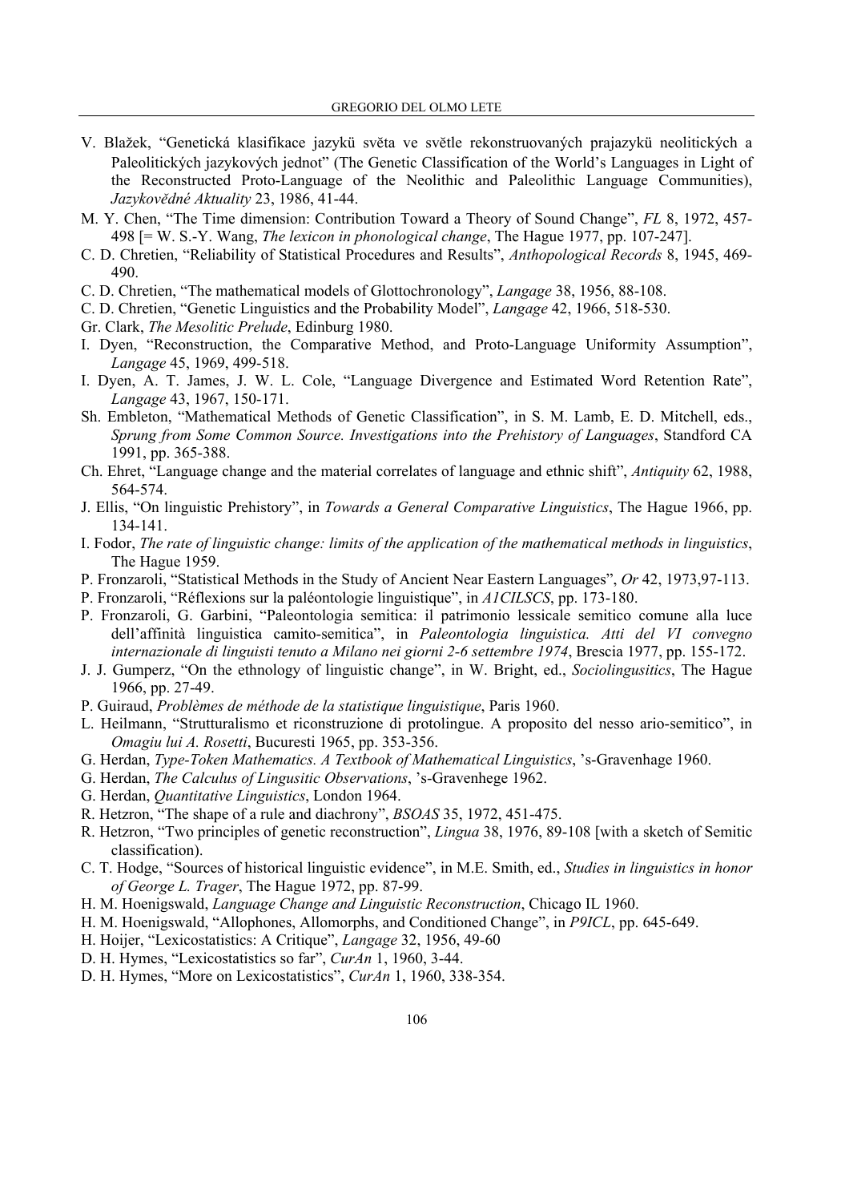V. Blažek, "Genetická klasifikace jazykü světa ve světle rekonstruovaných prajazykü neolitických a Paleolitických jazykových jednot" (The Genetic Classification of the World's Languages in Light of the Reconstructed Proto-Language of the Neolithic and Paleolithic Language Communities), *Jazykovědné Aktuality* 23, 1986, 41-44.

M. Y. Chen, "The Time dimension: Contribution Toward a Theory of Sound Change", *FL* 8, 1972, 457-498 [= W. S.-Y. Wang, *The lexicon in phonological change*, The Hague 1977, pp. 107-247].

C. D. Chretien, "Reliability of Statistical Procedures and Results", *Anthopological Records* 8, 1945, 469-490.

C. D. Chretien, "The mathematical models of Glottochronology", *Langage* 38, 1956, 88-108.

C. D. Chretien, "Genetic Linguistics and the Probability Model", *Langage* 42, 1966, 518-530.

Gr. Clark, *The Mesolitic Prelude*, Edinburg 1980.

I. Dyen, "Reconstruction, the Comparative Method, and Proto-Language Uniformity Assumption", *Langage* 45, 1969, 499-518.

I. Dyen, A. T. James, J. W. L. Cole, "Language Divergence and Estimated Word Retention Rate", *Langage* 43, 1967, 150-171.

Sh. Embleton, "Mathematical Methods of Genetic Classification", in S. M. Lamb, E. D. Mitchell, eds., *Sprung from Some Common Source. Investigations into the Prehistory of Languages*, Standford CA 1991, pp. 365-388.

Ch. Ehret, "Language change and the material correlates of language and ethnic shift", *Antiquity* 62, 1988, 564-574.

J. Ellis, "On linguistic Prehistory", in *Towards a General Comparative Linguistics*, The Hague 1966, pp. 134-141.

I. Fodor, *The rate of linguistic change: limits of the application of the mathematical methods in linguistics*, The Hague 1959.

P. Fronzaroli, "Statistical Methods in the Study of Ancient Near Eastern Languages", *Or* 42, 1973,97-113.

P. Fronzaroli, "Réflexions sur la paléontologie linguistique", in *A1CILSCS*, pp. 173-180.

P. Fronzaroli, G. Garbini, "Paleontologia semitica: il patrimonio lessicale semitico comune alla luce dell'affinità linguistica camito-semitica", in *Paleontologia linguistica. Atti del VI convegno internazionale di linguisti tenuto a Milano nei giorni 2-6 settembre 1974*, Brescia 1977, pp. 155-172.

J. J. Gumperz, "On the ethnology of linguistic change", in W. Bright, ed., *Sociolingusitics*, The Hague 1966, pp. 27-49.

P. Guiraud, *Problèmes de méthode de la statistique linguistique*, Paris 1960.

L. Heilmann, "Strutturalismo et ricostruzione di protolingue. A proposito del nesso ario-semitico", in *Omagiu lui A. Rosetti*, Bucuresti 1965, pp. 353-356.

G. Herdan, *Type-Token Mathematics. A Textbook of Mathematical Linguistics*, 's-Gravenhage 1960.

G. Herdan, *The Calculus of Lingusitic Observations*, 's-Gravenhege 1962.

G. Herdan, *Quantitative Linguistics*, London 1964.

R. Hetzron, "The shape of a rule and diachrony", *BSOAS* 35, 1972, 451-475.

R. Hetzron, "Two principles of genetic reconstruction", *Lingua* 38, 1976, 89-108 [with a sketch of Semitic classification).

C. T. Hodge, "Sources of historical linguistic evidence", in M.E. Smith, ed., *Studies in linguistics in honor of George L. Trager*, The Hague 1972, pp. 87-99.

H. M. Hoenigswald, *Language Change and Linguistic Reconstruction*, Chicago IL 1960.

H. M. Hoenigswald, "Allophones, Allomorphs, and Conditioned Change", in *P9ICL*, pp. 645-649.

H. Hoijer, "Lexicostatistics: A Critique", *Langage* 32, 1956, 49-60

D. H. Hymes, "Lexicostatistics so far", *CurAn* 1, 1960, 3-44.

D. H. Hymes, "More on Lexicostatistics", *CurAn* 1, 1960, 338-354.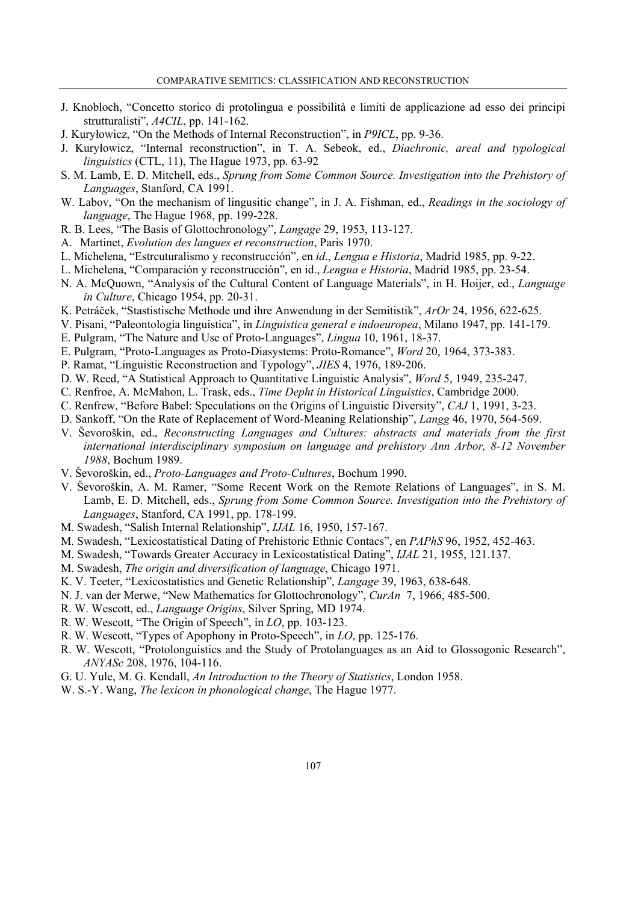- J. Knobloch, "Concetto storico di protolingua e possibilità e limiti de applicazione ad esso dei principi strutturalisti", *A4CIL*, pp. 141-162.
- J. Kuryłowicz, "On the Methods of Internal Reconstruction", in *P9ICL*, pp. 9-36.
- J. Kuryłowicz, "Internal reconstruction", in T. A. Sebeok, ed., *Diachronic, areal and typological linguistics* (CTL, 11), The Hague 1973, pp. 63-92
- S. M. Lamb, E. D. Mitchell, eds., *Sprung from Some Common Source. Investigation into the Prehistory of Languages*, Stanford, CA 1991.
- W. Labov, "On the mechanism of lingusitic change", in J. A. Fishman, ed., *Readings in the sociology of language*, The Hague 1968, pp. 199-228.
- R. B. Lees, "The Basis of Glottochronology", *Langage* 29, 1953, 113-127.
- A. Martinet, *Evolution des langues et reconstruction*, Paris 1970.
- L. Michelena, "Estrcuturalismo y reconstrucción", en *id*., *Lengua e Historia*, Madrid 1985, pp. 9-22.
- L. Michelena, "Comparación y reconstrucción", en id., *Lengua e Historia*, Madrid 1985, pp. 23-54.
- N. A. McQuown, "Analysis of the Cultural Content of Language Materials", in H. Hoijer, ed., *Language in Culture*, Chicago 1954, pp. 20-31.
- K. Petráček, "Stastistische Methode und ihre Anwendung in der Semitistik", *ArOr* 24, 1956, 622-625.
- V. Pisani, "Paleontologia linguistica", in *Linguistica general e indoeuropea*, Milano 1947, pp. 141-179.
- E. Pulgram, "The Nature and Use of Proto-Languages", *Lingua* 10, 1961, 18-37.
- E. Pulgram, "Proto-Languages as Proto-Diasystems: Proto-Romance", *Word* 20, 1964, 373-383.
- P. Ramat, "Linguistic Reconstruction and Typology", *JIES* 4, 1976, 189-206.
- D. W. Reed, "A Statistical Approach to Quantitative Linguistic Analysis", *Word* 5, 1949, 235-247.
- C. Renfroe, A. McMahon, L. Trask, eds., *Time Depht in Historical Linguistics*, Cambridge 2000.
- C. Renfrew, "Before Babel: Speculations on the Origins of Linguistic Diversity", *CAJ* 1, 1991, 3-23.
- D. Sankoff, "On the Rate of Replacement of Word-Meaning Relationship", *Langg* 46, 1970, 564-569.
- V. Ševoroškin, ed., *Reconstructing Languages and Cultures: abstracts and materials from the first international interdisciplinary symposium on language and prehistory Ann Arbor, 8-12 November 1988*, Bochum 1989.
- V. Ševoroškin, ed., *Proto-Languages and Proto-Cultures*, Bochum 1990.
- V. Ševoroškin, A. M. Ramer, "Some Recent Work on the Remote Relations of Languages", in S. M. Lamb, E. D. Mitchell, eds., *Sprung from Some Common Source. Investigation into the Prehistory of Languages*, Stanford, CA 1991, pp. 178-199.
- M. Swadesh, "Salish Internal Relationship", *IJAL* 16, 1950, 157-167.
- M. Swadesh, "Lexicostatistical Dating of Prehistoric Ethnic Contacs", en *PAPhS* 96, 1952, 452-463.
- M. Swadesh, "Towards Greater Accuracy in Lexicostatistical Dating", *IJAL* 21, 1955, 121.137.
- M. Swadesh, *The origin and diversification of language*, Chicago 1971.
- K. V. Teeter, "Lexicostatistics and Genetic Relationship", *Langage* 39, 1963, 638-648.
- N. J. van der Merwe, "New Mathematics for Glottochronology", *CurAn* 7, 1966, 485-500.
- R. W. Wescott, ed., *Language Origins*, Silver Spring, MD 1974.
- R. W. Wescott, "The Origin of Speech", in *LO*, pp. 103-123.
- R. W. Wescott, "Types of Apophony in Proto-Speech", in *LO*, pp. 125-176.
- R. W. Wescott, "Protolonguistics and the Study of Protolanguages as an Aid to Glossogonic Research", *ANYASc* 208, 1976, 104-116.
- G. U. Yule, M. G. Kendall, *An Introduction to the Theory of Statistics*, London 1958.
- W. S.-Y. Wang, *The lexicon in phonological change*, The Hague 1977.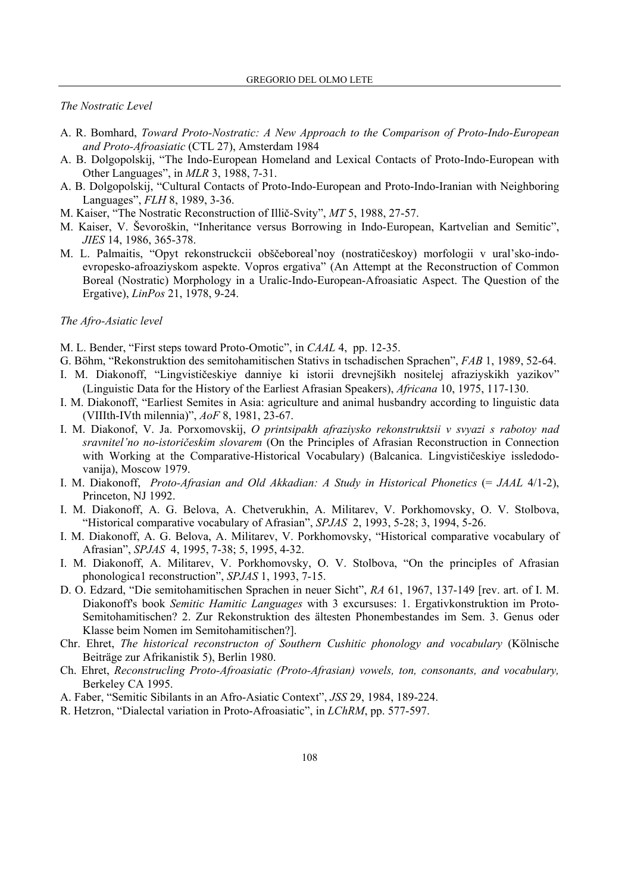*The Nostratic Level*

A. R. Bomhard, *Toward Proto-Nostratic: A New Approach to the Comparison of Proto-Indo-European and Proto-Afroasiatic* (CTL 27), Amsterdam 1984

A. B. Dolgopolskij, "The Indo-European Homeland and Lexical Contacts of Proto-Indo-European with Other Languages", in *MLR* 3, 1988, 7-31.

A. B. Dolgopolskij, "Cultural Contacts of Proto-Indo-European and Proto-Indo-Iranian with Neighboring Languages", *FLH* 8, 1989, 3-36.

M. Kaiser, "The Nostratic Reconstruction of Illič-Svity", *MT* 5, 1988, 27-57.

M. Kaiser, V. Ševoroškin, "Inheritance versus Borrowing in Indo-European, Kartvelian and Semitic", *JIES* 14, 1986, 365-378.

M. L. Palmaitis, "Opyt rekonstruckcii obščeboreal'noy (nostratičeskoy) morfologii v ural'sko-indo-evropesko-afroaziyskom aspekte. Vopros ergativa" (An Attempt at the Reconstruction of Common Boreal (Nostratic) Morphology in a Uralic-Indo-European-Afroasiatic Aspect. The Question of the Ergative), *LinPos* 21, 1978, 9-24.

*The Afro-Asiatic level*

M. L. Bender, "First steps toward Proto-Omotic", in *CAAL* 4, pp. 12-35.

G. Böhm, "Rekonstruktion des semitohamitischen Stativs in tschadischen Sprachen", *FAB* 1, 1989, 52-64.

I. M. Diakonoff, "Lingvističeskiye danniye ki istorii drevnejšikh nositelej afraziyskikh yazikov" (Linguistic Data for the History of the Earliest Afrasian Speakers), *Africana* 10, 1975, 117-130.

I. M. Diakonoff, "Earliest Semites in Asia: agriculture and animal husbandry according to linguistic data (VIIIth-IVth milennia)", *AoF* 8, 1981, 23-67.

I. M. Diakonof, V. Ja. Porxomovskij, *O printsipakh afraziysko rekonstruktsii v svyazi s rabotoy nad sravnitel'no no-istoričeskim slovarem* (On the Principles of Afrasian Reconstruction in Connection with Working at the Comparative-Historical Vocabulary) (Balcanica. Lingvističeskiye issledodo-vanija), Moscow 1979.

I. M. Diakonoff, *Proto-Afrasian and Old Akkadian: A Study in Historical Phonetics* (= *JAAL* 4/1-2), Princeton, NJ 1992.

I. M. Diakonoff, A. G. Belova, A. Chetverukhin, A. Militarev, V. Porkhomovsky, O. V. Stolbova, "Historical comparative vocabulary of Afrasian", *SPJAS* 2, 1993, 5-28; 3, 1994, 5-26.

I. M. Diakonoff, A. G. Belova, A. Militarev, V. Porkhomovsky, "Historical comparative vocabulary of Afrasian", *SPJAS* 4, 1995, 7-38; 5, 1995, 4-32.

I. M. Diakonoff, A. Militarev, V. Porkhomovsky, O. V. Stolbova, "On the principles of Afrasian phonologica1 reconstruction", *SPJAS* 1, 1993, 7-15.

D. O. Edzard, "Die semitohamitischen Sprachen in neuer Sicht", *RA* 61, 1967, 137-149 [rev. art. of I. M. Diakonoff's book *Semitic Hamitic Languages* with 3 excursuses: 1. Ergativkonstruktion im Proto-Semitohamitischen? 2. Zur Rekonstruktion des ältesten Phonembestandes im Sem. 3. Genus oder Klasse beim Nomen im Semitohamitischen?].

Chr. Ehret, *The historical reconstructon of Southern Cushitic phonology and vocabulary* (Kölnische Beiträge zur Afrikanistik 5), Berlin 1980.

Ch. Ehret, *Reconstrucling Proto-Afroasiatic (Proto-Afrasian) vowels, ton, consonants, and vocabulary,* Berkeley CA 1995.

A. Faber, "Semitic Sibilants in an Afro-Asiatic Context", *JSS* 29, 1984, 189-224.

R. Hetzron, "Dialectal variation in Proto-Afroasiatic", in *LChRM*, pp. 577-597.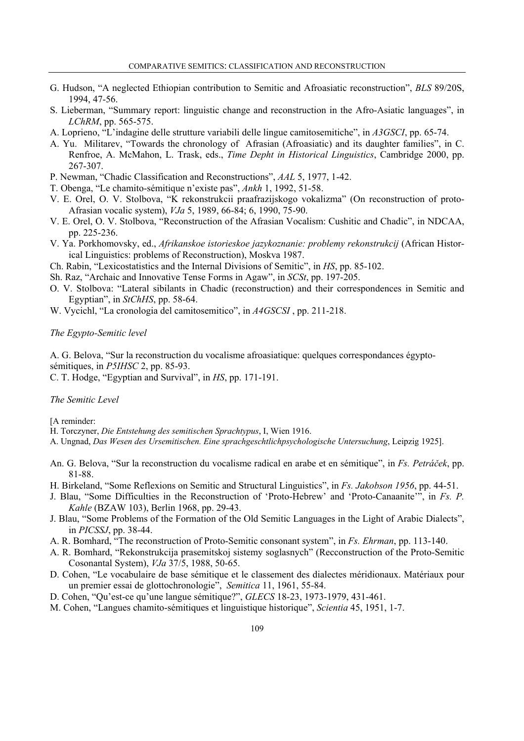G. Hudson, "A neglected Ethiopian contribution to Semitic and Afroasiatic reconstruction", *BLS* 89/20S, 1994, 47-56.

S. Lieberman, "Summary report: linguistic change and reconstruction in the Afro-Asiatic languages", in *LChRM*, pp. 565-575.

A. Loprieno, "L'indagine delle strutture variabili delle lingue camitosemitiche", in *A3GSCI*, pp. 65-74.

A. Yu. Militarev, "Towards the chronology of Afrasian (Afroasiatic) and its daughter families", in C. Renfroe, A. McMahon, L. Trask, eds., *Time Depht in Historical Linguistics*, Cambridge 2000, pp. 267-307.

P. Newman, "Chadic Classification and Reconstructions", *AAL* 5, 1977, 1-42.

T. Obenga, "Le chamito-sémitique n'existe pas", *Ankh* 1, 1992, 51-58.

V. E. Orel, O. V. Stolbova, "K rekonstrukcii praafrazijskogo vokalizma" (On reconstruction of proto-Afrasian vocalic system), *VJa* 5, 1989, 66-84; 6, 1990, 75-90.

V. E. Orel, O. V. Stolbova, "Reconstruction of the Afrasian Vocalism: Cushitic and Chadic", in NDCAA, pp. 225-236.

V. Ya. Porkhomovsky, ed., *Afrikanskoe istorieskoe jazykoznanie: problemy rekonstrukcij* (African Historical Linguistics: problems of Reconstruction), Moskva 1987.

Ch. Rabin, "Lexicostatistics and the Internal Divisions of Semitic", in *HS*, pp. 85-102.

Sh. Raz, "Archaic and Innovative Tense Forms in Agaw", in *SCSt*, pp. 197-205.

O. V. Stolbova: "Lateral sibilants in Chadic (reconstruction) and their correspondences in Semitic and Egyptian", in *StChHS*, pp. 58-64.

W. Vycichl, "La cronologia del camitosemitico", in *A4GSCSI* , pp. 211-218.

*The Egypto-Semitic level*

A. G. Belova, "Sur la reconstruction du vocalisme afroasiatique: quelques correspondances égypto-sémitiques, in *P5IHSC* 2, pp. 85-93.

C. T. Hodge, "Egyptian and Survival", in *HS*, pp. 171-191.

*The Semitic Level*

[A reminder:

H. Torczyner, *Die Entstehung des semitischen Sprachtypus*, I, Wien 1916.

A. Ungnad, *Das Wesen des Ursemitischen. Eine sprachgeschtlichpsychologische Untersuchung*, Leipzig 1925].

An. G. Belova, "Sur la reconstruction du vocalisme radical en arabe et en sémitique", in *Fs. Petráček*, pp. 81-88.

H. Birkeland, "Some Reflexions on Semitic and Structural Linguistics", in *Fs. Jakobson 1956*, pp. 44-51.

J. Blau, "Some Difficulties in the Reconstruction of 'Proto-Hebrew' and 'Proto-Canaanite'", in *Fs. P. Kahle* (BZAW 103), Berlin 1968, pp. 29-43.

J. Blau, "Some Problems of the Formation of the Old Semitic Languages in the Light of Arabic Dialects", in *PICSSJ*, pp. 38-44.

A. R. Bomhard, "The reconstruction of Proto-Semitic consonant system", in *Fs. Ehrman*, pp. 113-140.

A. R. Bomhard, "Rekonstrukcija prasemitskoj sistemy soglasnych" (Recconstruction of the Proto-Semitic Cosonantal System), *VJa* 37/5, 1988, 50-65.

D. Cohen, "Le vocabulaire de base sémitique et le classement des dialectes méridionaux. Matériaux pour un premier essai de glottochronologie", *Semitica* 11, 1961, 55-84.

D. Cohen, "Qu'est-ce qu'une langue sémitique?", *GLECS* 18-23, 1973-1979, 431-461.

M. Cohen, "Langues chamito-sémitiques et linguistique historique", *Scientia* 45, 1951, 1-7.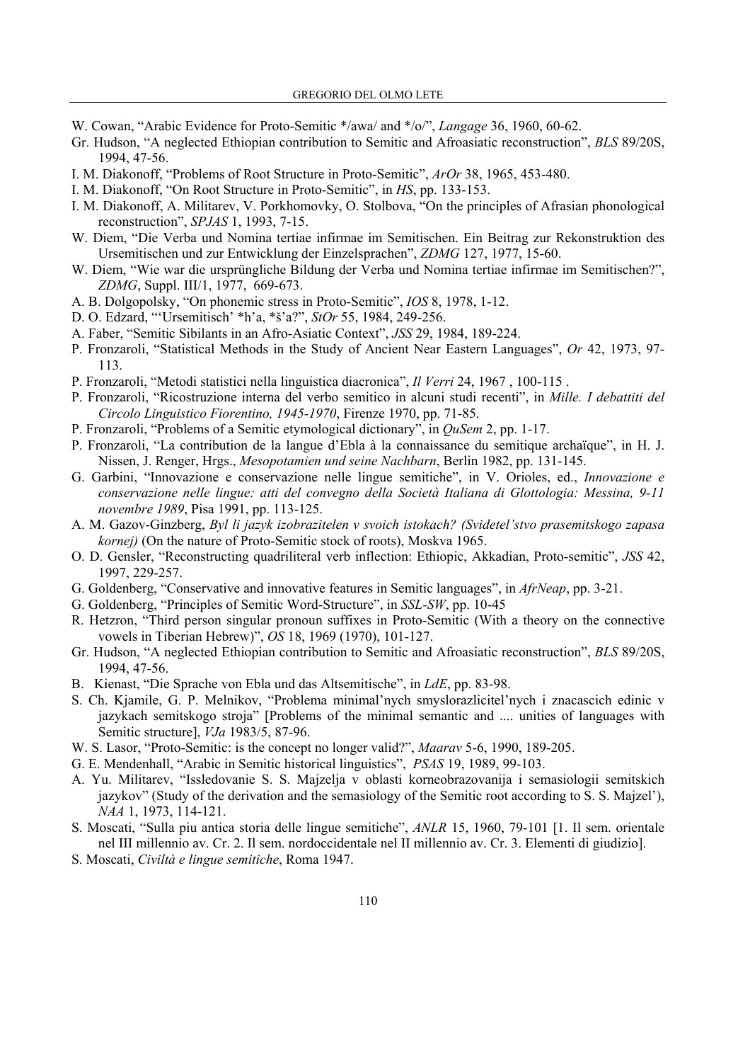W. Cowan, "Arabic Evidence for Proto-Semitic */awa/ and */o/", *Langage* 36, 1960, 60-62.

Gr. Hudson, "A neglected Ethiopian contribution to Semitic and Afroasiatic reconstruction", *BLS* 89/20S, 1994, 47-56.

I. M. Diakonoff, "Problems of Root Structure in Proto-Semitic", *ArOr* 38, 1965, 453-480.

I. M. Diakonoff, "On Root Structure in Proto-Semitic", in *HS*, pp. 133-153.

I. M. Diakonoff, A. Militarev, V. Porkhomovky, O. Stolbova, "On the principles of Afrasian phonological reconstruction", *SPJAS* 1, 1993, 7-15.

W. Diem, "Die Verba und Nomina tertiae infirmae im Semitischen. Ein Beitrag zur Rekonstruktion des Ursemitischen und zur Entwicklung der Einzelsprachen", *ZDMG* 127, 1977, 15-60.

W. Diem, "Wie war die ursprüngliche Bildung der Verba und Nomina tertiae infirmae im Semitischen?", *ZDMG*, Suppl. III/1, 1977, 669-673.

A. B. Dolgopolsky, "On phonemic stress in Proto-Semitic", *IOS* 8, 1978, 1-12.

D. O. Edzard, "'Ursemitisch' *h'a, *š'a?", *StOr* 55, 1984, 249-256.

A. Faber, "Semitic Sibilants in an Afro-Asiatic Context", *JSS* 29, 1984, 189-224.

P. Fronzaroli, "Statistical Methods in the Study of Ancient Near Eastern Languages", *Or* 42, 1973, 97-113.

P. Fronzaroli, "Metodi statistici nella linguistica diacronica", *Il Verri* 24, 1967 , 100-115 .

P. Fronzaroli, "Ricostruzione interna del verbo semitico in alcuni studi recenti", in *Mille. I debattiti del Circolo Linguistico Fiorentino, 1945-1970*, Firenze 1970, pp. 71-85.

P. Fronzaroli, "Problems of a Semitic etymological dictionary", in *QuSem* 2, pp. 1-17.

P. Fronzaroli, "La contribution de la langue d'Ebla à la connaissance du semitique archaïque", in H. J. Nissen, J. Renger, Hrgs., *Mesopotamien und seine Nachbarn*, Berlin 1982, pp. 131-145.

G. Garbini, "Innovazione e conservazione nelle lingue semitiche", in V. Orioles, ed., *Innovazione e conservazione nelle lingue: atti del convegno della Società Italiana di Glottologia: Messina, 9-11 novembre 1989*, Pisa 1991, pp. 113-125.

A. M. Gazov-Ginzberg, *Byl li jazyk izobrazitelen v svoich istokach? (Svidetel'stvo prasemitskogo zapasa kornej)* (On the nature of Proto-Semitic stock of roots), Moskva 1965.

O. D. Gensler, "Reconstructing quadriliteral verb inflection: Ethiopic, Akkadian, Proto-semitic", *JSS* 42, 1997, 229-257.

G. Goldenberg, "Conservative and innovative features in Semitic languages", in *AfrNeap*, pp. 3-21.

G. Goldenberg, "Principles of Semitic Word-Structure", in *SSL-SW*, pp. 10-45

R. Hetzron, "Third person singular pronoun suffixes in Proto-Semitic (With a theory on the connective vowels in Tiberian Hebrew)", *OS* 18, 1969 (1970), 101-127.

Gr. Hudson, "A neglected Ethiopian contribution to Semitic and Afroasiatic reconstruction", *BLS* 89/20S, 1994, 47-56.

B. Kienast, "Die Sprache von Ebla und das Altsemitische", in *LdE*, pp. 83-98.

S. Ch. Kjamile, G. P. Melnikov, "Problema minimal'nych smyslorazlicitel'nych i znacascich edinic v jazykach semitskogo stroja" [Problems of the minimal semantic and .... unities of languages with Semitic structure], *VJa* 1983/5, 87-96.

W. S. Lasor, "Proto-Semitic: is the concept no longer valid?", *Maarav* 5-6, 1990, 189-205.

G. E. Mendenhall, "Arabic in Semitic historical linguistics", *PSAS* 19, 1989, 99-103.

A. Yu. Militarev, "Issledovanie S. S. Majzelja v oblasti korneobrazovanija i semasiologii semitskich jazykov" (Study of the derivation and the semasiology of the Semitic root according to S. S. Majzel'), *NAA* 1, 1973, 114-121.

S. Moscati, "Sulla piu antica storia delle lingue semitiche", *ANLR* 15, 1960, 79-101 [1. Il sem. orientale nel III millennio av. Cr. 2. Il sem. nordoccidentale nel II millennio av. Cr. 3. Elementi di giudizio].

S. Moscati, *Civiltà e lingue semitiche*, Roma 1947.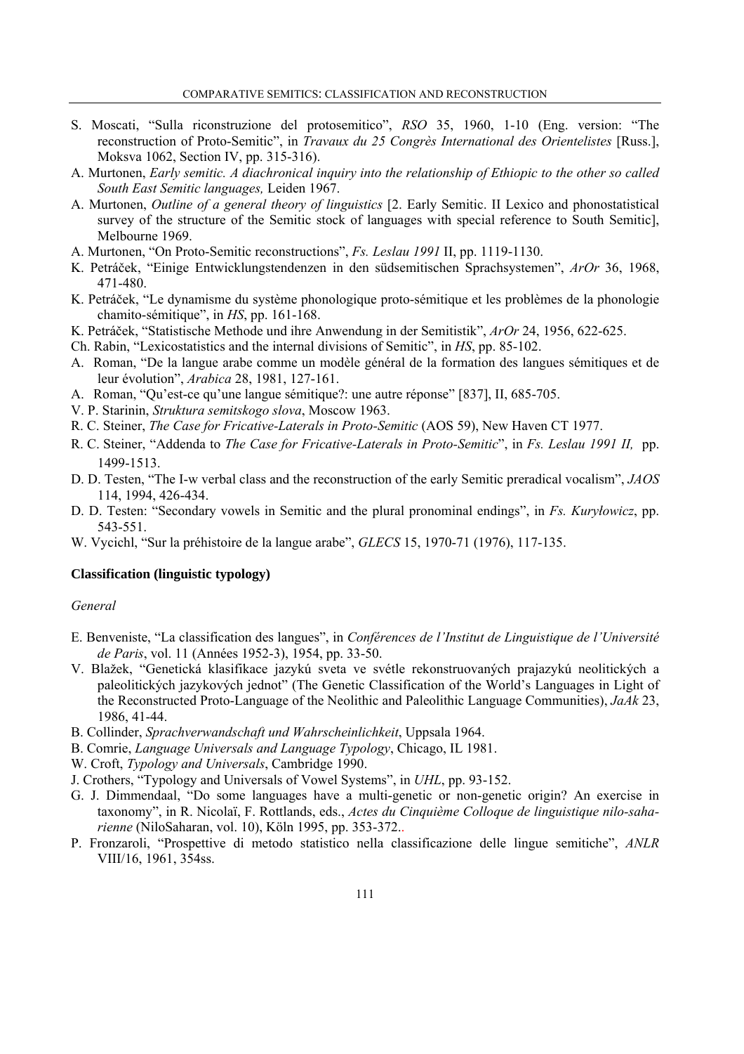S. Moscati, "Sulla riconstruzione del protosemitico", *RSO* 35, 1960, 1-10 (Eng. version: "The reconstruction of Proto-Semitic", in *Travaux du 25 Congrès International des Orientelistes* [Russ.], Moksva 1062, Section IV, pp. 315-316).

A. Murtonen, *Early semitic. A diachronical inquiry into the relationship of Ethiopic to the other so called South East Semitic languages,* Leiden 1967.

A. Murtonen, *Outline of a general theory of linguistics* [2. Early Semitic. II Lexico and phonostatistical survey of the structure of the Semitic stock of languages with special reference to South Semitic], Melbourne 1969.

A. Murtonen, "On Proto-Semitic reconstructions", *Fs. Leslau 1991* II, pp. 1119-1130.

K. Petráček, "Einige Entwicklungstendenzen in den südsemitischen Sprachsystemen", *ArOr* 36, 1968, 471-480.

K. Petráček, "Le dynamisme du système phonologique proto-sémitique et les problèmes de la phonologie chamito-sémitique", in *HS*, pp. 161-168.

K. Petráček, "Statistische Methode und ihre Anwendung in der Semitistik", *ArOr* 24, 1956, 622-625.

Ch. Rabin, "Lexicostatistics and the internal divisions of Semitic", in *HS*, pp. 85-102.

A. Roman, "De la langue arabe comme un modèle général de la formation des langues sémitiques et de leur évolution", *Arabica* 28, 1981, 127-161.

A. Roman, "Qu'est-ce qu'une langue sémitique?: une autre réponse" [837], II, 685-705.

V. P. Starinin, *Struktura semitskogo slova*, Moscow 1963.

R. C. Steiner, *The Case for Fricative-Laterals in Proto-Semitic* (AOS 59), New Haven CT 1977.

R. C. Steiner, "Addenda to *The Case for Fricative-Laterals in Proto-Semitic*", in *Fs. Leslau 1991 II,* pp. 1499-1513.

D. D. Testen, "The I-w verbal class and the reconstruction of the early Semitic preradical vocalism", *JAOS* 114, 1994, 426-434.

D. D. Testen: "Secondary vowels in Semitic and the plural pronominal endings", in *Fs. Kuryłowicz*, pp. 543-551.

W. Vycichl, "Sur la préhistoire de la langue arabe", *GLECS* 15, 1970-71 (1976), 117-135.

### Classification (linguistic typology)

*General*

E. Benveniste, "La classification des langues", in *Conférences de l'Institut de Linguistique de l'Université de Paris*, vol. 11 (Années 1952-3), 1954, pp. 33-50.

V. Blažek, "Genetická klasifikace jazykú sveta ve svétle rekonstruovaných prajazykú neolitických a paleolitických jazykových jednot" (The Genetic Classification of the World's Languages in Light of the Reconstructed Proto-Language of the Neolithic and Paleolithic Language Communities), *JaAk* 23, 1986, 41-44.

B. Collinder, *Sprachverwandschaft und Wahrscheinlichkeit*, Uppsala 1964.

B. Comrie, *Language Universals and Language Typology*, Chicago, IL 1981.

W. Croft, *Typology and Universals*, Cambridge 1990.

J. Crothers, "Typology and Universals of Vowel Systems", in *UHL*, pp. 93-152.

G. J. Dimmendaal, "Do some languages have a multi-genetic or non-genetic origin? An exercise in taxonomy", in R. Nicolaï, F. Rottlands, eds., *Actes du Cinquième Colloque de linguistique nilo-saharienne* (NiloSaharan, vol. 10), Köln 1995, pp. 353-372..

P. Fronzaroli, "Prospettive di metodo statistico nella classificazione delle lingue semitiche", *ANLR* VIII/16, 1961, 354ss.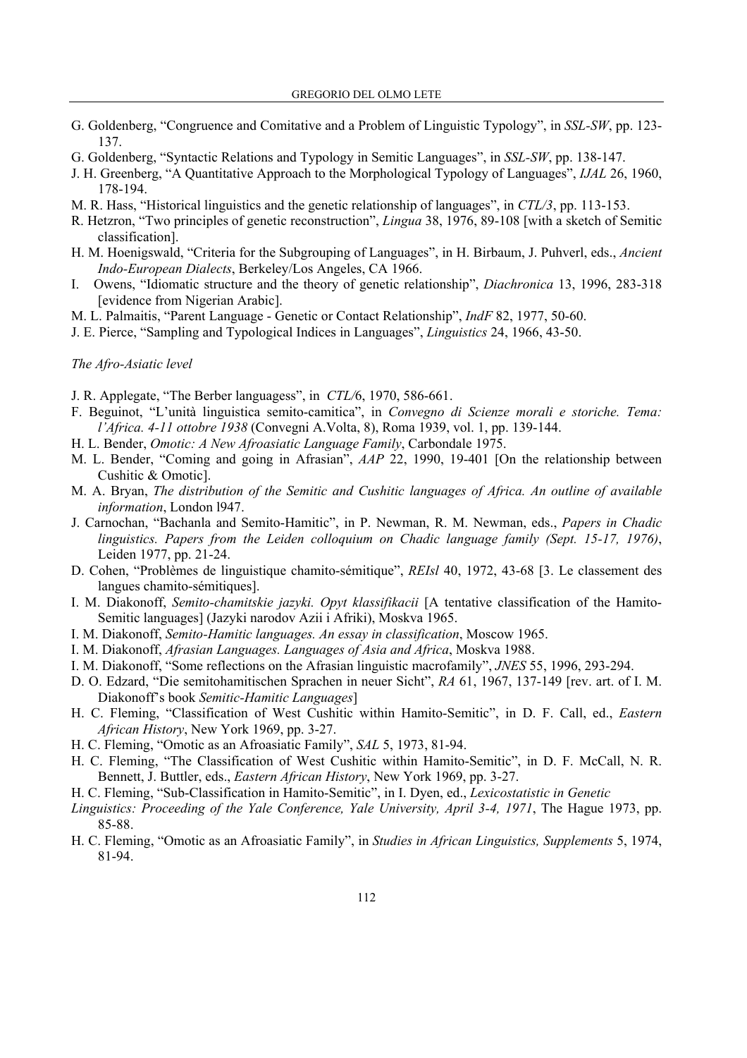G. Goldenberg, "Congruence and Comitative and a Problem of Linguistic Typology", in *SSL-SW*, pp. 123-137.

G. Goldenberg, "Syntactic Relations and Typology in Semitic Languages", in *SSL-SW*, pp. 138-147.

J. H. Greenberg, "A Quantitative Approach to the Morphological Typology of Languages", *IJAL* 26, 1960, 178-194.

M. R. Hass, "Historical linguistics and the genetic relationship of languages", in *CTL/3*, pp. 113-153.

R. Hetzron, "Two principles of genetic reconstruction", *Lingua* 38, 1976, 89-108 [with a sketch of Semitic classification].

H. M. Hoenigswald, "Criteria for the Subgrouping of Languages", in H. Birbaum, J. Puhverl, eds., *Ancient Indo-European Dialects*, Berkeley/Los Angeles, CA 1966.

I. Owens, "Idiomatic structure and the theory of genetic relationship", *Diachronica* 13, 1996, 283-318 [evidence from Nigerian Arabic].

M. L. Palmaitis, "Parent Language - Genetic or Contact Relationship", *IndF* 82, 1977, 50-60.

J. E. Pierce, "Sampling and Typological Indices in Languages", *Linguistics* 24, 1966, 43-50.

*The Afro-Asiatic level*

J. R. Applegate, "The Berber languagess", in *CTL/*6, 1970, 586-661.

F. Beguinot, "L'unità linguistica semito-camitica", in *Convegno di Scienze morali e storiche. Tema: l'Africa. 4-11 ottobre 1938* (Convegni A.Volta, 8), Roma 1939, vol. 1, pp. 139-144.

H. L. Bender, *Omotic: A New Afroasiatic Language Family*, Carbondale 1975.

M. L. Bender, "Coming and going in Afrasian", *AAP* 22, 1990, 19-401 [On the relationship between Cushitic & Omotic].

M. A. Bryan, *The distribution of the Semitic and Cushitic languages of Africa. An outline of available information*, London l947.

J. Carnochan, "Bachanla and Semito-Hamitic", in P. Newman, R. M. Newman, eds., *Papers in Chadic linguistics. Papers from the Leiden colloquium on Chadic language family (Sept. 15-17, 1976)*, Leiden 1977, pp. 21-24.

D. Cohen, "Problèmes de linguistique chamito-sémitique", *REIsl* 40, 1972, 43-68 [3. Le classement des langues chamito-sémitiques].

I. M. Diakonoff, *Semito-chamitskie jazyki. Opyt klassifikacii* [A tentative classification of the Hamito-Semitic languages] (Jazyki narodov Azii i Afriki), Moskva 1965.

I. M. Diakonoff, *Semito-Hamitic languages. An essay in classification*, Moscow 1965.

I. M. Diakonoff, *Afrasian Languages. Languages of Asia and Africa*, Moskva 1988.

I. M. Diakonoff, "Some reflections on the Afrasian linguistic macrofamily", *JNES* 55, 1996, 293-294.

D. O. Edzard, "Die semitohamitischen Sprachen in neuer Sicht", *RA* 61, 1967, 137-149 [rev. art. of I. M. Diakonoff's book *Semitic-Hamitic Languages*]

H. C. Fleming, "Classification of West Cushitic within Hamito-Semitic", in D. F. Call, ed., *Eastern African History*, New York 1969, pp. 3-27.

H. C. Fleming, "Omotic as an Afroasiatic Family", *SAL* 5, 1973, 81-94.

H. C. Fleming, "The Classification of West Cushitic within Hamito-Semitic", in D. F. McCall, N. R. Bennett, J. Buttler, eds., *Eastern African History*, New York 1969, pp. 3-27.

H. C. Fleming, "Sub-Classification in Hamito-Semitic", in I. Dyen, ed., *Lexicostatistic in Genetic Linguistics: Proceeding of the Yale Conference, Yale University, April 3-4, 1971*, The Hague 1973, pp. 85-88.

H. C. Fleming, "Omotic as an Afroasiatic Family", in *Studies in African Linguistics, Supplements* 5, 1974, 81-94.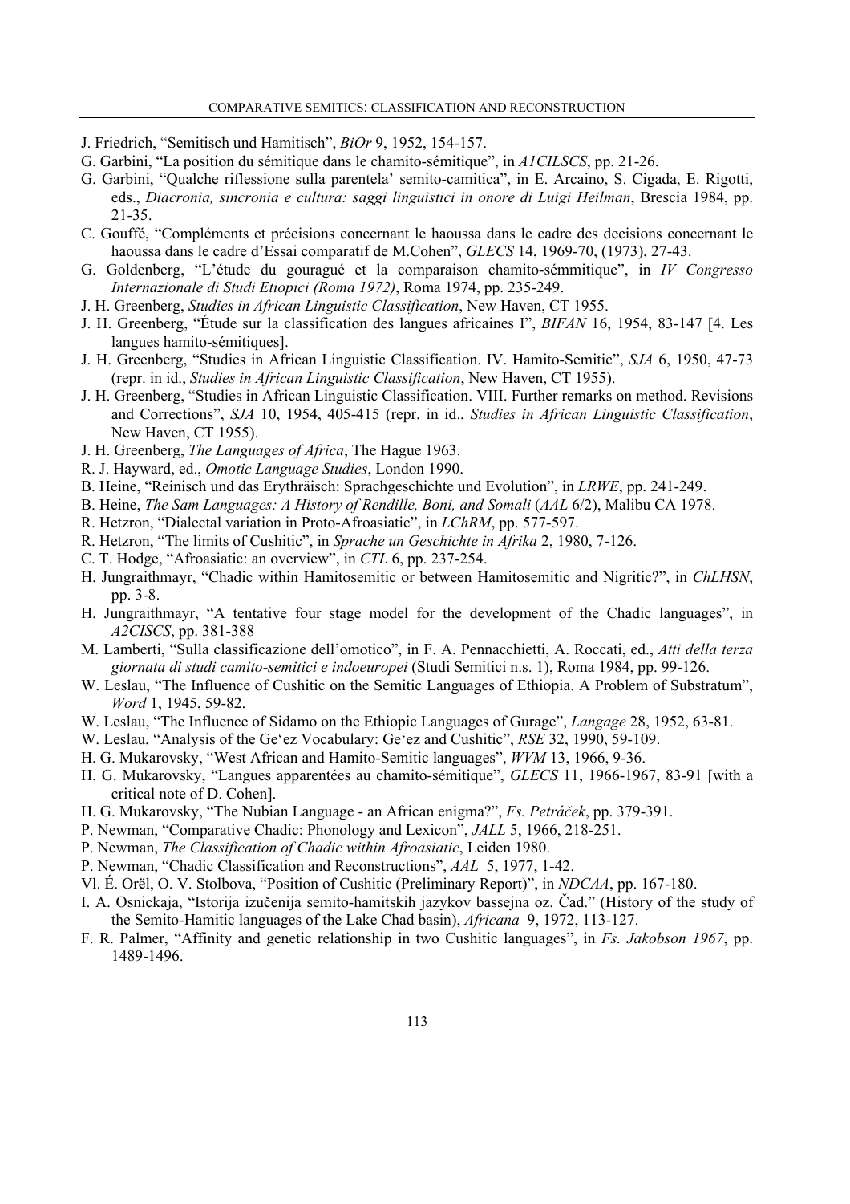J. Friedrich, “Semitisch und Hamitisch”, *BiOr* 9, 1952, 154-157.

G. Garbini, “La position du sémitique dans le chamito-sémitique”, in *A1CILSCS*, pp. 21-26.

G. Garbini, “Qualche riflessione sulla parentela’ semito-camitica”, in E. Arcaino, S. Cigada, E. Rigotti, eds., *Diacronia, sincronia e cultura: saggi linguistici in onore di Luigi Heilman*, Brescia 1984, pp. 21-35.

C. Gouffé, “Compléments et précisions concernant le haoussa dans le cadre des decisions concernant le haoussa dans le cadre d’Essai comparatif de M.Cohen”, *GLECS* 14, 1969-70, (1973), 27-43.

G. Goldenberg, “L’étude du gouragué et la comparaison chamito-sémmitique”, in *IV Congresso Internazionale di Studi Etiopici (Roma 1972)*, Roma 1974, pp. 235-249.

J. H. Greenberg, *Studies in African Linguistic Classification*, New Haven, CT 1955.

J. H. Greenberg, “Étude sur la classification des langues africaines I”, *BIFAN* 16, 1954, 83-147 [4. Les langues hamito-sémitiques].

J. H. Greenberg, “Studies in African Linguistic Classification. IV. Hamito-Semitic”, *SJA* 6, 1950, 47-73 (repr. in id., *Studies in African Linguistic Classification*, New Haven, CT 1955).

J. H. Greenberg, “Studies in African Linguistic Classification. VIII. Further remarks on method. Revisions and Corrections”, *SJA* 10, 1954, 405-415 (repr. in id., *Studies in African Linguistic Classification*, New Haven, CT 1955).

J. H. Greenberg, *The Languages of Africa*, The Hague 1963.

R. J. Hayward, ed., *Omotic Language Studies*, London 1990.

B. Heine, “Reinisch und das Erythräisch: Sprachgeschichte und Evolution”, in *LRWE*, pp. 241-249.

B. Heine, *The Sam Languages: A History of Rendille, Boni, and Somali* (*AAL* 6/2), Malibu CA 1978.

R. Hetzron, “Dialectal variation in Proto-Afroasiatic”, in *LChRM*, pp. 577-597.

R. Hetzron, “The limits of Cushitic”, in *Sprache un Geschichte in Afrika* 2, 1980, 7-126.

C. T. Hodge, “Afroasiatic: an overview”, in *CTL* 6, pp. 237-254.

H. Jungraithmayr, “Chadic within Hamitosemitic or between Hamitosemitic and Nigritic?”, in *ChLHSN*, pp. 3-8.

H. Jungraithmayr, “A tentative four stage model for the development of the Chadic languages”, in *A2CISCS*, pp. 381-388

M. Lamberti, “Sulla classificazione dell’omotico”, in F. A. Pennacchietti, A. Roccati, ed., *Atti della terza giornata di studi camito-semitici e indoeuropei* (Studi Semitici n.s. 1), Roma 1984, pp. 99-126.

W. Leslau, “The Influence of Cushitic on the Semitic Languages of Ethiopia. A Problem of Substratum”, *Word* 1, 1945, 59-82.

W. Leslau, “The Influence of Sidamo on the Ethiopic Languages of Gurage”, *Langage* 28, 1952, 63-81.

W. Leslau, “Analysis of the Ge‘ez Vocabulary: Ge‘ez and Cushitic”, *RSE* 32, 1990, 59-109.

H. G. Mukarovsky, “West African and Hamito-Semitic languages”, *WVM* 13, 1966, 9-36.

H. G. Mukarovsky, “Langues apparentées au chamito-sémitique”, *GLECS* 11, 1966-1967, 83-91 [with a critical note of D. Cohen].

H. G. Mukarovsky, “The Nubian Language - an African enigma?”, *Fs. Petráček*, pp. 379-391.

P. Newman, “Comparative Chadic: Phonology and Lexicon”, *JALL* 5, 1966, 218-251.

P. Newman, *The Classification of Chadic within Afroasiatic*, Leiden 1980.

P. Newman, “Chadic Classification and Reconstructions”, *AAL* 5, 1977, 1-42.

Vl. É. Orël, O. V. Stolbova, “Position of Cushitic (Preliminary Report)”, in *NDCAA*, pp. 167-180.

I. A. Osnickaja, “Istorija izučenija semito-hamitskih jazykov bassejna oz. Čad.” (History of the study of the Semito-Hamitic languages of the Lake Chad basin), *Africana* 9, 1972, 113-127.

F. R. Palmer, “Affinity and genetic relationship in two Cushitic languages”, in *Fs. Jakobson 1967*, pp. 1489-1496.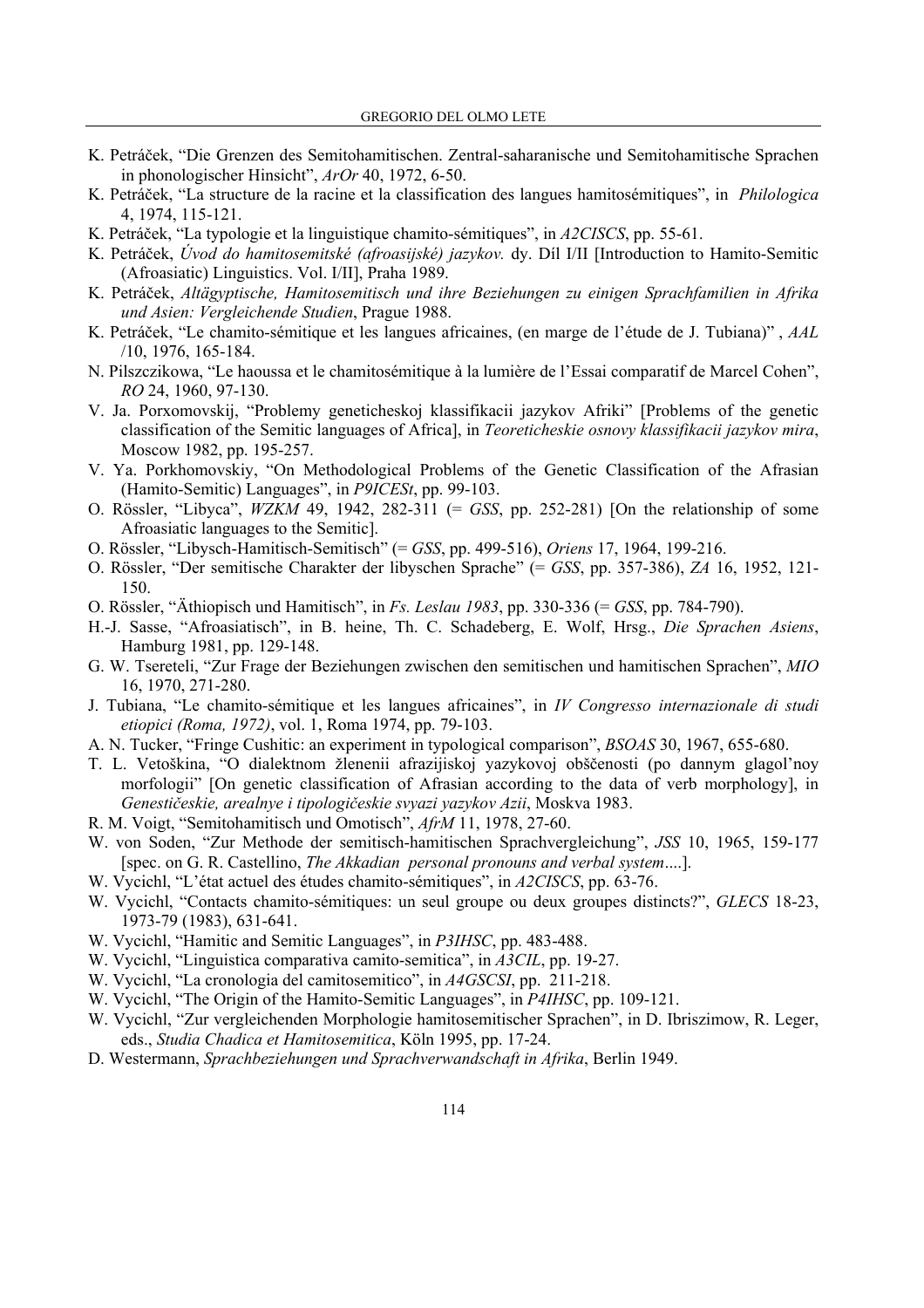K. Petráček, “Die Grenzen des Semitohamitischen. Zentral-saharanische und Semitohamitische Sprachen in phonologischer Hinsicht”, *ArOr* 40, 1972, 6-50.

K. Petráček, “La structure de la racine et la classification des langues hamitosémitiques”, in *Philologica* 4, 1974, 115-121.

K. Petráček, “La typologie et la linguistique chamito-sémitiques”, in *A2CISCS*, pp. 55-61.

K. Petráček, *Úvod do hamitosemitské (afroasijské) jazykov.* dy. Díl I/II [Introduction to Hamito-Semitic (Afroasiatic) Linguistics. Vol. I/II], Praha 1989.

K. Petráček, *Altägyptische, Hamitosemitisch und ihre Beziehungen zu einigen Sprachfamilien in Afrika und Asien: Vergleichende Studien*, Prague 1988.

K. Petráček, “Le chamito-sémitique et les langues africaines, (en marge de l’étude de J. Tubiana)” , *AAL* /10, 1976, 165-184.

N. Pilszczikowa, “Le haoussa et le chamitosémitique à la lumière de l’Essai comparatif de Marcel Cohen”, *RO* 24, 1960, 97-130.

V. Ja. Porxomovskij, “Problemy geneticheskoj klassifikacii jazykov Afriki” [Problems of the genetic classification of the Semitic languages of Africa], in *Teoreticheskie osnovy klassifikacii jazykov mira*, Moscow 1982, pp. 195-257.

V. Ya. Porkhomovskiy, “On Methodological Problems of the Genetic Classification of the Afrasian (Hamito-Semitic) Languages”, in *P9ICESt*, pp. 99-103.

O. Rössler, “Libyca”, *WZKM* 49, 1942, 282-311 (= *GSS*, pp. 252-281) [On the relationship of some Afroasiatic languages to the Semitic].

O. Rössler, “Libysch-Hamitisch-Semitisch” (= *GSS*, pp. 499-516), *Oriens* 17, 1964, 199-216.

O. Rössler, “Der semitische Charakter der libyschen Sprache” (= *GSS*, pp. 357-386), *ZA* 16, 1952, 121-150.

O. Rössler, “Äthiopisch und Hamitisch”, in *Fs. Leslau 1983*, pp. 330-336 (= *GSS*, pp. 784-790).

H.-J. Sasse, “Afroasiatisch”, in B. heine, Th. C. Schadeberg, E. Wolf, Hrsg., *Die Sprachen Asiens*, Hamburg 1981, pp. 129-148.

G. W. Tsereteli, “Zur Frage der Beziehungen zwischen den semitischen und hamitischen Sprachen”, *MIO* 16, 1970, 271-280.

J. Tubiana, “Le chamito-sémitique et les langues africaines”, in *IV Congresso internazionale di studi etiopici (Roma, 1972)*, vol. 1, Roma 1974, pp. 79-103.

A. N. Tucker, “Fringe Cushitic: an experiment in typological comparison”, *BSOAS* 30, 1967, 655-680.

T. L. Vetoškina, “O dialektnom žlenenii afrazijiskoj yazykovoj obščenosti (po dannym glagol’noy morfologii” [On genetic classification of Afrasian according to the data of verb morphology], in *Genestičeskie, arealnye i tipologičeskie svyazi yazykov Azii*, Moskva 1983.

R. M. Voigt, “Semitohamitisch und Omotisch”, *AfrM* 11, 1978, 27-60.

W. von Soden, “Zur Methode der semitisch-hamitischen Sprachvergleichung”, *JSS* 10, 1965, 159-177 [spec. on G. R. Castellino, *The Akkadian personal pronouns and verbal system*....].

W. Vycichl, “L’état actuel des études chamito-sémitiques”, in *A2CISCS*, pp. 63-76.

W. Vycichl, “Contacts chamito-sémitiques: un seul groupe ou deux groupes distincts?”, *GLECS* 18-23, 1973-79 (1983), 631-641.

W. Vycichl, “Hamitic and Semitic Languages”, in *P3IHSC*, pp. 483-488.

W. Vycichl, “Linguistica comparativa camito-semitica”, in *A3CIL*, pp. 19-27.

W. Vycichl, “La cronologia del camitosemitico”, in *A4GSCSI*, pp. 211-218.

W. Vycichl, “The Origin of the Hamito-Semitic Languages”, in *P4IHSC*, pp. 109-121.

W. Vycichl, “Zur vergleichenden Morphologie hamitosemitischer Sprachen”, in D. Ibriszimow, R. Leger, eds., *Studia Chadica et Hamitosemitica*, Köln 1995, pp. 17-24.

D. Westermann, *Sprachbeziehungen und Sprachverwandschaft in Afrika*, Berlin 1949.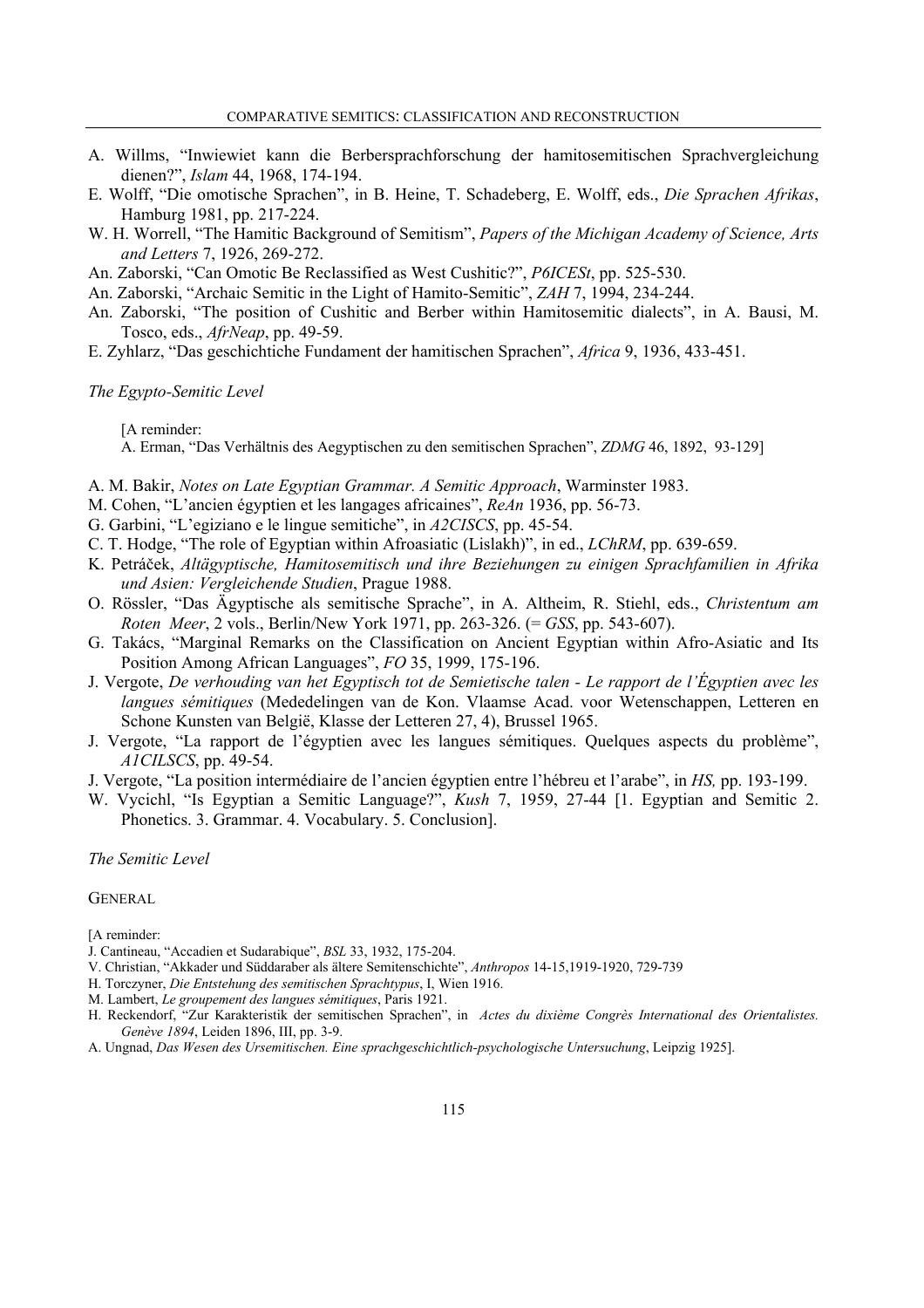A. Willms, "Inwiewiet kann die Berbersprachforschung der hamitosemitischen Sprachvergleichung dienen?", *Islam* 44, 1968, 174-194.

E. Wolff, "Die omotische Sprachen", in B. Heine, T. Schadeberg, E. Wolff, eds., *Die Sprachen Afrikas*, Hamburg 1981, pp. 217-224.

W. H. Worrell, "The Hamitic Background of Semitism", *Papers of the Michigan Academy of Science, Arts and Letters* 7, 1926, 269-272.

An. Zaborski, "Can Omotic Be Reclassified as West Cushitic?", *P6ICESt*, pp. 525-530.

An. Zaborski, "Archaic Semitic in the Light of Hamito-Semitic", *ZAH* 7, 1994, 234-244.

An. Zaborski, "The position of Cushitic and Berber within Hamitosemitic dialects", in A. Bausi, M. Tosco, eds., *AfrNeap*, pp. 49-59.

E. Zyhlarz, "Das geschichtiche Fundament der hamitischen Sprachen", *Africa* 9, 1936, 433-451.

*The Egypto-Semitic Level*

[A reminder:
A. Erman, "Das Verhältnis des Aegyptischen zu den semitischen Sprachen", *ZDMG* 46, 1892, 93-129]

A. M. Bakir, *Notes on Late Egyptian Grammar. A Semitic Approach*, Warminster 1983.

M. Cohen, "L'ancien égyptien et les langages africaines", *ReAn* 1936, pp. 56-73.

G. Garbini, "L'egiziano e le lingue semitiche", in *A2CISCS*, pp. 45-54.

C. T. Hodge, "The role of Egyptian within Afroasiatic (Lislakh)", in ed., *LChRM*, pp. 639-659.

K. Petráček, *Altägyptische, Hamitosemitisch und ihre Beziehungen zu einigen Sprachfamilien in Afrika und Asien: Vergleichende Studien*, Prague 1988.

O. Rössler, "Das Ägyptische als semitische Sprache", in A. Altheim, R. Stiehl, eds., *Christentum am Roten Meer*, 2 vols., Berlin/New York 1971, pp. 263-326. (= *GSS*, pp. 543-607).

G. Takács, "Marginal Remarks on the Classification on Ancient Egyptian within Afro-Asiatic and Its Position Among African Languages", *FO* 35, 1999, 175-196.

J. Vergote, *De verhouding van het Egyptisch tot de Semietische talen - Le rapport de l'Égyptien avec les langues sémitiques* (Mededelingen van de Kon. Vlaamse Acad. voor Wetenschappen, Letteren en Schone Kunsten van België, Klasse der Letteren 27, 4), Brussel 1965.

J. Vergote, "La rapport de l'égyptien avec les langues sémitiques. Quelques aspects du problème", *A1CILSCS*, pp. 49-54.

J. Vergote, "La position intermédiaire de l'ancien égyptien entre l'hébreu et l'arabe", in *HS,* pp. 193-199.

W. Vycichl, "Is Egyptian a Semitic Language?", *Kush* 7, 1959, 27-44 [1. Egyptian and Semitic 2. Phonetics. 3. Grammar. 4. Vocabulary. 5. Conclusion].

*The Semitic Level*

GENERAL

[A reminder:
J. Cantineau, "Accadien et Sudarabique", *BSL* 33, 1932, 175-204.
V. Christian, "Akkader und Süddaraber als ältere Semitenschichte", *Anthropos* 14-15,1919-1920, 729-739
H. Torczyner, *Die Entstehung des semitischen Sprachtypus*, I, Wien 1916.
M. Lambert, *Le groupement des langues sémitiques*, Paris 1921.
H. Reckendorf, "Zur Karakteristik der semitischen Sprachen", in *Actes du dixième Congrès International des Orientalistes. Genève 1894*, Leiden 1896, III, pp. 3-9.
A. Ungnad, *Das Wesen des Ursemitischen. Eine sprachgeschichtlich-psychologische Untersuchung*, Leipzig 1925].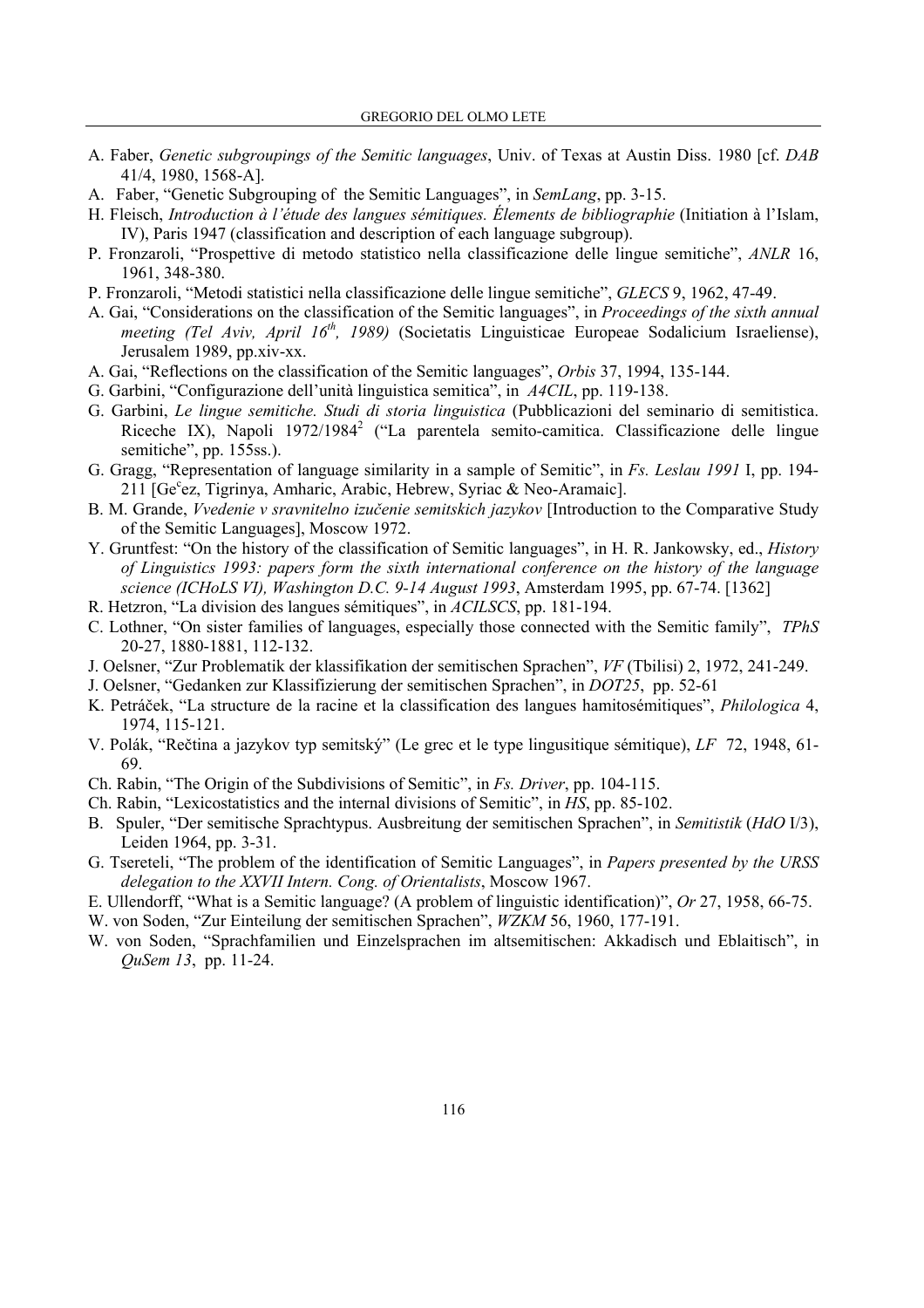A. Faber, *Genetic subgroupings of the Semitic languages*, Univ. of Texas at Austin Diss. 1980 [cf. *DAB* 41/4, 1980, 1568-A].

A. Faber, "Genetic Subgrouping of the Semitic Languages", in *SemLang*, pp. 3-15.

H. Fleisch, *Introduction à l'étude des langues sémitiques. Élements de bibliographie* (Initiation à l'Islam, IV), Paris 1947 (classification and description of each language subgroup).

P. Fronzaroli, "Prospettive di metodo statistico nella classificazione delle lingue semitiche", *ANLR* 16, 1961, 348-380.

P. Fronzaroli, "Metodi statistici nella classificazione delle lingue semitiche", *GLECS* 9, 1962, 47-49.

A. Gai, "Considerations on the classification of the Semitic languages", in *Proceedings of the sixth annual meeting (Tel Aviv, April 16th, 1989)* (Societatis Linguisticae Europeae Sodalicium Israeliense), Jerusalem 1989, pp.xiv-xx.

A. Gai, "Reflections on the classification of the Semitic languages", *Orbis* 37, 1994, 135-144.

G. Garbini, "Configurazione dell'unità linguistica semitica", in *A4CIL*, pp. 119-138.

G. Garbini, *Le lingue semitiche. Studi di storia linguistica* (Pubblicazioni del seminario di semitistica. Riceche IX), Napoli 1972/1984[2] ("La parentela semito-camitica. Classificazione delle lingue semitiche", pp. 155ss.).

G. Gragg, "Representation of language similarity in a sample of Semitic", in *Fs. Leslau 1991* I, pp. 194-211 [Geᶜez, Tigrinya, Amharic, Arabic, Hebrew, Syriac & Neo-Aramaic].

B. M. Grande, *Vvedenie v sravnitelno izučenie semitskich jazykov* [Introduction to the Comparative Study of the Semitic Languages], Moscow 1972.

Y. Gruntfest: "On the history of the classification of Semitic languages", in H. R. Jankowsky, ed., *History of Linguistics 1993: papers form the sixth international conference on the history of the language science (ICHoLS VI), Washington D.C. 9-14 August 1993*, Amsterdam 1995, pp. 67-74. [1362]

R. Hetzron, "La division des langues sémitiques", in *ACILSCS*, pp. 181-194.

C. Lothner, "On sister families of languages, especially those connected with the Semitic family", *TPhS* 20-27, 1880-1881, 112-132.

J. Oelsner, "Zur Problematik der klassifikation der semitischen Sprachen", *VF* (Tbilisi) 2, 1972, 241-249.

J. Oelsner, "Gedanken zur Klassifizierung der semitischen Sprachen", in *DOT25*, pp. 52-61

K. Petráček, "La structure de la racine et la classification des langues hamitosémitiques", *Philologica* 4, 1974, 115-121.

V. Polák, "Rečtina a jazykov typ semitský" (Le grec et le type lingusitique sémitique), *LF* 72, 1948, 61-69.

Ch. Rabin, "The Origin of the Subdivisions of Semitic", in *Fs. Driver*, pp. 104-115.

Ch. Rabin, "Lexicostatistics and the internal divisions of Semitic", in *HS*, pp. 85-102.

B. Spuler, "Der semitische Sprachtypus. Ausbreitung der semitischen Sprachen", in *Semitistik* (*HdO* I/3), Leiden 1964, pp. 3-31.

G. Tsereteli, "The problem of the identification of Semitic Languages", in *Papers presented by the URSS delegation to the XXVII Intern. Cong. of Orientalists*, Moscow 1967.

E. Ullendorff, "What is a Semitic language? (A problem of linguistic identification)", *Or* 27, 1958, 66-75.

W. von Soden, "Zur Einteilung der semitischen Sprachen", *WZKM* 56, 1960, 177-191.

W. von Soden, "Sprachfamilien und Einzelsprachen im altsemitischen: Akkadisch und Eblaitisch", in *QuSem 13*, pp. 11-24.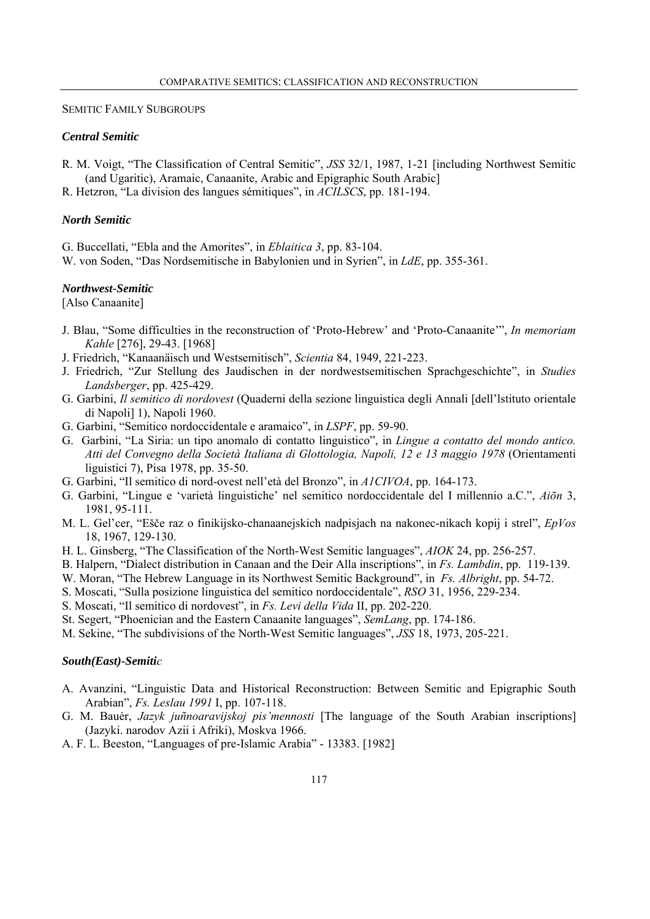## Semitic Family Subgroups

### *Central Semitic*

R. M. Voigt, "The Classification of Central Semitic", *JSS* 32/1, 1987, 1-21 [including Northwest Semitic (and Ugaritic), Aramaic, Canaanite, Arabic and Epigraphic South Arabic]

R. Hetzron, "La division des langues sémitiques", in *ACILSCS*, pp. 181-194.

### *North Semitic*

G. Buccellati, "Ebla and the Amorites", in *Eblaitica 3*, pp. 83-104.

W. von Soden, "Das Nordsemitische in Babylonien und in Syrien", in *LdE*, pp. 355-361.

### *Northwest-Semitic*

[Also Canaanite]

J. Blau, "Some difficulties in the reconstruction of 'Proto-Hebrew' and 'Proto-Canaanite'", *In memoriam Kahle* [276], 29-43. [1968]

J. Friedrich, "Kanaanäisch und Westsemitisch", *Scientia* 84, 1949, 221-223.

J. Friedrich, "Zur Stellung des Jaudischen in der nordwestsemitischen Sprachgeschichte", in *Studies Landsberger*, pp. 425-429.

G. Garbini, *Il semitico di nordovest* (Quaderni della sezione linguistica degli Annali [dell'lstituto orientale di Napoli] 1), Napoli 1960.

G. Garbini, "Semitico nordoccidentale e aramaico", in *LSPF*, pp. 59-90.

G. Garbini, "La Siria: un tipo anomalo di contatto linguistico", in *Lingue a contatto del mondo antico. Atti del Convegno della Società Italiana di Glottologia, Napoli, 12 e 13 maggio 1978* (Orientamenti liguistici 7), Pisa 1978, pp. 35-50.

G. Garbini, "Il semitico di nord-ovest nell'età del Bronzo", in *A1CIVOA*, pp. 164-173.

G. Garbini, "Lingue e 'varietà linguistiche' nel semitico nordoccidentale del I millennio a.C.", *Aiōn* 3, 1981, 95-111.

M. L. Gel'cer, "Ešče raz o finikijsko-chanaanejskich nadpisjach na nakonec-nikach kopij i strel", *EpVos* 18, 1967, 129-130.

H. L. Ginsberg, "The Classification of the North-West Semitic languages", *AIOK* 24, pp. 256-257.

B. Halpern, "Dialect distribution in Canaan and the Deir Alla inscriptions", in *Fs. Lambdin*, pp. 119-139.

W. Moran, "The Hebrew Language in its Northwest Semitic Background", in *Fs. Albright*, pp. 54-72.

S. Moscati, "Sulla posizione linguistica del semitico nordoccidentale", *RSO* 31, 1956, 229-234.

S. Moscati, "Il semitico di nordovest", in *Fs. Levi della Vida* II, pp. 202-220.

St. Segert, "Phoenician and the Eastern Canaanite languages", *SemLang*, pp. 174-186.

M. Sekine, "The subdivisions of the North-West Semitic languages", *JSS* 18, 1973, 205-221.

### *South(East)-Semitic*

A. Avanzini, "Linguistic Data and Historical Reconstruction: Between Semitic and Epigraphic South Arabian", *Fs. Leslau 1991* I, pp. 107-118.

G. M. Bauėr, *Jazyk juñnoaravijskoj pis'mennosti* [The language of the South Arabian inscriptions] (Jazyki. narodov Azii i Afriki), Moskva 1966.

A. F. L. Beeston, "Languages of pre-Islamic Arabia" - 13383. [1982]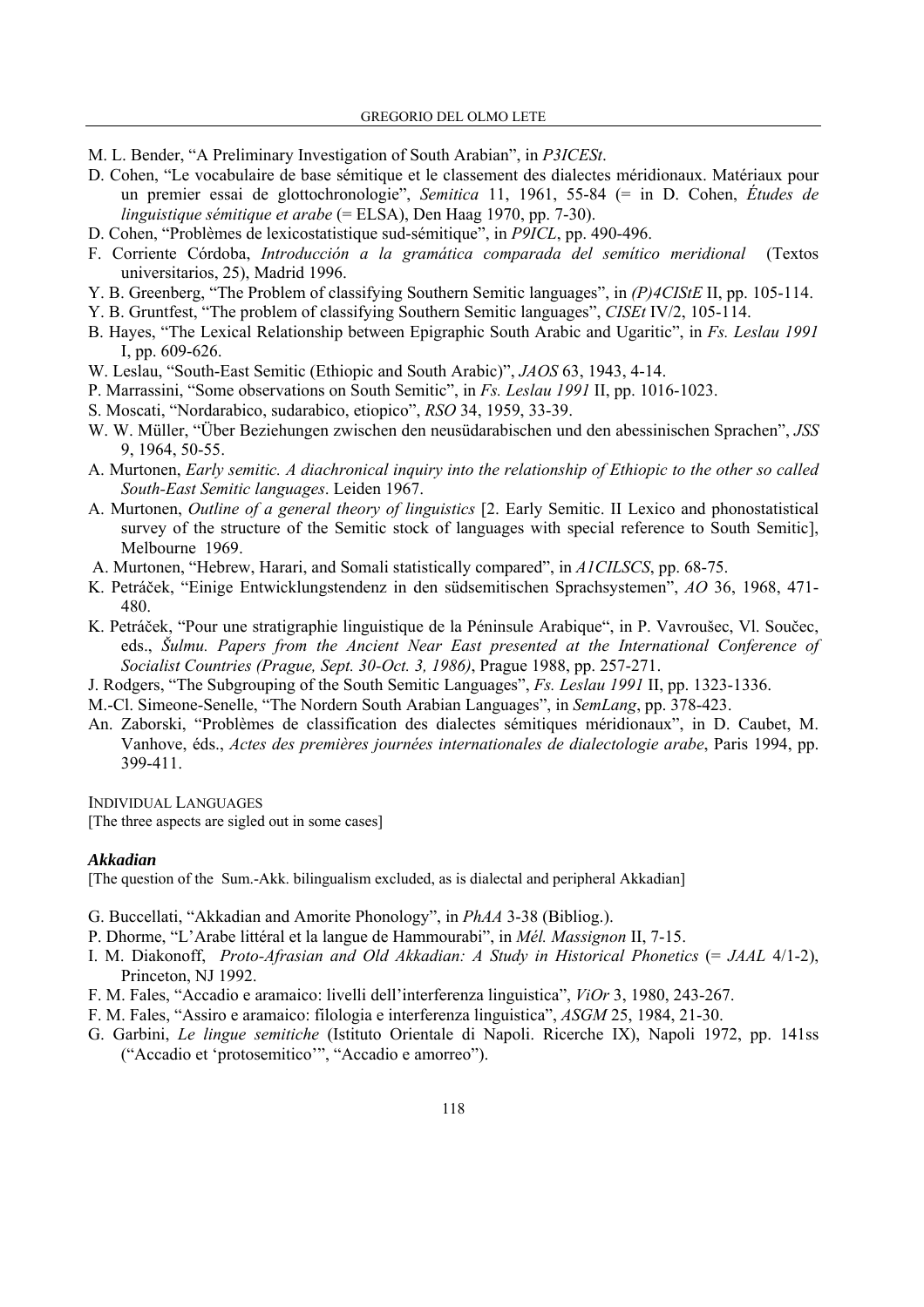M. L. Bender, "A Preliminary Investigation of South Arabian", in *P3ICESt*.

D. Cohen, "Le vocabulaire de base sémitique et le classement des dialectes méridionaux. Matériaux pour un premier essai de glottochronologie", *Semitica* 11, 1961, 55-84 (= in D. Cohen, *Études de linguistique sémitique et arabe* (= ELSA), Den Haag 1970, pp. 7-30).

D. Cohen, "Problèmes de lexicostatistique sud-sémitique", in *P9ICL*, pp. 490-496.

F. Corriente Córdoba, *Introducción a la gramática comparada del semítico meridional* (Textos universitarios, 25), Madrid 1996.

Y. B. Greenberg, "The Problem of classifying Southern Semitic languages", in *(P)4CIStE* II, pp. 105-114.

Y. B. Gruntfest, "The problem of classifying Southern Semitic languages", *CISEt* IV/2, 105-114.

B. Hayes, "The Lexical Relationship between Epigraphic South Arabic and Ugaritic", in *Fs. Leslau 1991* I, pp. 609-626.

W. Leslau, "South-East Semitic (Ethiopic and South Arabic)", *JAOS* 63, 1943, 4-14.

P. Marrassini, "Some observations on South Semitic", in *Fs. Leslau 1991* II, pp. 1016-1023.

S. Moscati, "Nordarabico, sudarabico, etiopico", *RSO* 34, 1959, 33-39.

W. W. Müller, "Über Beziehungen zwischen den neusüdarabischen und den abessinischen Sprachen", *JSS* 9, 1964, 50-55.

A. Murtonen, *Early semitic. A diachronical inquiry into the relationship of Ethiopic to the other so called South-East Semitic languages*. Leiden 1967.

A. Murtonen, *Outline of a general theory of linguistics* [2. Early Semitic. II Lexico and phonostatistical survey of the structure of the Semitic stock of languages with special reference to South Semitic], Melbourne 1969.

A. Murtonen, "Hebrew, Harari, and Somali statistically compared", in *A1CILSCS*, pp. 68-75.

K. Petráček, "Einige Entwicklungstendenz in den südsemitischen Sprachsystemen", *AO* 36, 1968, 471-480.

K. Petráček, "Pour une stratigraphie linguistique de la Péninsule Arabique", in P. Vavroušec, Vl. Součec, eds., *Šulmu. Papers from the Ancient Near East presented at the International Conference of Socialist Countries (Prague, Sept. 30-Oct. 3, 1986)*, Prague 1988, pp. 257-271.

J. Rodgers, "The Subgrouping of the South Semitic Languages", *Fs. Leslau 1991* II, pp. 1323-1336.

M.-Cl. Simeone-Senelle, "The Nordern South Arabian Languages", in *SemLang*, pp. 378-423.

An. Zaborski, "Problèmes de classification des dialectes sémitiques méridionaux", in D. Caubet, M. Vanhove, éds., *Actes des premières journées internationales de dialectologie arabe*, Paris 1994, pp. 399-411.

## Individual Languages

[The three aspects are sigled out in some cases]

### *Akkadian*

[The question of the Sum.-Akk. bilingualism excluded, as is dialectal and peripheral Akkadian]

G. Buccellati, "Akkadian and Amorite Phonology", in *PhAA* 3-38 (Bibliog.).

P. Dhorme, "L'Arabe littéral et la langue de Hammourabi", in *Mél. Massignon* II, 7-15.

I. M. Diakonoff, *Proto-Afrasian and Old Akkadian: A Study in Historical Phonetics* (= *JAAL* 4/1-2), Princeton, NJ 1992.

F. M. Fales, "Accadio e aramaico: livelli dell'interferenza linguistica", *ViOr* 3, 1980, 243-267.

F. M. Fales, "Assiro e aramaico: filologia e interferenza linguistica", *ASGM* 25, 1984, 21-30.

G. Garbini, *Le lingue semitiche* (Istituto Orientale di Napoli. Ricerche IX), Napoli 1972, pp. 141ss ("Accadio et 'protosemitico'", "Accadio e amorreo").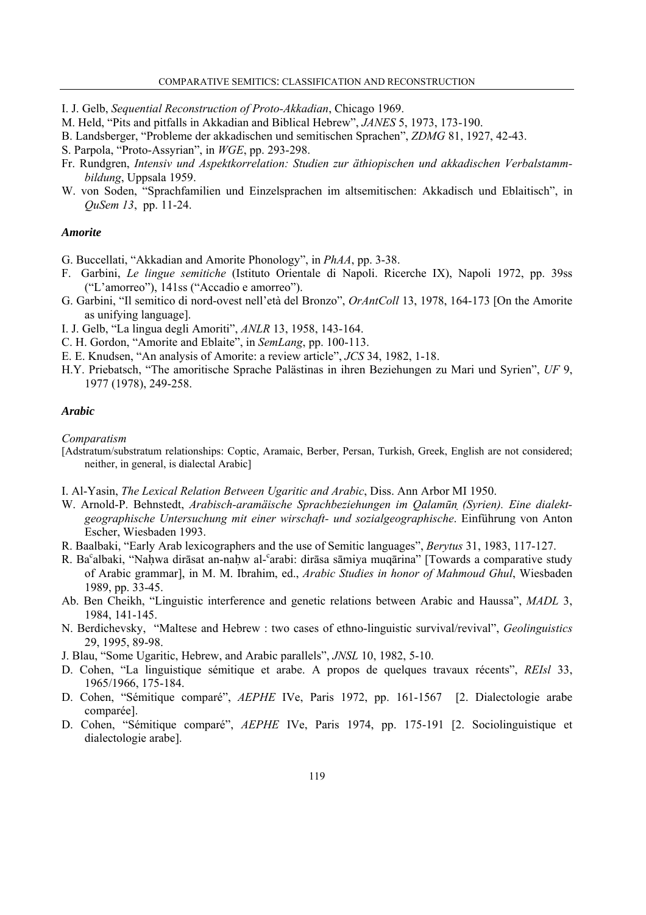I. J. Gelb, *Sequential Reconstruction of Proto-Akkadian*, Chicago 1969.

M. Held, "Pits and pitfalls in Akkadian and Biblical Hebrew", *JANES* 5, 1973, 173-190.

B. Landsberger, "Probleme der akkadischen und semitischen Sprachen", *ZDMG* 81, 1927, 42-43.

S. Parpola, "Proto-Assyrian", in *WGE*, pp. 293-298.

Fr. Rundgren, *Intensiv und Aspektkorrelation: Studien zur äthiopischen und akkadischen Verbalstammbildung*, Uppsala 1959.

W. von Soden, "Sprachfamilien und Einzelsprachen im altsemitischen: Akkadisch und Eblaitisch", in *QuSem 13*, pp. 11-24.

### *Amorite*

G. Buccellati, "Akkadian and Amorite Phonology", in *PhAA*, pp. 3-38.

F. Garbini, *Le lingue semitiche* (Istituto Orientale di Napoli. Ricerche IX), Napoli 1972, pp. 39ss ("L'amorreo"), 141ss ("Accadio e amorreo").

G. Garbini, "Il semitico di nord-ovest nell'età del Bronzo", *OrAntColl* 13, 1978, 164-173 [On the Amorite as unifying language].

I. J. Gelb, "La lingua degli Amoriti", *ANLR* 13, 1958, 143-164.

C. H. Gordon, "Amorite and Eblaite", in *SemLang*, pp. 100-113.

E. E. Knudsen, "An analysis of Amorite: a review article", *JCS* 34, 1982, 1-18.

H.Y. Priebatsch, "The amoritische Sprache Palästinas in ihren Beziehungen zu Mari und Syrien", *UF* 9, 1977 (1978), 249-258.

### *Arabic*

*Comparatism*

[Adstratum/substratum relationships: Coptic, Aramaic, Berber, Persan, Turkish, Greek, English are not considered; neither, in general, is dialectal Arabic]

I. Al-Yasin, *The Lexical Relation Between Ugaritic and Arabic*, Diss. Ann Arbor MI 1950.

W. Arnold-P. Behnstedt, *Arabisch-aramäische Sprachbeziehungen im Qalamūṇ (Syrien). Eine dialektgeographische Untersuchung mit einer wirschaft- und sozialgeographische*. Einführung von Anton Escher, Wiesbaden 1993.

R. Baalbaki, "Early Arab lexicographers and the use of Semitic languages", *Berytus* 31, 1983, 117-127.

R. Baᶜalbaki, "Naḥwa dirāsat an-naḥw al-ᶜarabi: dirāsa sāmiya muqārina" [Towards a comparative study of Arabic grammar], in M. M. Ibrahim, ed., *Arabic Studies in honor of Mahmoud Ghul*, Wiesbaden 1989, pp. 33-45.

Ab. Ben Cheikh, "Linguistic interference and genetic relations between Arabic and Haussa", *MADL* 3, 1984, 141-145.

N. Berdichevsky, "Maltese and Hebrew : two cases of ethno-linguistic survival/revival", *Geolinguistics* 29, 1995, 89-98.

J. Blau, "Some Ugaritic, Hebrew, and Arabic parallels", *JNSL* 10, 1982, 5-10.

D. Cohen, "La linguistique sémitique et arabe. A propos de quelques travaux récents", *REIsl* 33, 1965/1966, 175-184.

D. Cohen, "Sémitique comparé", *AEPHE* IVe, Paris 1972, pp. 161-1567 [2. Dialectologie arabe comparée].

D. Cohen, "Sémitique comparé", *AEPHE* IVe, Paris 1974, pp. 175-191 [2. Sociolinguistique et dialectologie arabe].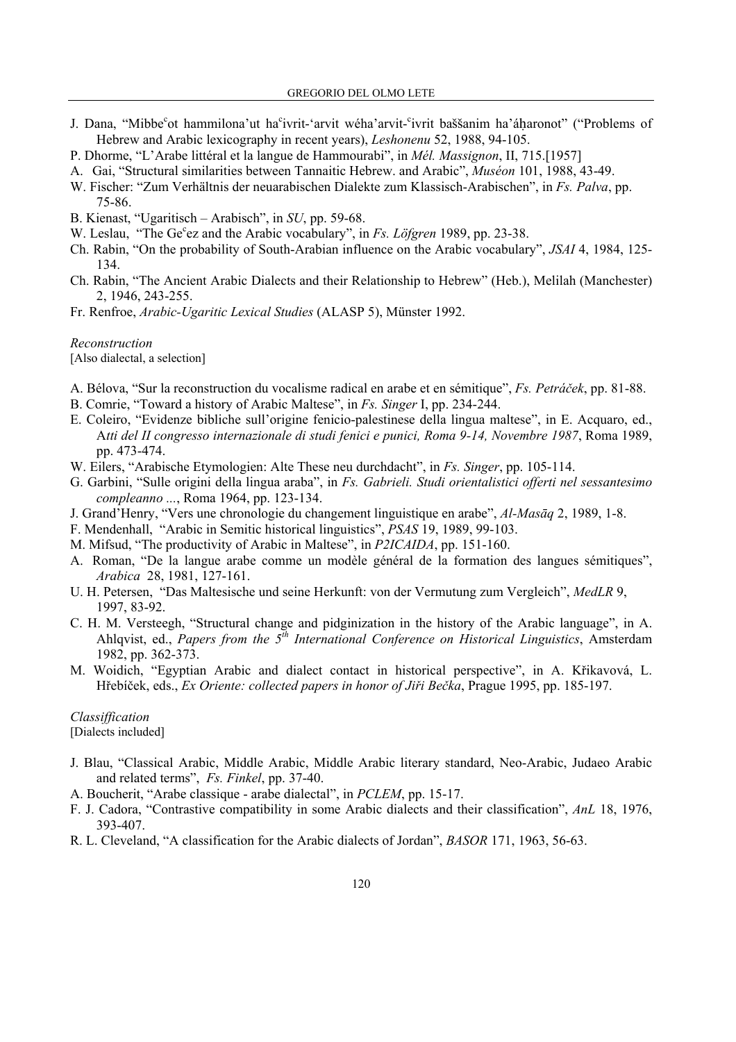J. Dana, "Mibbe[c]ot hammilona'ut ha[c]ivrit-'arvit wéha'arvit-[c]ivrit baššanim ha'áḥaronot" ("Problems of Hebrew and Arabic lexicography in recent years), *Leshonenu* 52, 1988, 94-105.

P. Dhorme, "L'Arabe littéral et la langue de Hammourabi", in *Mél. Massignon*, II, 715.[1957]

A. Gai, "Structural similarities between Tannaitic Hebrew. and Arabic", *Muséon* 101, 1988, 43-49.

W. Fischer: "Zum Verhältnis der neuarabischen Dialekte zum Klassisch-Arabischen", in *Fs. Palva*, pp. 75-86.

B. Kienast, "Ugaritisch – Arabisch", in *SU*, pp. 59-68.

W. Leslau, "The Ge[c]ez and the Arabic vocabulary", in *Fs. Löfgren* 1989, pp. 23-38.

Ch. Rabin, "On the probability of South-Arabian influence on the Arabic vocabulary", *JSAI* 4, 1984, 125-134.

Ch. Rabin, "The Ancient Arabic Dialects and their Relationship to Hebrew" (Heb.), Melilah (Manchester) 2, 1946, 243-255.

Fr. Renfroe, *Arabic-Ugaritic Lexical Studies* (ALASP 5), Münster 1992.

*Reconstruction*

[Also dialectal, a selection]

A. Bélova, "Sur la reconstruction du vocalisme radical en arabe et en sémitique", *Fs. Petráček*, pp. 81-88.

B. Comrie, "Toward a history of Arabic Maltese", in *Fs. Singer* I, pp. 234-244.

E. Coleiro, "Evidenze bibliche sull'origine fenicio-palestinese della lingua maltese", in E. Acquaro, ed., A*tti del II congresso internazionale di studi fenici e punici, Roma 9-14, Novembre 1987*, Roma 1989, pp. 473-474.

W. Eilers, "Arabische Etymologien: Alte These neu durchdacht", in *Fs. Singer*, pp. 105-114.

G. Garbini, "Sulle origini della lingua araba", in *Fs. Gabrieli. Studi orientalistici offerti nel sessantesimo compleanno ...*, Roma 1964, pp. 123-134.

J. Grand'Henry, "Vers une chronologie du changement linguistique en arabe", *Al-Masāq* 2, 1989, 1-8.

F. Mendenhall, "Arabic in Semitic historical linguistics", *PSAS* 19, 1989, 99-103.

M. Mifsud, "The productivity of Arabic in Maltese", in *P2ICAIDA*, pp. 151-160.

A. Roman, "De la langue arabe comme un modèle général de la formation des langues sémitiques", *Arabica* 28, 1981, 127-161.

U. H. Petersen, "Das Maltesische und seine Herkunft: von der Vermutung zum Vergleich", *MedLR* 9, 1997, 83-92.

C. H. M. Versteegh, "Structural change and pidginization in the history of the Arabic language", in A. Ahlqvist, ed., *Papers from the 5th International Conference on Historical Linguistics*, Amsterdam 1982, pp. 362-373.

M. Woidich, "Egyptian Arabic and dialect contact in historical perspective", in A. Křikavová, L. Hřebíček, eds., *Ex Oriente: collected papers in honor of Jiři Bečka*, Prague 1995, pp. 185-197.

*Classiffication*

[Dialects included]

J. Blau, "Classical Arabic, Middle Arabic, Middle Arabic literary standard, Neo-Arabic, Judaeo Arabic and related terms", *Fs. Finkel*, pp. 37-40.

A. Boucherit, "Arabe classique - arabe dialectal", in *PCLEM*, pp. 15-17.

F. J. Cadora, "Contrastive compatibility in some Arabic dialects and their classification", *AnL* 18, 1976, 393-407.

R. L. Cleveland, "A classification for the Arabic dialects of Jordan", *BASOR* 171, 1963, 56-63.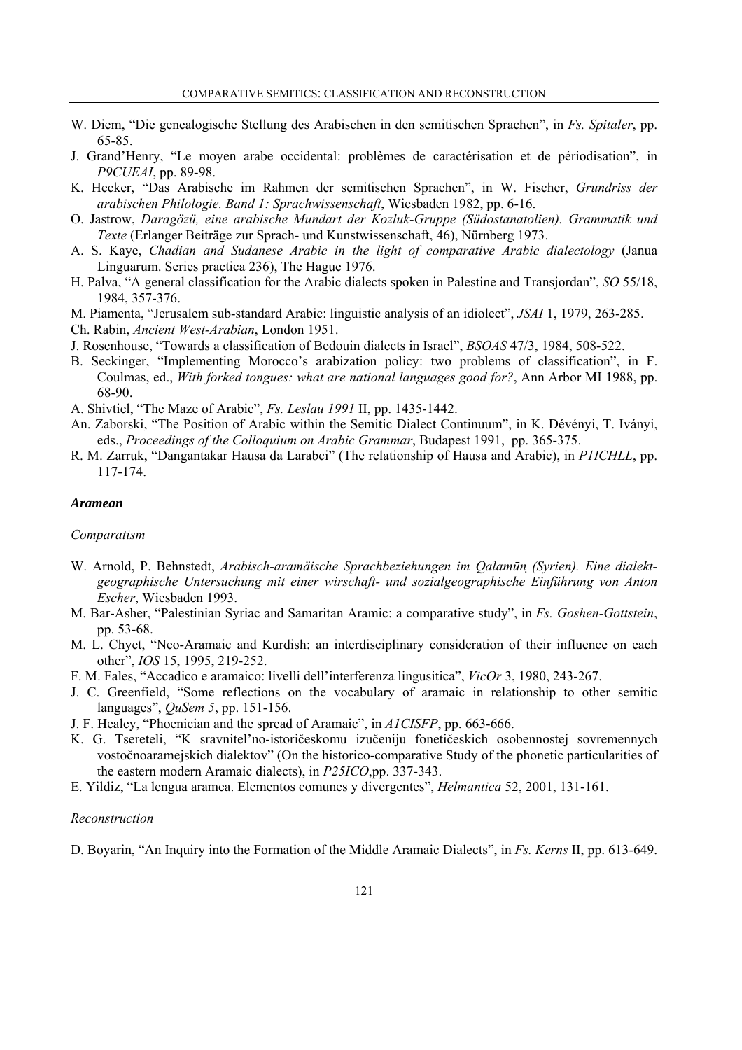W. Diem, “Die genealogische Stellung des Arabischen in den semitischen Sprachen”, in *Fs. Spitaler*, pp. 65-85.

J. Grand’Henry, “Le moyen arabe occidental: problèmes de caractérisation et de périodisation”, in *P9CUEAI*, pp. 89-98.

K. Hecker, “Das Arabische im Rahmen der semitischen Sprachen”, in W. Fischer, *Grundriss der arabischen Philologie. Band 1: Sprachwissenschaft*, Wiesbaden 1982, pp. 6-16.

O. Jastrow, *Daragözü, eine arabische Mundart der Kozluk-Gruppe (Südostanatolien). Grammatik und Texte* (Erlanger Beiträge zur Sprach- und Kunstwissenschaft, 46), Nürnberg 1973.

A. S. Kaye, *Chadian and Sudanese Arabic in the light of comparative Arabic dialectology* (Janua Linguarum. Series practica 236), The Hague 1976.

H. Palva, “A general classification for the Arabic dialects spoken in Palestine and Transjordan”, *SO* 55/18, 1984, 357-376.

M. Piamenta, “Jerusalem sub-standard Arabic: linguistic analysis of an idiolect”, *JSAI* 1, 1979, 263-285.

Ch. Rabin, *Ancient West-Arabian*, London 1951.

J. Rosenhouse, “Towards a classification of Bedouin dialects in Israel”, *BSOAS* 47/3, 1984, 508-522.

B. Seckinger, “Implementing Morocco’s arabization policy: two problems of classification”, in F. Coulmas, ed., *With forked tongues: what are national languages good for?*, Ann Arbor MI 1988, pp. 68-90.

A. Shivtiel, “The Maze of Arabic”, *Fs. Leslau 1991* II, pp. 1435-1442.

An. Zaborski, “The Position of Arabic within the Semitic Dialect Continuum”, in K. Dévényi, T. Iványi, eds., *Proceedings of the Colloquium on Arabic Grammar*, Budapest 1991, pp. 365-375.

R. M. Zarruk, “Dangantakar Hausa da Larabci” (The relationship of Hausa and Arabic), in *P1ICHLL*, pp. 117-174.

### *Aramean*

#### *Comparatism*

W. Arnold, P. Behnstedt, *Arabisch-aramäische Sprachbeziehungen im Qalamūṇ (Syrien). Eine dialekt-geographische Untersuchung mit einer wirschaft- und sozialgeographische Einführung von Anton Escher*, Wiesbaden 1993.

M. Bar-Asher, “Palestinian Syriac and Samaritan Aramic: a comparative study”, in *Fs. Goshen-Gottstein*, pp. 53-68.

M. L. Chyet, “Neo-Aramaic and Kurdish: an interdisciplinary consideration of their influence on each other”, *IOS* 15, 1995, 219-252.

F. M. Fales, “Accadico e aramaico: livelli dell’interferenza lingusitica”, *VicOr* 3, 1980, 243-267.

J. C. Greenfield, “Some reflections on the vocabulary of aramaic in relationship to other semitic languages”, *QuSem 5*, pp. 151-156.

J. F. Healey, “Phoenician and the spread of Aramaic”, in *A1CISFP*, pp. 663-666.

K. G. Tsereteli, “K sravnitel’no-istoričeskomu izučeniju fonetičeskich osobennostej sovremennych vostočnoaramejskich dialektov” (On the historico-comparative Study of the phonetic particularities of the eastern modern Aramaic dialects), in *P25ICO*,pp. 337-343.

E. Yildiz, “La lengua aramea. Elementos comunes y divergentes”, *Helmantica* 52, 2001, 131-161.

#### *Reconstruction*

D. Boyarin, “An Inquiry into the Formation of the Middle Aramaic Dialects”, in *Fs. Kerns* II, pp. 613-649.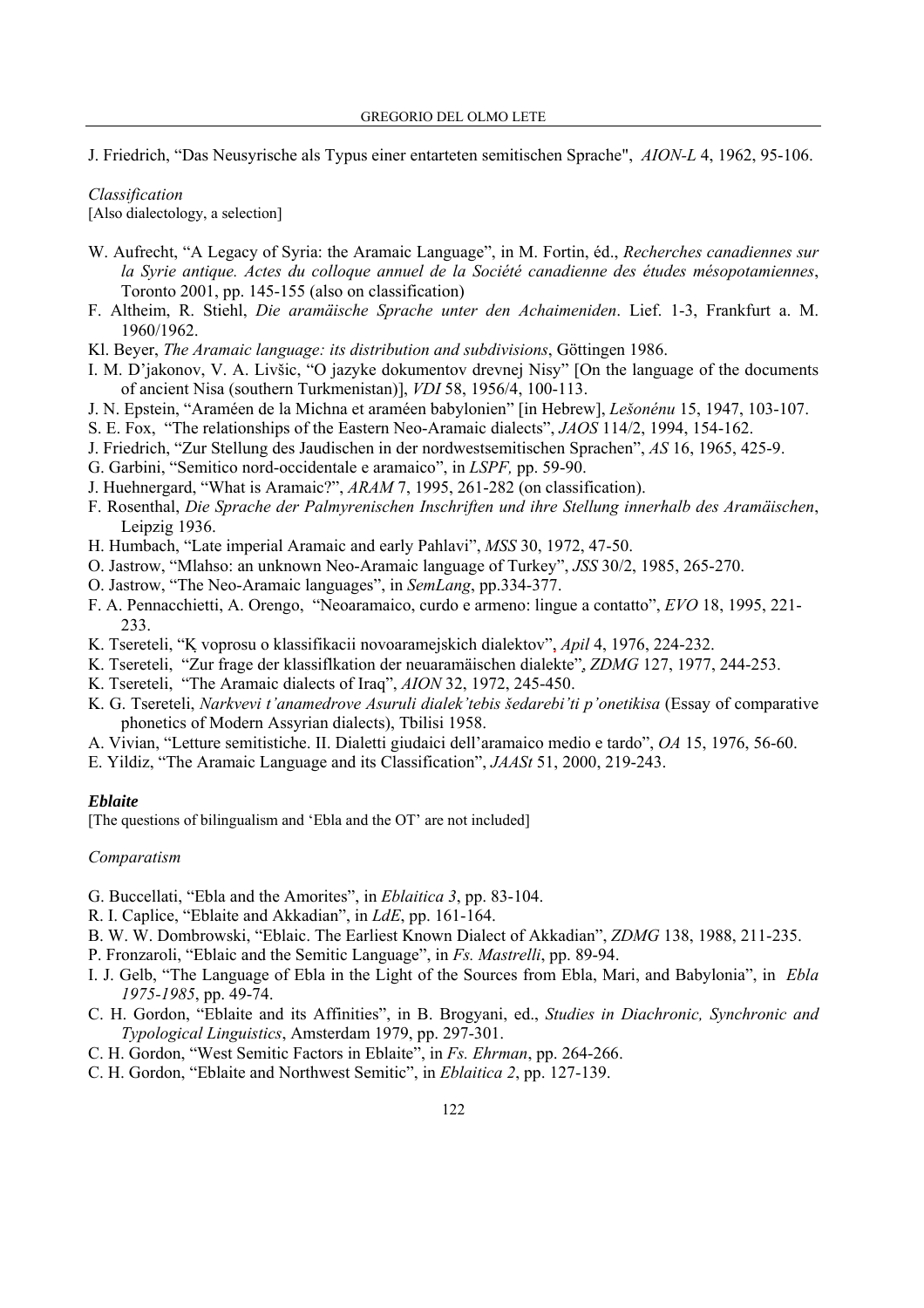J. Friedrich, "Das Neusyrische als Typus einer entarteten semitischen Sprache", *AION-L* 4, 1962, 95-106.

*Classification*
[Also dialectology, a selection]

W. Aufrecht, "A Legacy of Syria: the Aramaic Language", in M. Fortin, éd., *Recherches canadiennes sur la Syrie antique. Actes du colloque annuel de la Société canadienne des études mésopotamiennes*, Toronto 2001, pp. 145-155 (also on classification)
F. Altheim, R. Stiehl, *Die aramäische Sprache unter den Achaimeniden*. Lief. 1-3, Frankfurt a. M. 1960/1962.
Kl. Beyer, *The Aramaic language: its distribution and subdivisions*, Göttingen 1986.
I. M. D'jakonov, V. A. Livšic, "O jazyke dokumentov drevnej Nisy" [On the language of the documents of ancient Nisa (southern Turkmenistan)], *VDI* 58, 1956/4, 100-113.
J. N. Epstein, "Araméen de la Michna et araméen babylonien" [in Hebrew], *Lešonénu* 15, 1947, 103-107.
S. E. Fox, "The relationships of the Eastern Neo-Aramaic dialects", *JAOS* 114/2, 1994, 154-162.
J. Friedrich, "Zur Stellung des Jaudischen in der nordwestsemitischen Sprachen", *AS* 16, 1965, 425-9.
G. Garbini, "Semitico nord-occidentale e aramaico", in *LSPF,* pp. 59-90.
J. Huehnergard, "What is Aramaic?", *ARAM* 7, 1995, 261-282 (on classification).
F. Rosenthal, *Die Sprache der Palmyrenischen Inschriften und ihre Stellung innerhalb des Aramäischen*, Leipzig 1936.
H. Humbach, "Late imperial Aramaic and early Pahlavi", *MSS* 30, 1972, 47-50.
O. Jastrow, "Mlahso: an unknown Neo-Aramaic language of Turkey", *JSS* 30/2, 1985, 265-270.
O. Jastrow, "The Neo-Aramaic languages", in *SemLang*, pp.334-377.
F. A. Pennacchietti, A. Orengo, "Neoaramaico, curdo e armeno: lingue a contatto", *EVO* 18, 1995, 221-233.
K. Tsereteli, "Ķ voprosu o klassifikacii novoaramejskich dialektov", *Apil* 4, 1976, 224-232.
K. Tsereteli, "Zur frage der klassiflkation der neuaramäischen dialekte", *ZDMG* 127, 1977, 244-253.
K. Tsereteli, "The Aramaic dialects of Iraq", *AION* 32, 1972, 245-450.
K. G. Tsereteli, *Narkvevi t'anamedrove Asuruli dialek'tebis šedarebi'ti p'onetikisa* (Essay of comparative phonetics of Modern Assyrian dialects), Tbilisi 1958.
A. Vivian, "Letture semitistiche. II. Dialetti giudaici dell'aramaico medio e tardo", *OA* 15, 1976, 56-60.
E. Yildiz, "The Aramaic Language and its Classification", *JAASt* 51, 2000, 219-243.

### *Eblaite*

[The questions of bilingualism and 'Ebla and the OT' are not included]

*Comparatism*

G. Buccellati, "Ebla and the Amorites", in *Eblaitica 3*, pp. 83-104.
R. I. Caplice, "Eblaite and Akkadian", in *LdE*, pp. 161-164.
B. W. W. Dombrowski, "Eblaic. The Earliest Known Dialect of Akkadian", *ZDMG* 138, 1988, 211-235.
P. Fronzaroli, "Eblaic and the Semitic Language", in *Fs. Mastrelli*, pp. 89-94.
I. J. Gelb, "The Language of Ebla in the Light of the Sources from Ebla, Mari, and Babylonia", in *Ebla 1975-1985*, pp. 49-74.
C. H. Gordon, "Eblaite and its Affinities", in B. Brogyani, ed., *Studies in Diachronic, Synchronic and Typological Linguistics*, Amsterdam 1979, pp. 297-301.
C. H. Gordon, "West Semitic Factors in Eblaite", in *Fs. Ehrman*, pp. 264-266.
C. H. Gordon, "Eblaite and Northwest Semitic", in *Eblaitica 2*, pp. 127-139.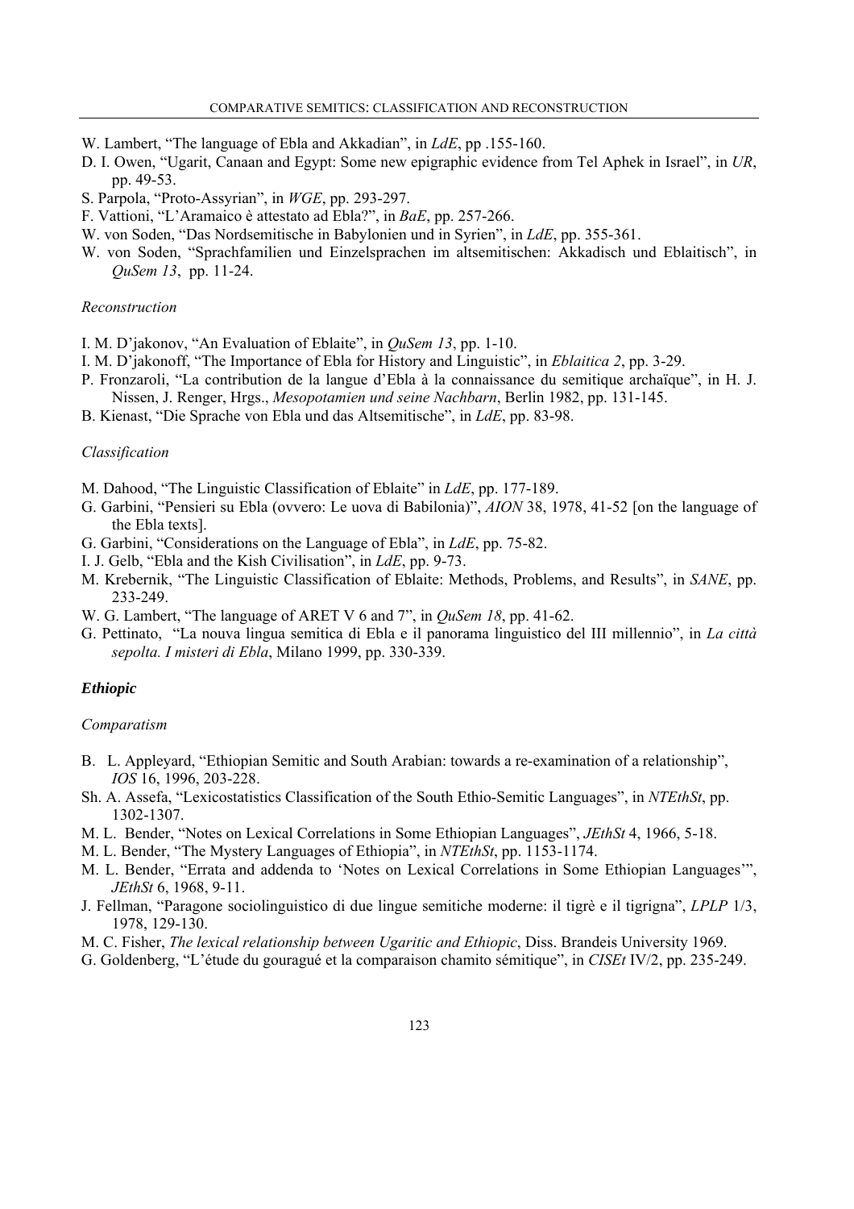W. Lambert, “The language of Ebla and Akkadian”, in *LdE*, pp .155-160.

D. I. Owen, “Ugarit, Canaan and Egypt: Some new epigraphic evidence from Tel Aphek in Israel”, in *UR*, pp. 49-53.

S. Parpola, “Proto-Assyrian”, in *WGE*, pp. 293-297.

F. Vattioni, “L’Aramaico è attestato ad Ebla?”, in *BaE*, pp. 257-266.

W. von Soden, “Das Nordsemitische in Babylonien und in Syrien”, in *LdE*, pp. 355-361.

W. von Soden, “Sprachfamilien und Einzelsprachen im altsemitischen: Akkadisch und Eblaitisch”, in *QuSem 13*, pp. 11-24.

*Reconstruction*

I. M. D’jakonov, “An Evaluation of Eblaite”, in *QuSem 13*, pp. 1-10.

I. M. D’jakonoff, “The Importance of Ebla for History and Linguistic”, in *Eblaitica 2*, pp. 3-29.

P. Fronzaroli, “La contribution de la langue d’Ebla à la connaissance du semitique archaïque”, in H. J. Nissen, J. Renger, Hrgs., *Mesopotamien und seine Nachbarn*, Berlin 1982, pp. 131-145.

B. Kienast, “Die Sprache von Ebla und das Altsemitische”, in *LdE*, pp. 83-98.

*Classification*

M. Dahood, “The Linguistic Classification of Eblaite” in *LdE*, pp. 177-189.

G. Garbini, “Pensieri su Ebla (ovvero: Le uova di Babilonia)”, *AION* 38, 1978, 41-52 [on the language of the Ebla texts].

G. Garbini, “Considerations on the Language of Ebla”, in *LdE*, pp. 75-82.

I. J. Gelb, “Ebla and the Kish Civilisation”, in *LdE*, pp. 9-73.

M. Krebernik, “The Linguistic Classification of Eblaite: Methods, Problems, and Results”, in *SANE*, pp. 233-249.

W. G. Lambert, “The language of ARET V 6 and 7”, in *QuSem 18*, pp. 41-62.

G. Pettinato, “La nouva lingua semitica di Ebla e il panorama linguistico del III millennio”, in *La città sepolta. I misteri di Ebla*, Milano 1999, pp. 330-339.

***Ethiopic***

*Comparatism*

B. L. Appleyard, “Ethiopian Semitic and South Arabian: towards a re-examination of a relationship”, *IOS* 16, 1996, 203-228.

Sh. A. Assefa, “Lexicostatistics Classification of the South Ethio-Semitic Languages”, in *NTEthSt*, pp. 1302-1307.

M. L. Bender, “Notes on Lexical Correlations in Some Ethiopian Languages”, *JEthSt* 4, 1966, 5-18.

M. L. Bender, “The Mystery Languages of Ethiopia”, in *NTEthSt*, pp. 1153-1174.

M. L. Bender, “Errata and addenda to ‘Notes on Lexical Correlations in Some Ethiopian Languages’”, *JEthSt* 6, 1968, 9-11.

J. Fellman, “Paragone sociolinguistico di due lingue semitiche moderne: il tigrè e il tigrigna”, *LPLP* 1/3, 1978, 129-130.

M. C. Fisher, *The lexical relationship between Ugaritic and Ethiopic*, Diss. Brandeis University 1969.

G. Goldenberg, “L’étude du gouragué et la comparaison chamito sémitique”, in *CISEt* IV/2, pp. 235-249.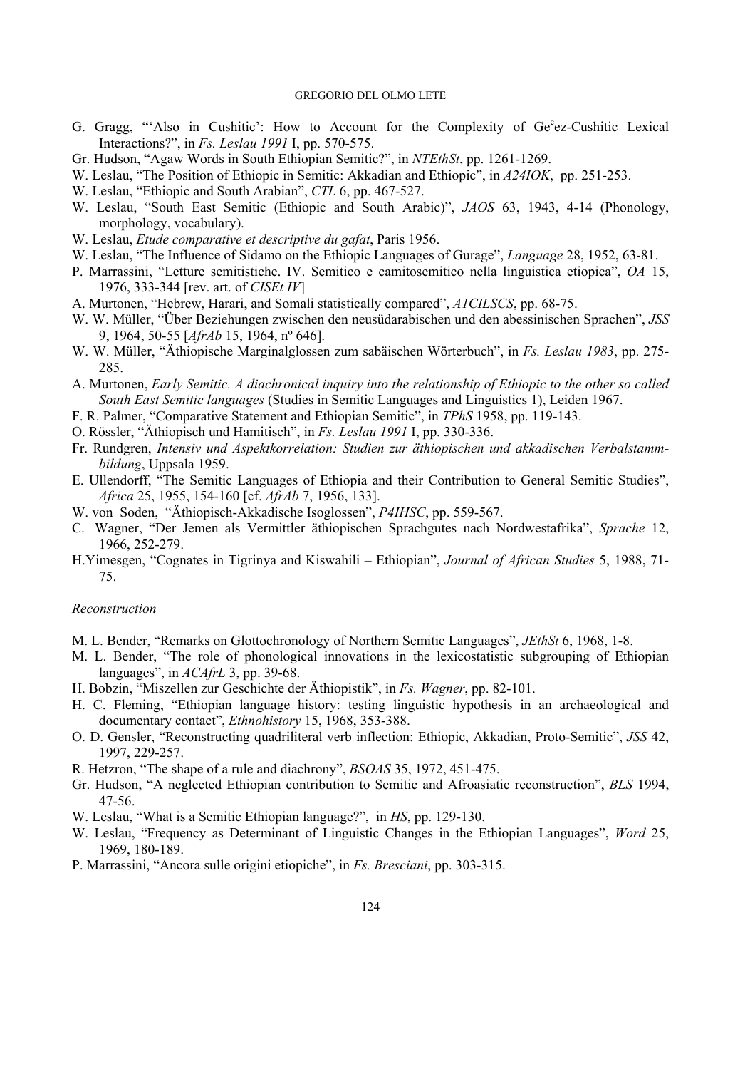G. Gragg, "'Also in Cushitic': How to Account for the Complexity of Ge[c]ez-Cushitic Lexical Interactions?", in *Fs. Leslau 1991* I, pp. 570-575.

Gr. Hudson, "Agaw Words in South Ethiopian Semitic?", in *NTEthSt*, pp. 1261-1269.

W. Leslau, "The Position of Ethiopic in Semitic: Akkadian and Ethiopic", in *A24IOK*, pp. 251-253.

W. Leslau, "Ethiopic and South Arabian", *CTL* 6, pp. 467-527.

W. Leslau, "South East Semitic (Ethiopic and South Arabic)", *JAOS* 63, 1943, 4-14 (Phonology, morphology, vocabulary).

W. Leslau, *Etude comparative et descriptive du gafat*, Paris 1956.

W. Leslau, "The Influence of Sidamo on the Ethiopic Languages of Gurage", *Language* 28, 1952, 63-81.

P. Marrassini, "Letture semitistiche. IV. Semitico e camitosemitico nella linguistica etiopica", *OA* 15, 1976, 333-344 [rev. art. of *CISEt IV*]

A. Murtonen, "Hebrew, Harari, and Somali statistically compared", *A1CILSCS*, pp. 68-75.

W. W. Müller, "Über Beziehungen zwischen den neusüdarabischen und den abessinischen Sprachen", *JSS* 9, 1964, 50-55 [*AfrAb* 15, 1964, nº 646].

W. W. Müller, "Äthiopische Marginalglossen zum sabäischen Wörterbuch", in *Fs. Leslau 1983*, pp. 275-285.

A. Murtonen, *Early Semitic. A diachronical inquiry into the relationship of Ethiopic to the other so called South East Semitic languages* (Studies in Semitic Languages and Linguistics 1), Leiden 1967.

F. R. Palmer, "Comparative Statement and Ethiopian Semitic", in *TPhS* 1958, pp. 119-143.

O. Rössler, "Äthiopisch und Hamitisch", in *Fs. Leslau 1991* I, pp. 330-336.

Fr. Rundgren, *Intensiv und Aspektkorrelation: Studien zur äthiopischen und akkadischen Verbalstamm-bildung*, Uppsala 1959.

E. Ullendorff, "The Semitic Languages of Ethiopia and their Contribution to General Semitic Studies", *Africa* 25, 1955, 154-160 [cf. *AfrAb* 7, 1956, 133].

W. von Soden, "Äthiopisch-Akkadische Isoglossen", *P4IHSC*, pp. 559-567.

C. Wagner, "Der Jemen als Vermittler äthiopischen Sprachgutes nach Nordwestafrika", *Sprache* 12, 1966, 252-279.

H.Yimesgen, "Cognates in Tigrinya and Kiswahili – Ethiopian", *Journal of African Studies* 5, 1988, 71-75.

*Reconstruction*

M. L. Bender, "Remarks on Glottochronology of Northern Semitic Languages", *JEthSt* 6, 1968, 1-8.

M. L. Bender, "The role of phonological innovations in the lexicostatistic subgrouping of Ethiopian languages", in *ACAfrL* 3, pp. 39-68.

H. Bobzin, "Miszellen zur Geschichte der Äthiopistik", in *Fs. Wagner*, pp. 82-101.

H. C. Fleming, "Ethiopian language history: testing linguistic hypothesis in an archaeological and documentary contact", *Ethnohistory* 15, 1968, 353-388.

O. D. Gensler, "Reconstructing quadriliteral verb inflection: Ethiopic, Akkadian, Proto-Semitic", *JSS* 42, 1997, 229-257.

R. Hetzron, "The shape of a rule and diachrony", *BSOAS* 35, 1972, 451-475.

Gr. Hudson, "A neglected Ethiopian contribution to Semitic and Afroasiatic reconstruction", *BLS* 1994, 47-56.

W. Leslau, "What is a Semitic Ethiopian language?", in *HS*, pp. 129-130.

W. Leslau, "Frequency as Determinant of Linguistic Changes in the Ethiopian Languages", *Word* 25, 1969, 180-189.

P. Marrassini, "Ancora sulle origini etiopiche", in *Fs. Bresciani*, pp. 303-315.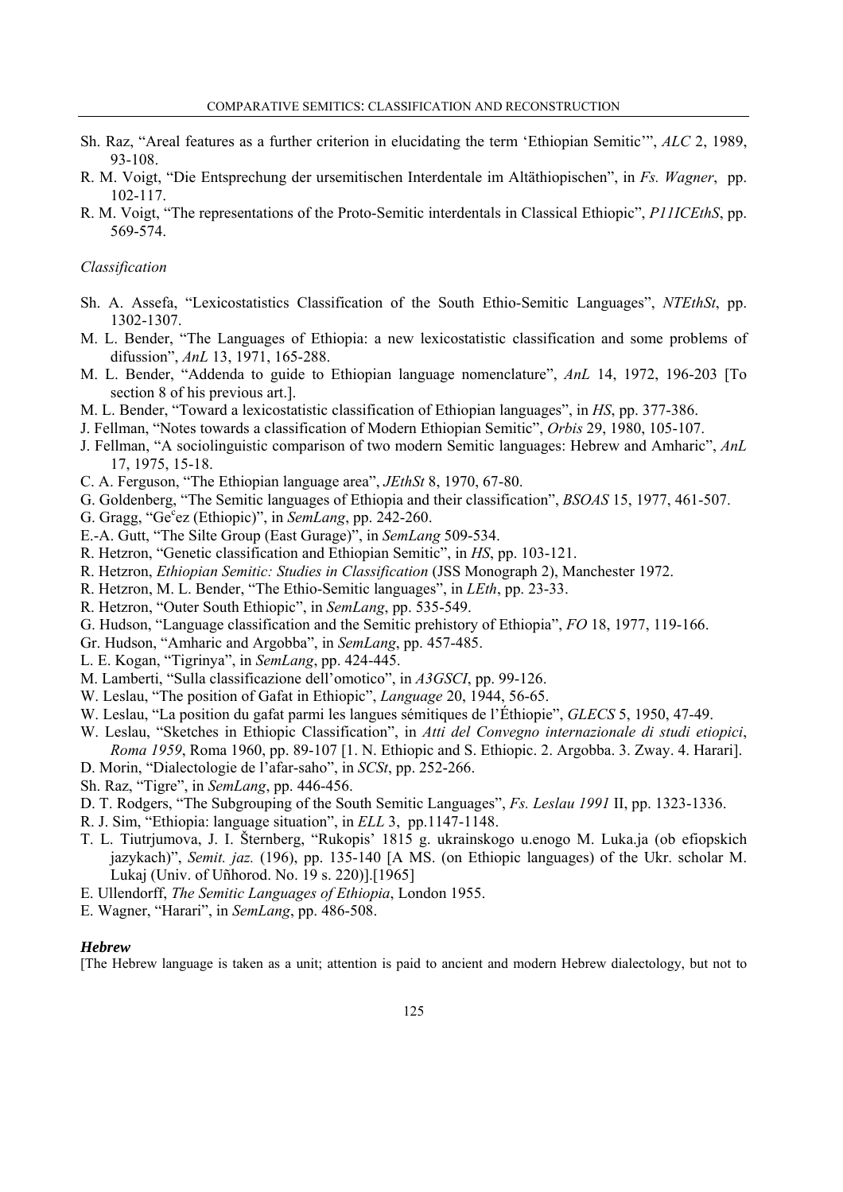Sh. Raz, "Areal features as a further criterion in elucidating the term 'Ethiopian Semitic'", *ALC* 2, 1989, 93-108.

R. M. Voigt, "Die Entsprechung der ursemitischen Interdentale im Altäthiopischen", in *Fs. Wagner*, pp. 102-117.

R. M. Voigt, "The representations of the Proto-Semitic interdentals in Classical Ethiopic", *P11ICEthS*, pp. 569-574.

*Classification*

Sh. A. Assefa, "Lexicostatistics Classification of the South Ethio-Semitic Languages", *NTEthSt*, pp. 1302-1307.

M. L. Bender, "The Languages of Ethiopia: a new lexicostatistic classification and some problems of difussion", *AnL* 13, 1971, 165-288.

M. L. Bender, "Addenda to guide to Ethiopian language nomenclature", *AnL* 14, 1972, 196-203 [To section 8 of his previous art.].

M. L. Bender, "Toward a lexicostatistic classification of Ethiopian languages", in *HS*, pp. 377-386.

J. Fellman, "Notes towards a classification of Modern Ethiopian Semitic", *Orbis* 29, 1980, 105-107.

J. Fellman, "A sociolinguistic comparison of two modern Semitic languages: Hebrew and Amharic", *AnL* 17, 1975, 15-18.

C. A. Ferguson, "The Ethiopian language area", *JEthSt* 8, 1970, 67-80.

G. Goldenberg, "The Semitic languages of Ethiopia and their classification", *BSOAS* 15, 1977, 461-507.

G. Gragg, "Geᶜez (Ethiopic)", in *SemLang*, pp. 242-260.

E.-A. Gutt, "The Silte Group (East Gurage)", in *SemLang* 509-534.

R. Hetzron, "Genetic classification and Ethiopian Semitic", in *HS*, pp. 103-121.

R. Hetzron, *Ethiopian Semitic: Studies in Classification* (JSS Monograph 2), Manchester 1972.

R. Hetzron, M. L. Bender, "The Ethio-Semitic languages", in *LEth*, pp. 23-33.

R. Hetzron, "Outer South Ethiopic", in *SemLang*, pp. 535-549.

G. Hudson, "Language classification and the Semitic prehistory of Ethiopia", *FO* 18, 1977, 119-166.

Gr. Hudson, "Amharic and Argobba", in *SemLang*, pp. 457-485.

L. E. Kogan, "Tigrinya", in *SemLang*, pp. 424-445.

M. Lamberti, "Sulla classificazione dell'omotico", in *A3GSCI*, pp. 99-126.

W. Leslau, "The position of Gafat in Ethiopic", *Language* 20, 1944, 56-65.

W. Leslau, "La position du gafat parmi les langues sémitiques de l'Éthiopie", *GLECS* 5, 1950, 47-49.

W. Leslau, "Sketches in Ethiopic Classification", in *Atti del Convegno internazionale di studi etiopici, Roma 1959*, Roma 1960, pp. 89-107 [1. N. Ethiopic and S. Ethiopic. 2. Argobba. 3. Zway. 4. Harari].

D. Morin, "Dialectologie de l'afar-saho", in *SCSt*, pp. 252-266.

Sh. Raz, "Tigre", in *SemLang*, pp. 446-456.

D. T. Rodgers, "The Subgrouping of the South Semitic Languages", *Fs. Leslau 1991* II, pp. 1323-1336.

R. J. Sim, "Ethiopia: language situation", in *ELL* 3, pp.1147-1148.

T. L. Tiutrjumova, J. I. Šternberg, "Rukopis' 1815 g. ukrainskogo u.enogo M. Luka.ja (ob efiopskich jazykach)", *Semit. jaz.* (196), pp. 135-140 [A MS. (on Ethiopic languages) of the Ukr. scholar M. Lukaj (Univ. of Uñhorod. No. 19 s. 220)].[1965]

E. Ullendorff, *The Semitic Languages of Ethiopia*, London 1955.

E. Wagner, "Harari", in *SemLang*, pp. 486-508.

### *Hebrew*

[The Hebrew language is taken as a unit; attention is paid to ancient and modern Hebrew dialectology, but not to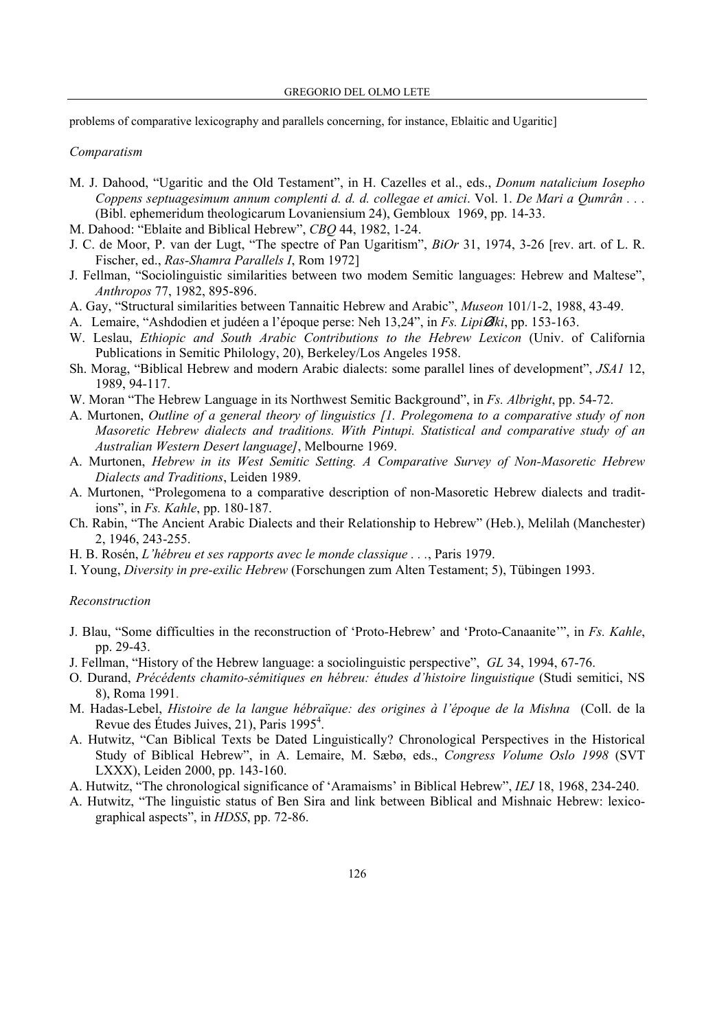problems of comparative lexicography and parallels concerning, for instance, Eblaitic and Ugaritic]

*Comparatism*

M. J. Dahood, “Ugaritic and the Old Testament”, in H. Cazelles et al., eds., *Donum natalicium Iosepho Coppens septuagesimum annum complenti d. d. d. collegae et amici*. Vol. 1. *De Mari a Qumrân . . .* (Bibl. ephemeridum theologicarum Lovaniensium 24), Gembloux 1969, pp. 14-33.

M. Dahood: “Eblaite and Biblical Hebrew”, *CBQ* 44, 1982, 1-24.

J. C. de Moor, P. van der Lugt, “The spectre of Pan Ugaritism”, *BiOr* 31, 1974, 3-26 [rev. art. of L. R. Fischer, ed., *Ras-Shamra Parallels I*, Rom 1972]

J. Fellman, “Sociolinguistic similarities between two modem Semitic languages: Hebrew and Maltese”, *Anthropos* 77, 1982, 895-896.

A. Gay, “Structural similarities between Tannaitic Hebrew and Arabic”, *Museon* 101/1-2, 1988, 43-49.

A. Lemaire, “Ashdodien et judéen a l’époque perse: Neh 13,24”, in *Fs. Lipiński*, pp. 153-163.

W. Leslau, *Ethiopic and South Arabic Contributions to the Hebrew Lexicon* (Univ. of California Publications in Semitic Philology, 20), Berkeley/Los Angeles 1958.

Sh. Morag, “Biblical Hebrew and modern Arabic dialects: some parallel lines of development”, *JSA1* 12, 1989, 94-117.

W. Moran “The Hebrew Language in its Northwest Semitic Background”, in *Fs. Albright*, pp. 54-72.

A. Murtonen, *Outline of a general theory of linguistics [1. Prolegomena to a comparative study of non Masoretic Hebrew dialects and traditions. With Pintupi. Statistical and comparative study of an Australian Western Desert language]*, Melbourne 1969.

A. Murtonen, *Hebrew in its West Semitic Setting. A Comparative Survey of Non-Masoretic Hebrew Dialects and Traditions*, Leiden 1989.

A. Murtonen, “Prolegomena to a comparative description of non-Masoretic Hebrew dialects and traditions”, in *Fs. Kahle*, pp. 180-187.

Ch. Rabin, “The Ancient Arabic Dialects and their Relationship to Hebrew” (Heb.), Melilah (Manchester) 2, 1946, 243-255.

H. B. Rosén, *L’hébreu et ses rapports avec le monde classique . . .*, Paris 1979.

I. Young, *Diversity in pre-exilic Hebrew* (Forschungen zum Alten Testament; 5), Tübingen 1993.

*Reconstruction*

J. Blau, “Some difficulties in the reconstruction of ‘Proto-Hebrew’ and ‘Proto-Canaanite’”, in *Fs. Kahle*, pp. 29-43.

J. Fellman, “History of the Hebrew language: a sociolinguistic perspective”, *GL* 34, 1994, 67-76.

O. Durand, *Précédents chamito-sémitiques en hébreu: études d’histoire linguistique* (Studi semitici, NS 8), Roma 1991.

M. Hadas-Lebel, *Histoire de la langue hébraïque: des origines à l’époque de la Mishna* (Coll. de la Revue des Études Juives, 21), Paris 1995[4].

A. Hutwitz, “Can Biblical Texts be Dated Linguistically? Chronological Perspectives in the Historical Study of Biblical Hebrew”, in A. Lemaire, M. Sæbø, eds., *Congress Volume Oslo 1998* (SVT LXXX), Leiden 2000, pp. 143-160.

A. Hutwitz, “The chronological significance of ‘Aramaisms’ in Biblical Hebrew”, *IEJ* 18, 1968, 234-240.

A. Hutwitz, “The linguistic status of Ben Sira and link between Biblical and Mishnaic Hebrew: lexicographical aspects”, in *HDSS*, pp. 72-86.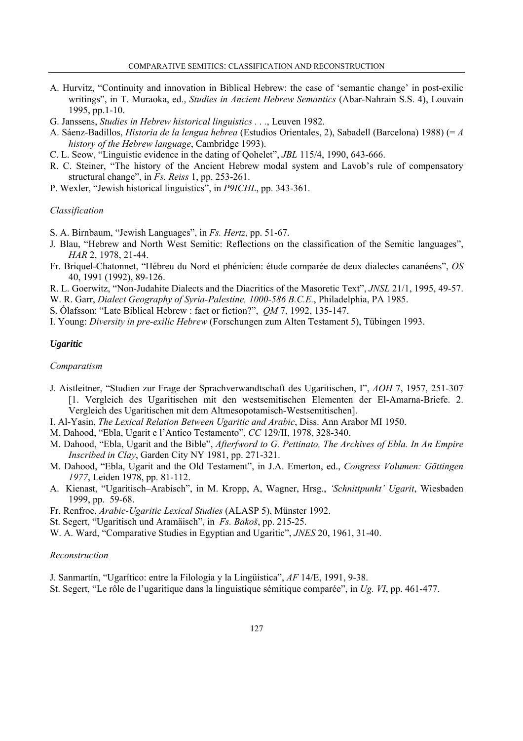A. Hurvitz, "Continuity and innovation in Biblical Hebrew: the case of 'semantic change' in post-exilic writings", in T. Muraoka, ed., *Studies in Ancient Hebrew Semantics* (Abar-Nahrain S.S. 4), Louvain 1995, pp.1-10.

G. Janssens, *Studies in Hebrew historical linguistics . . .*, Leuven 1982.

A. Sáenz-Badillos, *Historia de la lengua hebrea* (Estudios Orientales, 2), Sabadell (Barcelona) 1988) (= *A history of the Hebrew language*, Cambridge 1993).

C. L. Seow, "Linguistic evidence in the dating of Qohelet", *JBL* 115/4, 1990, 643-666.

R. C. Steiner, "The history of the Ancient Hebrew modal system and Lavob's rule of compensatory structural change", in *Fs. Reiss* 1, pp. 253-261.

P. Wexler, "Jewish historical linguistics", in *P9ICHL*, pp. 343-361.

*Classification*

S. A. Birnbaum, "Jewish Languages", in *Fs. Hertz*, pp. 51-67.

J. Blau, "Hebrew and North West Semitic: Reflections on the classification of the Semitic languages", *HAR* 2, 1978, 21-44.

Fr. Briquel-Chatonnet, "Hébreu du Nord et phénicien: étude comparée de deux dialectes cananéens", *OS* 40, 1991 (1992), 89-126.

R. L. Goerwitz, "Non-Judahite Dialects and the Diacritics of the Masoretic Text", *JNSL* 21/1, 1995, 49-57.

W. R. Garr, *Dialect Geography of Syria-Palestine, 1000-586 B.C.E.*, Philadelphia, PA 1985.

S. Ólafsson: "Late Biblical Hebrew : fact or fiction?", *QM* 7, 1992, 135-147.

I. Young: *Diversity in pre-exilic Hebrew* (Forschungen zum Alten Testament 5), Tübingen 1993.

### *Ugaritic*

*Comparatism*

J. Aistleitner, "Studien zur Frage der Sprachverwandtschaft des Ugaritischen, I", *AOH* 7, 1957, 251-307 [1. Vergleich des Ugaritischen mit den westsemitischen Elementen der El-Amarna-Briefe. 2. Vergleich des Ugaritischen mit dem Altmesopotamisch-Westsemitischen].

I. Al-Yasin, *The Lexical Relation Between Ugaritic and Arabic*, Diss. Ann Arabor MI 1950.

M. Dahood, "Ebla, Ugarit e l'Antico Testamento", *CC* 129/II, 1978, 328-340.

M. Dahood, "Ebla, Ugarit and the Bible", *Afterfword to G. Pettinato, The Archives of Ebla. In An Empire Inscribed in Clay*, Garden City NY 1981, pp. 271-321.

M. Dahood, "Ebla, Ugarit and the Old Testament", in J.A. Emerton, ed., *Congress Volumen: Göttingen 1977*, Leiden 1978, pp. 81-112.

A. Kienast, "Ugaritisch–Arabisch", in M. Kropp, A, Wagner, Hrsg., *'Schnittpunkt' Ugarit*, Wiesbaden 1999, pp. 59-68.

Fr. Renfroe, *Arabic-Ugaritic Lexical Studies* (ALASP 5), Münster 1992.

St. Segert, "Ugaritisch und Aramäisch", in *Fs. Bakoš*, pp. 215-25.

W. A. Ward, "Comparative Studies in Egyptian and Ugaritic", *JNES* 20, 1961, 31-40.

*Reconstruction*

J. Sanmartín, "Ugarítico: entre la Filología y la Lingüística", *AF* 14/E, 1991, 9-38.

St. Segert, "Le rôle de l'ugaritique dans la linguistique sémitique comparée", in *Ug. VI*, pp. 461-477.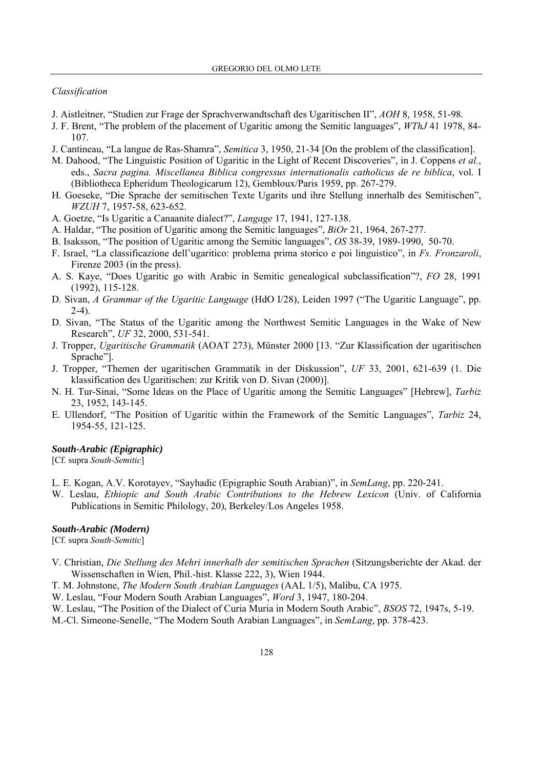*Classification*

J. Aistleitner, "Studien zur Frage der Sprachverwandtschaft des Ugaritischen II", *AOH* 8, 1958, 51-98.

J. F. Brent, "The problem of the placement of Ugaritic among the Semitic languages", *WThJ* 41 1978, 84-107.

J. Cantineau, "La langue de Ras-Shamra", *Semitica* 3, 1950, 21-34 [On the problem of the classification].

M. Dahood, "The Linguistic Position of Ugaritic in the Light of Recent Discoveries", in J. Coppens *et al.*, eds., *Sacra pagina. Miscellanea Biblica congressus internationalis catholicus de re biblica*, vol. I (Bibliotheca Epheridum Theologicarum 12), Gembloux/Paris 1959, pp. 267-279.

H. Goeseke, "Die Sprache der semitischen Texte Ugarits und ihre Stellung innerhalb des Semitischen", *WZUH* 7, 1957-58, 623-652.

A. Goetze, "Is Ugaritic a Canaanite dialect?", *Langage* 17, 1941, 127-138.

A. Haldar, "The position of Ugaritic among the Semitic languages", *BiOr* 21, 1964, 267-277.

B. Isaksson, "The position of Ugaritic among the Semitic languages", *OS* 38-39, 1989-1990, 50-70.

F. Israel, "La classificazione dell'ugaritico: problema prima storico e poi linguistico", in *Fs. Fronzaroli*, Firenze 2003 (in the press).

A. S. Kaye, "Does Ugaritic go with Arabic in Semitic genealogical subclassification"?, *FO* 28, 1991 (1992), 115-128.

D. Sivan, *A Grammar of the Ugaritic Language* (HdO I/28), Leiden 1997 ("The Ugaritic Language", pp. 2-4).

D. Sivan, "The Status of the Ugaritic among the Northwest Semitic Languages in the Wake of New Research", *UF* 32, 2000, 531-541.

J. Tropper, *Ugaritische Grammatik* (AOAT 273), Münster 2000 [13. "Zur Klassification der ugaritischen Sprache"].

J. Tropper, "Themen der ugaritischen Grammatik in der Diskussion", *UF* 33, 2001, 621-639 (1. Die klassification des Ugaritischen: zur Kritik von D. Sivan (2000)].

N. H. Tur-Sinai, "Some Ideas on the Place of Ugaritic among the Semitic Languages" [Hebrew], *Tarbiz* 23, 1952, 143-145.

E. Ullendorf, "The Position of Ugaritic within the Framework of the Semitic Languages", *Tarbiz* 24, 1954-55, 121-125.

***South-Arabic (Epigraphic)***

[Cf. supra *South-Semitic*]

L. E. Kogan, A.V. Korotayev, "Sayhadic (Epigraphic South Arabian)", in *SemLang*, pp. 220-241.

W. Leslau, *Ethiopic and South Arabic Contributions to the Hebrew Lexicon* (Univ. of California Publications in Semitic Philology, 20), Berkeley/Los Angeles 1958.

***South-Arabic (Modern)***

[Cf. supra *South-Semitic*]

V. Christian, *Die Stellung des Mehri innerhalb der semitischen Sprachen* (Sitzungsberichte der Akad. der Wissenschaften in Wien, Phil.-hist. Klasse 222, 3), Wien 1944.

T. M. Johnstone, *The Modern South Arabian Languages* (AAL 1/5), Malibu, CA 1975.

W. Leslau, "Four Modern South Arabian Languages", *Word* 3, 1947, 180-204.

W. Leslau, "The Position of the Dialect of Curia Muria in Modern South Arabic", *BSOS* 72, 1947s, 5-19.

M.-Cl. Simeone-Senelle, "The Modern South Arabian Languages", in *SemLang*, pp. 378-423.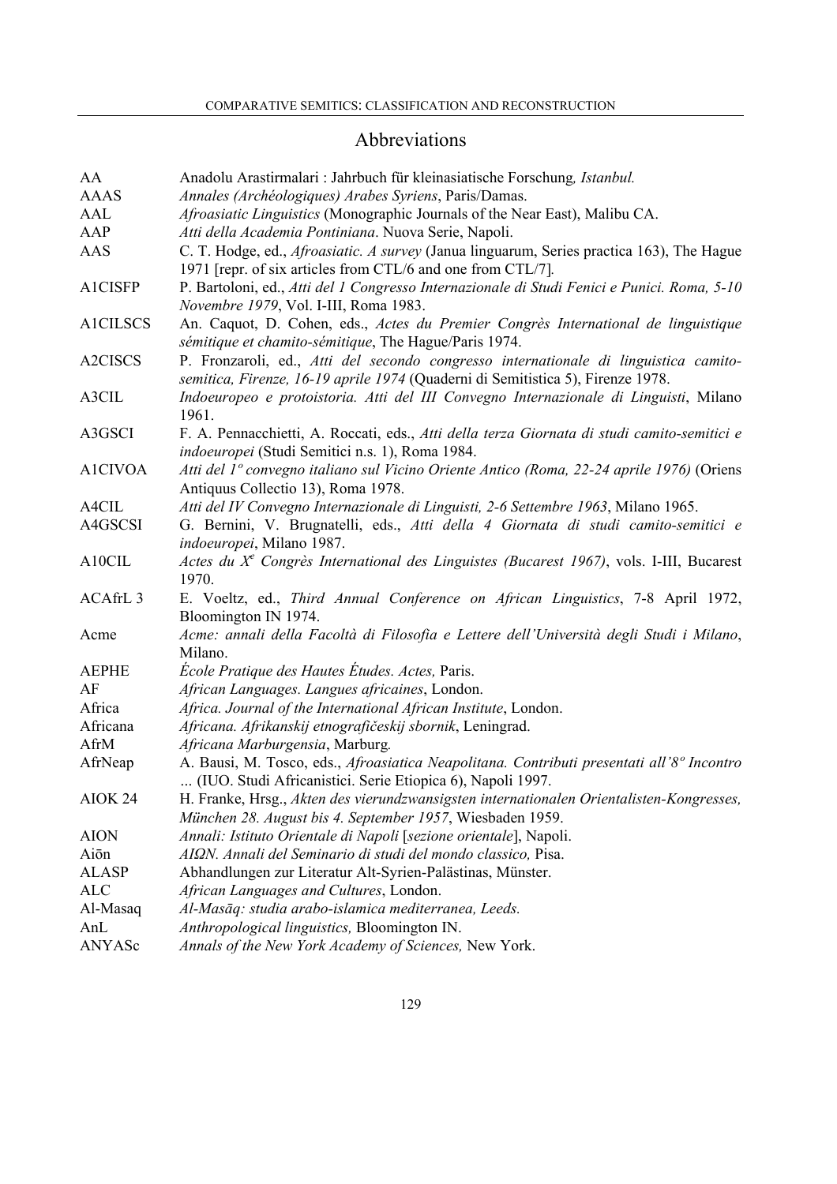## Abbreviations

| | |
|---|---|
| AA | Anadolu Arastirmalari : Jahrbuch für kleinasiatische Forschung*, Istanbul.* |
| AAAS | *Annales (Archéologiques) Arabes Syriens*, Paris/Damas. |
| AAL | *Afroasiatic Linguistics* (Monographic Journals of the Near East), Malibu CA. |
| AAP | *Atti della Academia Pontiniana*. Nuova Serie, Napoli. |
| AAS | C. T. Hodge, ed., *Afroasiatic. A survey* (Janua linguarum, Series practica 163), The Hague 1971 [repr. of six articles from CTL/6 and one from CTL/7]. |
| A1CISFP | P. Bartoloni, ed., *Atti del 1 Congresso Internazionale di Studi Fenici e Punici. Roma, 5-10 Novembre 1979*, Vol. I-III, Roma 1983. |
| A1CILSCS | An. Caquot, D. Cohen, eds., *Actes du Premier Congrès International de linguistique sémitique et chamito-sémitique*, The Hague/Paris 1974. |
| A2CISCS | P. Fronzaroli, ed., *Atti del secondo congresso internazionale di linguistica camito-semitica, Firenze, 16-19 aprile 1974* (Quaderni di Semitistica 5), Firenze 1978. |
| A3CIL | *Indoeuropeo e protoistoria. Atti del III Convegno Internazionale di Linguisti*, Milano 1961. |
| A3GSCI | F. A. Pennacchietti, A. Roccati, eds., *Atti della terza Giornata di studi camito-semitici e indoeuropei* (Studi Semitici n.s. 1), Roma 1984. |
| A1CIVOA | *Atti del 1º convegno italiano sul Vicino Oriente Antico (Roma, 22-24 aprile 1976)* (Oriens Antiquus Collectio 13), Roma 1978. |
| A4CIL | *Atti del IV Convegno Internazionale di Linguisti, 2-6 Settembre 1963*, Milano 1965. |
| A4GSCSI | G. Bernini, V. Brugnatelli, eds., *Atti della 4 Giornata di studi camito-semitici e indoeuropei*, Milano 1987. |
| A10CIL | *Actes du Xᵉ Congrès International des Linguistes (Bucarest 1967)*, vols. I-III, Bucarest 1970. |
| ACAfrL 3 | E. Voeltz, ed., *Third Annual Conference on African Linguistics*, 7-8 April 1972, Bloomington IN 1974. |
| Acme | *Acme: annali della Facoltà di Filosofia e Lettere dell'Università degli Studi i Milano*, Milano. |
| AEPHE | *École Pratique des Hautes Études. Actes,* Paris. |
| AF | *African Languages. Langues africaines*, London. |
| Africa | *Africa. Journal of the International African Institute*, London. |
| Africana | *Africana. Afrikanskij etnografičeskij sbornik*, Leningrad. |
| AfrM | *Africana Marburgensia*, Marburg. |
| AfrNeap | A. Bausi, M. Tosco, eds., *Afroasiatica Neapolitana. Contributi presentati all'8º Incontro* … (IUO. Studi Africanistici. Serie Etiopica 6), Napoli 1997. |
| AIOK 24 | H. Franke, Hrsg., *Akten des vierundzwansigsten internationalen Orientalisten-Kongresses, München 28. August bis 4. September 1957*, Wiesbaden 1959. |
| AION | *Annali: Istituto Orientale di Napoli* [*sezione orientale*], Napoli. |
| Aiōn | *AIΩN. Annali del Seminario di studi del mondo classico,* Pisa. |
| ALASP | Abhandlungen zur Literatur Alt-Syrien-Palästinas, Münster. |
| ALC | *African Languages and Cultures*, London. |
| Al-Masaq | *Al-Masāq: studia arabo-islamica mediterranea, Leeds.* |
| AnL | *Anthropological linguistics,* Bloomington IN. |
| ANYASc | *Annals of the New York Academy of Sciences,* New York. |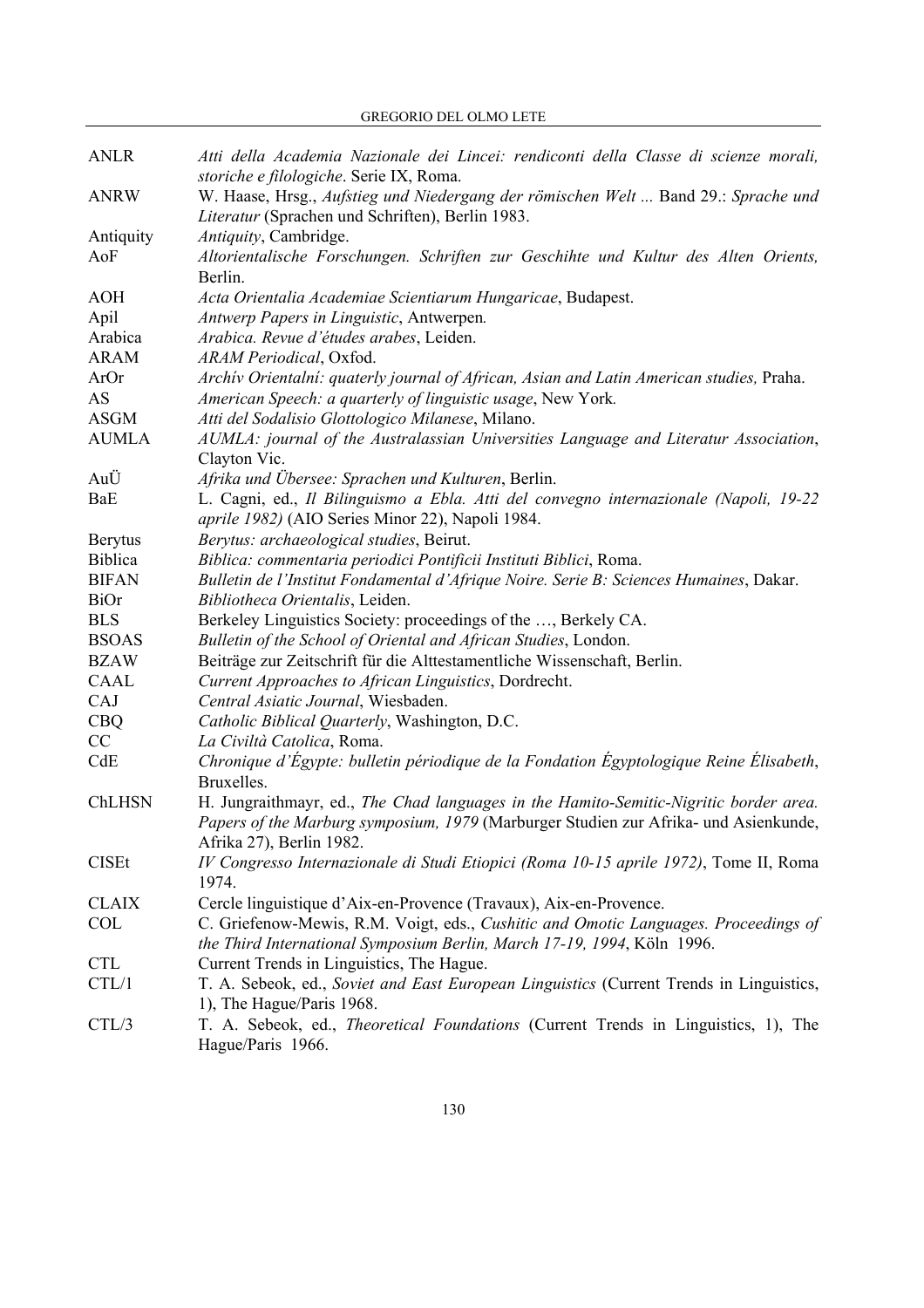| | |
|---|---|
| ANLR | *Atti della Academia Nazionale dei Lincei: rendiconti della Classe di scienze morali, storiche e filologiche*. Serie IX, Roma. |
| ANRW | W. Haase, Hrsg., *Aufstieg und Niedergang der römischen Welt ...* Band 29.: *Sprache und Literatur* (Sprachen und Schriften), Berlin 1983. |
| Antiquity | *Antiquity*, Cambridge. |
| AoF | *Altorientalische Forschungen. Schriften zur Geschihte und Kultur des Alten Orients,* Berlin. |
| AOH | *Acta Orientalia Academiae Scientiarum Hungaricae*, Budapest. |
| Apil | *Antwerp Papers in Linguistic*, Antwerpen. |
| Arabica | *Arabica. Revue d'études arabes*, Leiden. |
| ARAM | *ARAM Periodical*, Oxfod. |
| ArOr | *Archív Orientalní: quaterly journal of African, Asian and Latin American studies,* Praha. |
| AS | *American Speech: a quarterly of linguistic usage*, New York. |
| ASGM | *Atti del Sodalisio Glottologico Milanese*, Milano. |
| AUMLA | *AUMLA: journal of the Australassian Universities Language and Literatur Association*, Clayton Vic. |
| AuÜ | *Afrika und Übersee: Sprachen und Kulturen*, Berlin. |
| BaE | L. Cagni, ed., *Il Bilinguismo a Ebla. Atti del convegno internazionale (Napoli, 19-22 aprile 1982)* (AIO Series Minor 22), Napoli 1984. |
| Berytus | *Berytus: archaeological studies*, Beirut. |
| Biblica | *Biblica: commentaria periodici Pontificii Instituti Biblici*, Roma. |
| BIFAN | *Bulletin de l'Institut Fondamental d'Afrique Noire. Serie B: Sciences Humaines*, Dakar. |
| BiOr | *Bibliotheca Orientalis*, Leiden. |
| BLS | Berkeley Linguistics Society: proceedings of the …, Berkely CA. |
| BSOAS | *Bulletin of the School of Oriental and African Studies*, London. |
| BZAW | Beiträge zur Zeitschrift für die Alttestamentliche Wissenschaft, Berlin. |
| CAAL | *Current Approaches to African Linguistics*, Dordrecht. |
| CAJ | *Central Asiatic Journal*, Wiesbaden. |
| CBQ | *Catholic Biblical Quarterly*, Washington, D.C. |
| CC | *La Civiltà Catolica*, Roma. |
| CdE | *Chronique d'Égypte: bulletin périodique de la Fondation Égyptologique Reine Élisabeth*, Bruxelles. |
| ChLHSN | H. Jungraithmayr, ed., *The Chad languages in the Hamito-Semitic-Nigritic border area. Papers of the Marburg symposium, 1979* (Marburger Studien zur Afrika- und Asienkunde, Afrika 27), Berlin 1982. |
| CISEt | *IV Congresso Internazionale di Studi Etiopici (Roma 10-15 aprile 1972)*, Tome II, Roma 1974. |
| CLAIX | Cercle linguistique d'Aix-en-Provence (Travaux), Aix-en-Provence. |
| COL | C. Griefenow-Mewis, R.M. Voigt, eds., *Cushitic and Omotic Languages. Proceedings of the Third International Symposium Berlin, March 17-19, 1994*, Köln 1996. |
| CTL | Current Trends in Linguistics, The Hague. |
| CTL/1 | T. A. Sebeok, ed., *Soviet and East European Linguistics* (Current Trends in Linguistics, 1), The Hague/Paris 1968. |
| CTL/3 | T. A. Sebeok, ed., *Theoretical Foundations* (Current Trends in Linguistics, 1), The Hague/Paris 1966. |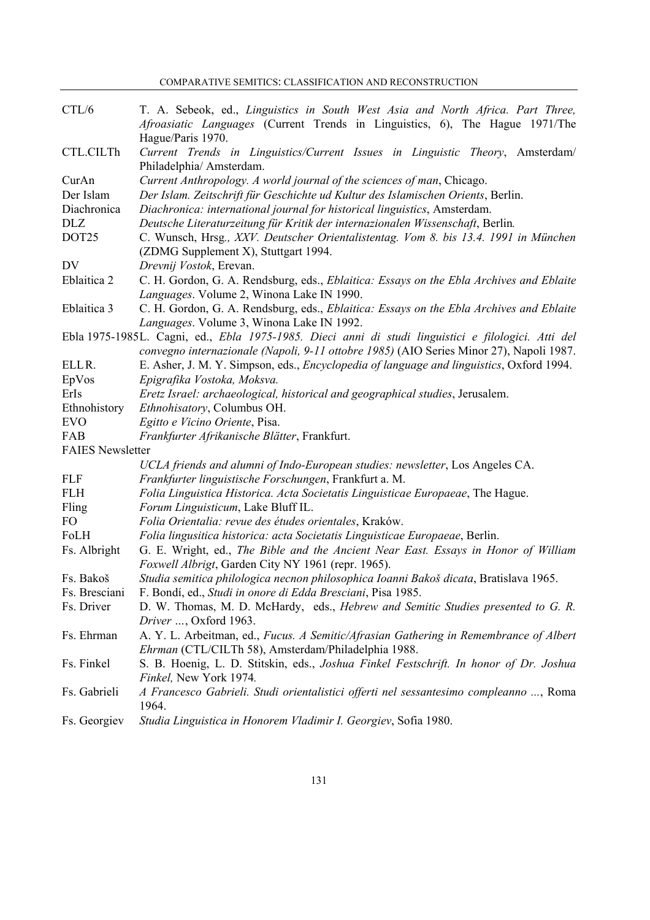| | |
|---|---|
| CTL/6 | T. A. Sebeok, ed., *Linguistics in South West Asia and North Africa. Part Three, Afroasiatic Languages* (Current Trends in Linguistics, 6), The Hague 1971/The Hague/Paris 1970. |
| CTL.CILTh | *Current Trends in Linguistics/Current Issues in Linguistic Theory*, Amsterdam/ Philadelphia/ Amsterdam. |
| CurAn | *Current Anthropology. A world journal of the sciences of man*, Chicago. |
| Der Islam | *Der Islam. Zeitschrift für Geschichte ud Kultur des Islamischen Orients*, Berlin. |
| Diachronica | *Diachronica: international journal for historical linguistics*, Amsterdam. |
| DLZ | *Deutsche Literaturzeitung für Kritik der internazionalen Wissenschaft*, Berlin. |
| DOT25 | C. Wunsch, Hrsg*., XXV. Deutscher Orientalistentag. Vom 8. bis 13.4. 1991 in München* (ZDMG Supplement X), Stuttgart 1994. |
| DV | *Drevnij Vostok*, Erevan. |
| Eblaitica 2 | C. H. Gordon, G. A. Rendsburg, eds., *Eblaitica: Essays on the Ebla Archives and Eblaite Languages*. Volume 2, Winona Lake IN 1990. |
| Eblaitica 3 | C. H. Gordon, G. A. Rendsburg, eds., *Eblaitica: Essays on the Ebla Archives and Eblaite Languages*. Volume 3, Winona Lake IN 1992. |
| Ebla 1975-1985 | L. Cagni, ed., *Ebla 1975-1985. Dieci anni di studi linguistici e filologici. Atti del convegno internazionale (Napoli, 9-11 ottobre 1985)* (AIO Series Minor 27), Napoli 1987. |
| ELL R. | E. Asher, J. M. Y. Simpson, eds., *Encyclopedia of language and linguistics*, Oxford 1994. |
| EpVos | *Epigrafika Vostoka, Moksva.* |
| ErIs | *Eretz Israel: archaeological, historical and geographical studies*, Jerusalem. |
| Ethnohistory | *Ethnohisatory*, Columbus OH. |
| EVO | *Egitto e Vicino Oriente*, Pisa. |
| FAB | *Frankfurter Afrikanische Blätter*, Frankfurt. |
| FAIES Newsletter | *UCLA friends and alumni of Indo-European studies: newsletter*, Los Angeles CA. |
| FLF | *Frankfurter linguistische Forschungen*, Frankfurt a. M. |
| FLH | *Folia Linguistica Historica. Acta Societatis Linguisticae Europaeae*, The Hague. |
| Fling | *Forum Linguisticum*, Lake Bluff IL. |
| FO | *Folia Orientalia: revue des études orientales*, Kraków. |
| FoLH | *Folia lingusitica historica: acta Societatis Linguisticae Europaeae*, Berlin. |
| Fs. Albright | G. E. Wright, ed., *The Bible and the Ancient Near East. Essays in Honor of William Foxwell Albrigt*, Garden City NY 1961 (repr. 1965). |
| Fs. Bakoš | *Studia semitica philologica necnon philosophica Ioanni Bakoš dicata*, Bratislava 1965. |
| Fs. Bresciani | F. Bondí, ed., *Studi in onore di Edda Bresciani*, Pisa 1985. |
| Fs. Driver | D. W. Thomas, M. D. McHardy, eds., *Hebrew and Semitic Studies presented to G. R. Driver …*, Oxford 1963. |
| Fs. Ehrman | A. Y. L. Arbeitman, ed., *Fucus. A Semitic/Afrasian Gathering in Remembrance of Albert Ehrman* (CTL/CILTh 58), Amsterdam/Philadelphia 1988. |
| Fs. Finkel | S. B. Hoenig, L. D. Stitskin, eds., *Joshua Finkel Festschrift. In honor of Dr. Joshua Finkel,* New York 1974*.* |
| Fs. Gabrieli | *A Francesco Gabrieli. Studi orientalistici offerti nel sessantesimo compleanno …*, Roma 1964. |
| Fs. Georgiev | *Studia Linguistica in Honorem Vladimir I. Georgiev*, Sofia 1980. |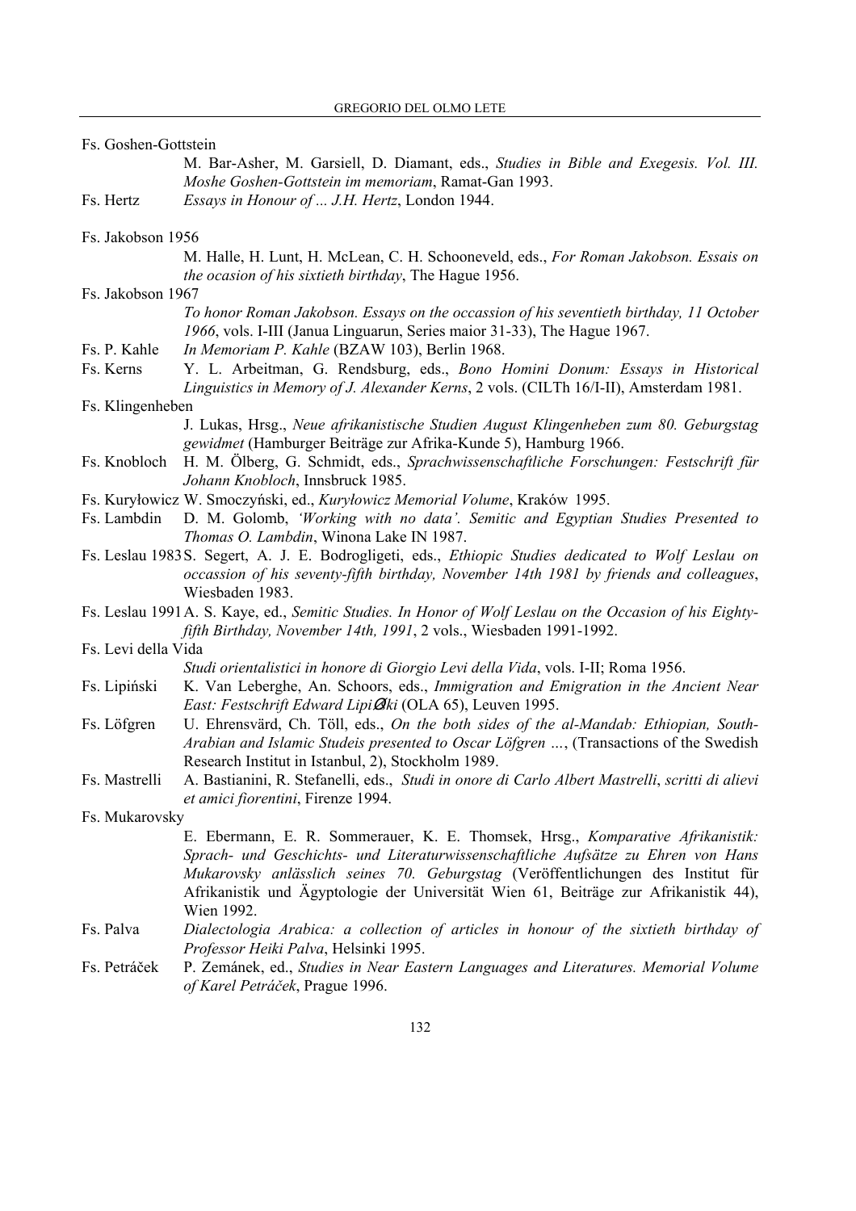Fs. Goshen-Gottstein
M. Bar-Asher, M. Garsiell, D. Diamant, eds., *Studies in Bible and Exegesis. Vol. III. Moshe Goshen-Gottstein im memoriam*, Ramat-Gan 1993.

Fs. Hertz *Essays in Honour of ... J.H. Hertz*, London 1944.

Fs. Jakobson 1956
M. Halle, H. Lunt, H. McLean, C. H. Schooneveld, eds., *For Roman Jakobson. Essais on the ocasion of his sixtieth birthday*, The Hague 1956.

Fs. Jakobson 1967
*To honor Roman Jakobson. Essays on the occassion of his seventieth birthday, 11 October 1966*, vols. I-III (Janua Linguarun, Series maior 31-33), The Hague 1967.

Fs. P. Kahle *In Memoriam P. Kahle* (BZAW 103), Berlin 1968.

Fs. Kerns Y. L. Arbeitman, G. Rendsburg, eds., *Bono Homini Donum: Essays in Historical Linguistics in Memory of J. Alexander Kerns*, 2 vols. (CILTh 16/I-II), Amsterdam 1981.

Fs. Klingenheben
J. Lukas, Hrsg., *Neue afrikanistische Studien August Klingenheben zum 80. Geburgstag gewidmet* (Hamburger Beiträge zur Afrika-Kunde 5), Hamburg 1966.

Fs. Knobloch H. M. Ölberg, G. Schmidt, eds., *Sprachwissenschaftliche Forschungen: Festschrift für Johann Knobloch*, Innsbruck 1985.

Fs. Kuryłowicz W. Smoczyński, ed., *Kuryłowicz Memorial Volume*, Kraków 1995.

Fs. Lambdin D. M. Golomb, *'Working with no data'. Semitic and Egyptian Studies Presented to Thomas O. Lambdin*, Winona Lake IN 1987.

Fs. Leslau 1983 S. Segert, A. J. E. Bodrogligeti, eds., *Ethiopic Studies dedicated to Wolf Leslau on occassion of his seventy-fifth birthday, November 14th 1981 by friends and colleagues*, Wiesbaden 1983.

Fs. Leslau 1991 A. S. Kaye, ed., *Semitic Studies. In Honor of Wolf Leslau on the Occasion of his Eighty-fifth Birthday, November 14th, 1991*, 2 vols., Wiesbaden 1991-1992.

Fs. Levi della Vida
*Studi orientalistici in honore di Giorgio Levi della Vida*, vols. I-II; Roma 1956.

Fs. Lipiński K. Van Leberghe, An. Schoors, eds., *Immigration and Emigration in the Ancient Near East: Festschrift Edward LipiØki* (OLA 65), Leuven 1995.

Fs. Löfgren U. Ehrensvärd, Ch. Töll, eds., *On the both sides of the al-Mandab: Ethiopian, South-Arabian and Islamic Studeis presented to Oscar Löfgren …*, (Transactions of the Swedish Research Institut in Istanbul, 2), Stockholm 1989.

Fs. Mastrelli A. Bastianini, R. Stefanelli, eds., *Studi in onore di Carlo Albert Mastrelli*, *scritti di alievi et amici fiorentini*, Firenze 1994.

Fs. Mukarovsky
E. Ebermann, E. R. Sommerauer, K. E. Thomsek, Hrsg., *Komparative Afrikanistik: Sprach- und Geschichts- und Literaturwissenschaftliche Aufsätze zu Ehren von Hans Mukarovsky anlässlich seines 70. Geburgstag* (Veröffentlichungen des Institut für Afrikanistik und Ägyptologie der Universität Wien 61, Beiträge zur Afrikanistik 44), Wien 1992.

Fs. Palva *Dialectologia Arabica: a collection of articles in honour of the sixtieth birthday of Professor Heiki Palva*, Helsinki 1995.

Fs. Petráček P. Zemánek, ed., *Studies in Near Eastern Languages and Literatures. Memorial Volume of Karel Petráček*, Prague 1996.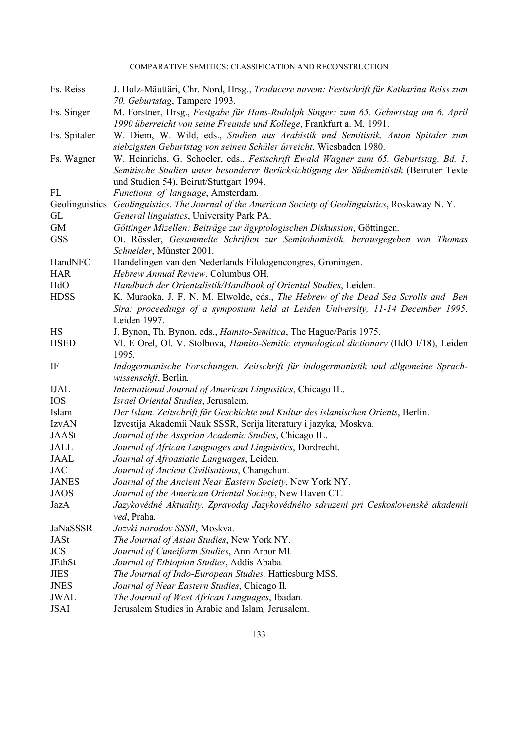| | |
|---|---|
| Fs. Reiss | J. Holz-Mäuttäri, Chr. Nord, Hrsg., *Traducere navem: Festschrift für Katharina Reiss zum 70. Geburtstag*, Tampere 1993. |
| Fs. Singer | M. Forstner, Hrsg., *Festgabe für Hans-Rudolph Singer: zum 65. Geburtstag am 6. April 1990 überreicht von seine Freunde und Kollege*, Frankfurt a. M. 1991. |
| Fs. Spitaler | W. Diem, W. Wild, eds., *Studien aus Arabistik und Semitistik. Anton Spitaler zum siebzigsten Geburtstag von seinen Schüler ürreicht*, Wiesbaden 1980. |
| Fs. Wagner | W. Heinrichs, G. Schoeler, eds., *Festschrift Ewald Wagner zum 65. Geburtstag. Bd. 1. Semitische Studien unter besonderer Berücksichtigung der Südsemitistik* (Beiruter Texte und Studien 54), Beirut/Stuttgart 1994. |
| FL | *Functions of language*, Amsterdam. |
| Geolinguistics | *Geolinguistics. The Journal of the American Society of Geolinguistics*, Roskaway N. Y. |
| GL | *General linguistics*, University Park PA. |
| GM | *Göttinger Mizellen: Beiträge zur ägyptologischen Diskussion*, Göttingen. |
| GSS | Ot. Rössler, *Gesammelte Schriften zur Semitohamistik, herausgegeben von Thomas Schneider*, Münster 2001. |
| HandNFC | Handelingen van den Nederlands Filologencongres, Groningen. |
| HAR | *Hebrew Annual Review*, Columbus OH. |
| HdO | *Handbuch der Orientalistik/Handbook of Oriental Studies*, Leiden. |
| HDSS | K. Muraoka, J. F. N. M. Elwolde, eds., *The Hebrew of the Dead Sea Scrolls and Ben Sira: proceedings of a symposium held at Leiden University, 11-14 December 1995*, Leiden 1997. |
| HS | J. Bynon, Th. Bynon, eds., *Hamito-Semitica*, The Hague/Paris 1975. |
| HSED | Vl. E Orel, Ol. V. Stolbova, *Hamito-Semitic etymological dictionary* (HdO I/18), Leiden 1995. |
| IF | *Indogermanische Forschungen. Zeitschrift für indogermanistik und allgemeine Sprachwissenschft*, Berlin. |
| IJAL | *International Journal of American Lingusitics*, Chicago IL. |
| IOS | *Israel Oriental Studies*, Jerusalem. |
| Islam | *Der Islam. Zeitschrift für Geschichte und Kultur des islamischen Orients*, Berlin. |
| IzvAN | Izvestija Akademii Nauk SSSR, Serija literatury i jazyka*,* Moskva*.* |
| JAASt | *Journal of the Assyrian Academic Studies*, Chicago IL. |
| JALL | *Journal of African Languages and Linguistics*, Dordrecht. |
| JAAL | *Journal of Afroasiatic Languages*, Leiden. |
| JAC | *Journal of Ancient Civilisations*, Changchun. |
| JANES | *Journal of the Ancient Near Eastern Society*, New York NY. |
| JAOS | *Journal of the American Oriental Society*, New Haven CT. |
| JazA | *Jazykovédné Aktuality. Zpravodaj Jazykovédného sdruzeni pri Ceskoslovenské akademii ved*, Praha*.* |
| JaNaSSSR | *Jazyki narodov SSSR*, Moskva. |
| JASt | *The Journal of Asian Studies*, New York NY. |
| JCS | *Journal of Cuneiform Studies*, Ann Arbor MI*.* |
| JEthSt | *Journal of Ethiopian Studies*, Addis Ababa*.* |
| JIES | *The Journal of Indo-European Studies,* Hattiesburg MSS*.* |
| JNES | *Journal of Near Eastern Studies*, Chicago Il*.* |
| JWAL | *The Journal of West African Languages*, Ibadan*.* |
| JSAI | Jerusalem Studies in Arabic and Islam*,* Jerusalem. |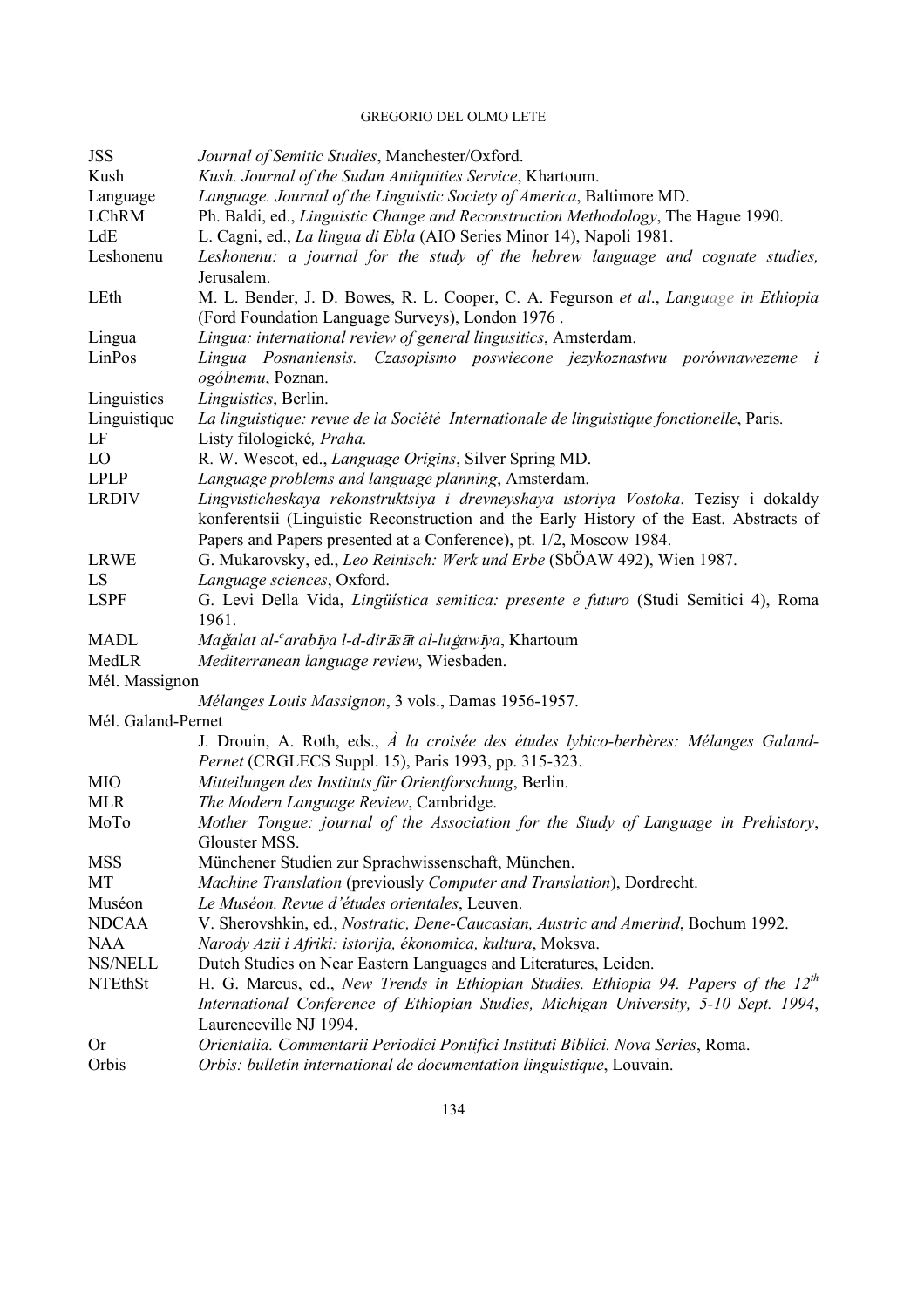| | |
|---|---|
| JSS | *Journal of Semitic Studies*, Manchester/Oxford. |
| Kush | *Kush. Journal of the Sudan Antiquities Service*, Khartoum. |
| Language | *Language. Journal of the Linguistic Society of America*, Baltimore MD. |
| LChRM | Ph. Baldi, ed., *Linguistic Change and Reconstruction Methodology*, The Hague 1990. |
| LdE | L. Cagni, ed., *La lingua di Ebla* (AIO Series Minor 14), Napoli 1981. |
| Leshonenu | *Leshonenu: a journal for the study of the hebrew language and cognate studies*, Jerusalem. |
| LEth | M. L. Bender, J. D. Bowes, R. L. Cooper, C. A. Fegurson *et al*., *Language in Ethiopia* (Ford Foundation Language Surveys), London 1976 . |
| Lingua | *Lingua: international review of general lingusitics*, Amsterdam. |
| LinPos | *Lingua Posnaniensis. Czasopismo poswiecone jezykoznastwu porównawezeme i ogólnemu*, Poznan. |
| Linguistics | *Linguistics*, Berlin. |
| Linguistique | *La linguistique: revue de la Société Internationale de linguistique fonctionelle*, Paris. |
| LF | Listy filologické*, Praha.* |
| LO | R. W. Wescot, ed., *Language Origins*, Silver Spring MD. |
| LPLP | *Language problems and language planning*, Amsterdam. |
| LRDIV | *Lingvisticheskaya rekonstruktsiya i drevneyshaya istoriya Vostoka*. Tezisy i dokaldy konferentsii (Linguistic Reconstruction and the Early History of the East. Abstracts of Papers and Papers presented at a Conference), pt. 1/2, Moscow 1984. |
| LRWE | G. Mukarovsky, ed., *Leo Reinisch: Werk und Erbe* (SbÖAW 492), Wien 1987. |
| LS | *Language sciences*, Oxford. |
| LSPF | G. Levi Della Vida, *Lingüística semitica: presente e futuro* (Studi Semitici 4), Roma 1961. |
| MADL | *Maǧalat al-ʿarabīya l-d-dirāsāt al-luġawīya*, Khartoum |
| MedLR | *Mediterranean language review*, Wiesbaden. |
| Mél. Massignon | *Mélanges Louis Massignon*, 3 vols., Damas 1956-1957. |
| Mél. Galand-Pernet | J. Drouin, A. Roth, eds., *À la croisée des études lybico-berbères: Mélanges Galand-Pernet* (CRGLECS Suppl. 15), Paris 1993, pp. 315-323. |
| MIO | *Mitteilungen des Instituts für Orientforschung*, Berlin. |
| MLR | *The Modern Language Review*, Cambridge. |
| MoTo | *Mother Tongue: journal of the Association for the Study of Language in Prehistory*, Glouster MSS. |
| MSS | Münchener Studien zur Sprachwissenschaft, München. |
| MT | *Machine Translation* (previously *Computer and Translation*), Dordrecht. |
| Muséon | *Le Muséon. Revue d'études orientales*, Leuven. |
| NDCAA | V. Sherovshkin, ed., *Nostratic, Dene-Caucasian, Austric and Amerind*, Bochum 1992. |
| NAA | *Narody Azii i Afriki: istorija, ékonomica, kultura*, Moksva. |
| NS/NELL | Dutch Studies on Near Eastern Languages and Literatures, Leiden. |
| NTEthSt | H. G. Marcus, ed., *New Trends in Ethiopian Studies. Ethiopia 94. Papers of the 12th International Conference of Ethiopian Studies, Michigan University, 5-10 Sept. 1994*, Laurenceville NJ 1994. |
| Or | *Orientalia. Commentarii Periodici Pontifici Instituti Biblici. Nova Series*, Roma. |
| Orbis | *Orbis: bulletin international de documentation linguistique*, Louvain. |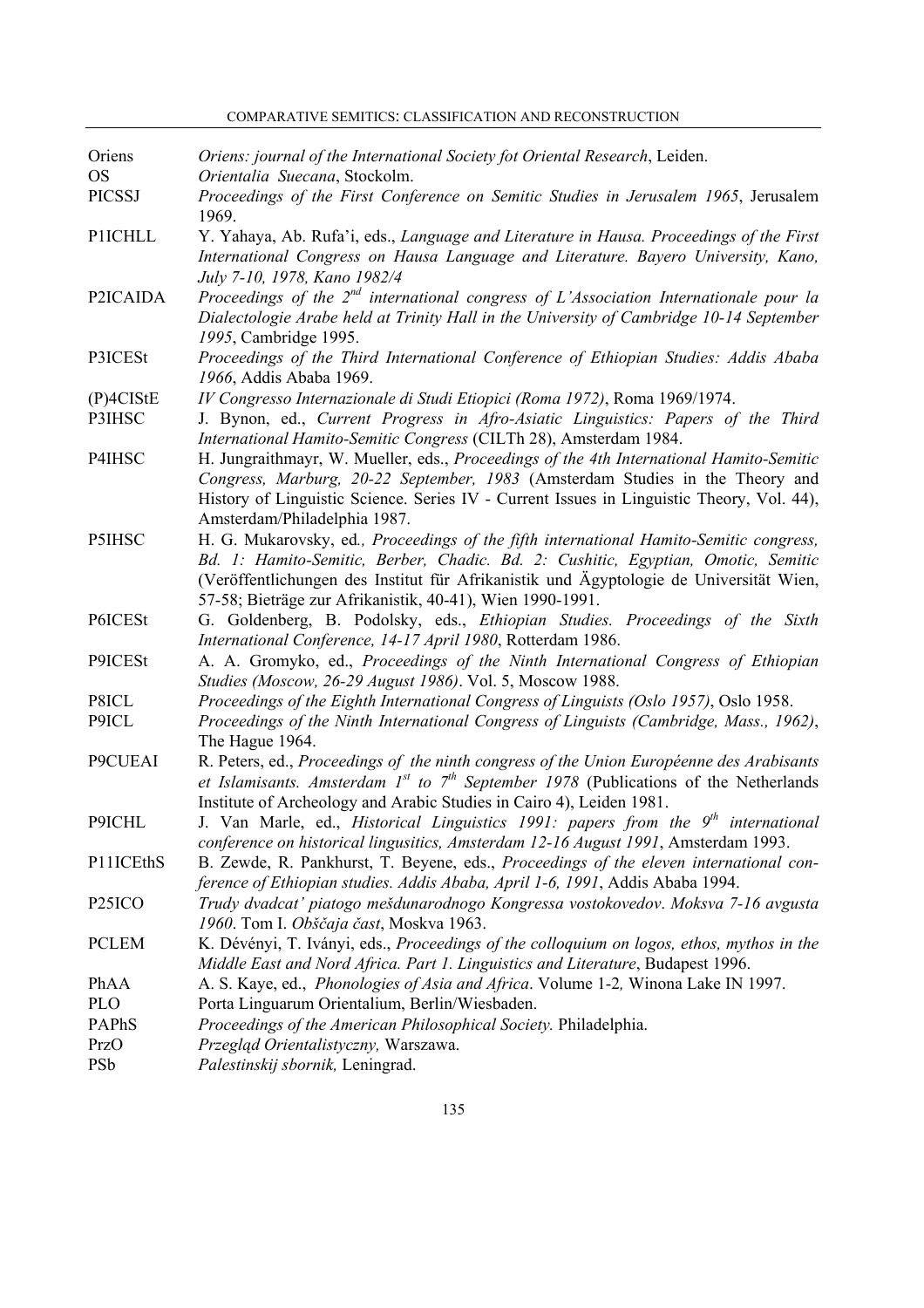| | |
|---|---|
| Oriens | *Oriens: journal of the International Society fot Oriental Research*, Leiden. |
| OS | *Orientalia Suecana*, Stockolm. |
| PICSSJ | *Proceedings of the First Conference on Semitic Studies in Jerusalem 1965*, Jerusalem 1969. |
| P1ICHLL | Y. Yahaya, Ab. Rufa'i, eds., *Language and Literature in Hausa. Proceedings of the First International Congress on Hausa Language and Literature. Bayero University, Kano, July 7-10, 1978, Kano 1982/4* |
| P2ICAIDA | *Proceedings of the 2nd international congress of L'Association Internationale pour la Dialectologie Arabe held at Trinity Hall in the University of Cambridge 10-14 September 1995*, Cambridge 1995. |
| P3ICESt | *Proceedings of the Third International Conference of Ethiopian Studies: Addis Ababa 1966*, Addis Ababa 1969. |
| (P)4CIStE | *IV Congresso Internazionale di Studi Etiopici (Roma 1972)*, Roma 1969/1974. |
| P3IHSC | J. Bynon, ed., *Current Progress in Afro-Asiatic Linguistics: Papers of the Third International Hamito-Semitic Congress* (CILTh 28), Amsterdam 1984. |
| P4IHSC | H. Jungraithmayr, W. Mueller, eds., *Proceedings of the 4th International Hamito-Semitic Congress, Marburg, 20-22 September, 1983* (Amsterdam Studies in the Theory and History of Linguistic Science. Series IV - Current Issues in Linguistic Theory, Vol. 44), Amsterdam/Philadelphia 1987. |
| P5IHSC | H. G. Mukarovsky, ed., *Proceedings of the fifth international Hamito-Semitic congress, Bd. 1: Hamito-Semitic, Berber, Chadic. Bd. 2: Cushitic, Egyptian, Omotic, Semitic* (Veröffentlichungen des Institut für Afrikanistik und Ägyptologie de Universität Wien, 57-58; Bieträge zur Afrikanistik, 40-41), Wien 1990-1991. |
| P6ICESt | G. Goldenberg, B. Podolsky, eds., *Ethiopian Studies. Proceedings of the Sixth International Conference, 14-17 April 1980*, Rotterdam 1986. |
| P9ICESt | A. A. Gromyko, ed., *Proceedings of the Ninth International Congress of Ethiopian Studies (Moscow, 26-29 August 1986)*. Vol. 5, Moscow 1988. |
| P8ICL | *Proceedings of the Eighth International Congress of Linguists (Oslo 1957)*, Oslo 1958. |
| P9ICL | *Proceedings of the Ninth International Congress of Linguists (Cambridge, Mass., 1962)*, The Hague 1964. |
| P9CUEAI | R. Peters, ed., *Proceedings of the ninth congress of the Union Européenne des Arabisants et Islamisants. Amsterdam 1st to 7th September 1978* (Publications of the Netherlands Institute of Archeology and Arabic Studies in Cairo 4), Leiden 1981. |
| P9ICHL | J. Van Marle, ed., *Historical Linguistics 1991: papers from the 9th international conference on historical lingusitics, Amsterdam 12-16 August 1991*, Amsterdam 1993. |
| P11ICEthS | B. Zewde, R. Pankhurst, T. Beyene, eds., *Proceedings of the eleven international conference of Ethiopian studies. Addis Ababa, April 1-6, 1991*, Addis Ababa 1994. |
| P25ICO | *Trudy dvadcat' piatogo meždunarodnogo Kongressa vostokovedov. Moksva 7-16 avgusta 1960*. Tom I. *Obščaja čast*, Moskva 1963. |
| PCLEM | K. Dévényi, T. Iványi, eds., *Proceedings of the colloquium on logos, ethos, mythos in the Middle East and Nord Africa. Part 1. Linguistics and Literature*, Budapest 1996. |
| PhAA | A. S. Kaye, ed., *Phonologies of Asia and Africa*. Volume 1-2, Winona Lake IN 1997. |
| PLO | Porta Linguarum Orientalium, Berlin/Wiesbaden. |
| PAPhS | *Proceedings of the American Philosophical Society.* Philadelphia. |
| PrzO | *Przegląd Orientalistyczny,* Warszawa. |
| PSb | *Palestinskij sbornik,* Leningrad. |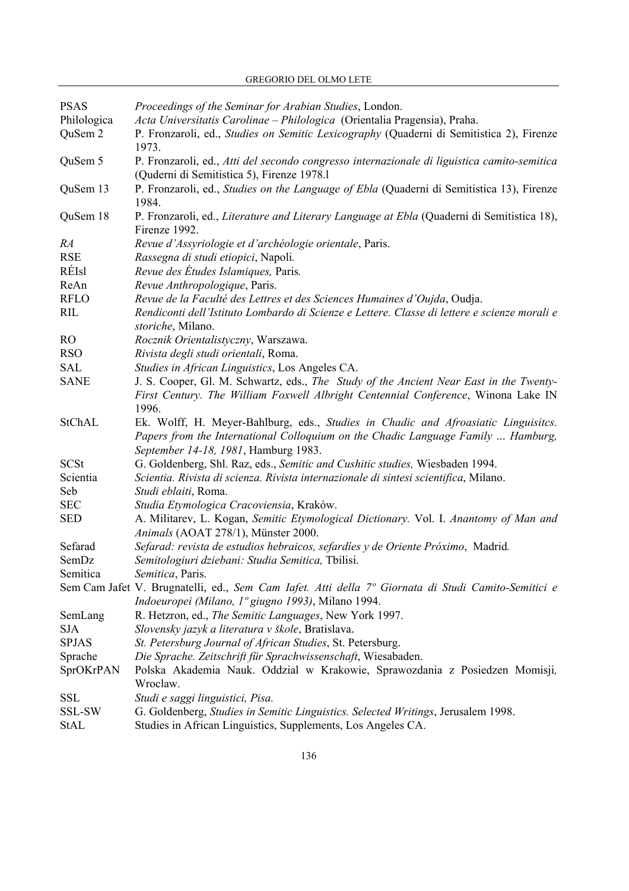| | |
|---|---|
| PSAS | *Proceedings of the Seminar for Arabian Studies*, London. |
| Philologica | *Acta Universitatis Carolinae – Philologica* (Orientalia Pragensia), Praha. |
| QuSem 2 | P. Fronzaroli, ed., *Studies on Semitic Lexicography* (Quaderni di Semitistica 2), Firenze 1973. |
| QuSem 5 | P. Fronzaroli, ed., *Atti del secondo congresso internazionale di liguistica camito-semitica* (Quderni di Semitistica 5), Firenze 1978.l |
| QuSem 13 | P. Fronzaroli, ed., *Studies on the Language of Ebla* (Quaderni di Semitistica 13), Firenze 1984. |
| QuSem 18 | P. Fronzaroli, ed., *Literature and Literary Language at Ebla* (Quaderni di Semitistica 18), Firenze 1992. |
| *RA* | *Revue d'Assyriologie et d'archéologie orientale*, Paris. |
| RSE | *Rassegna di studi etiopici*, Napoli. |
| RÉIsl | *Revue des Études Islamiques,* Paris. |
| ReAn | *Revue Anthropologique*, Paris. |
| RFLO | *Revue de la Faculté des Lettres et des Sciences Humaines d'Oujda*, Oudja. |
| RIL | *Rendiconti dell'Istituto Lombardo di Scienze e Lettere. Classe di lettere e scienze morali e storiche*, Milano. |
| RO | *Rocznik Orientalistyczny*, Warszawa. |
| RSO | *Rivista degli studi orientali*, Roma. |
| SAL | *Studies in African Linguistics*, Los Angeles CA. |
| SANE | J. S. Cooper, Gl. M. Schwartz, eds., *The Study of the Ancient Near East in the Twenty-First Century. The William Foxwell Albright Centennial Conference*, Winona Lake IN 1996. |
| StChAL | Ek. Wolff, H. Meyer-Bahlburg, eds., *Studies in Chadic and Afroasiatic Linguisitcs. Papers from the International Colloquium on the Chadic Language Family … Hamburg, September 14-18, 1981*, Hamburg 1983. |
| SCSt | G. Goldenberg, Shl. Raz, eds., *Semitic and Cushitic studies,* Wiesbaden 1994. |
| Scientia | *Scientia. Rivista di scienza. Rivista internazionale di sintesi scientifica*, Milano. |
| Seb | *Studi eblaiti*, Roma. |
| SEC | *Studia Etymologica Cracoviensia*, Kraków. |
| SED | A. Militarev, L. Kogan, *Semitic Etymological Dictionary.* Vol. I. *Anantomy of Man and Animals* (AOAT 278/1), Münster 2000. |
| Sefarad | *Sefarad: revista de estudios hebraicos, sefardíes y de Oriente Próximo*, Madrid. |
| SemDz | *Semitologiuri dziebani: Studia Semitica,* Tbilisi. |
| Semitica | *Semitica*, Paris. |
| Sem Cam Jafet | V. Brugnatelli, ed., *Sem Cam Iafet. Atti della 7º Giornata di Studi Camito-Semitici e Indoeuropei (Milano, 1º giugno 1993)*, Milano 1994. |
| SemLang | R. Hetzron, ed., *The Semitic Languages*, New York 1997. |
| SJA | *Slovensky jazyk a literatura v škole*, Bratislava. |
| SPJAS | *St. Petersburg Journal of African Studies*, St. Petersburg. |
| Sprache | *Die Sprache. Zeitschrift für Sprachwissenschaft*, Wiesabaden. |
| SprOKrPAN | Polska Akademia Nauk. Oddzial w Krakowie, Sprawozdania z Posiedzen Momisji*,* Wroclaw. |
| SSL | *Studi e saggi linguistici, Pisa.* |
| SSL-SW | G. Goldenberg, *Studies in Semitic Linguistics. Selected Writings*, Jerusalem 1998. |
| StAL | Studies in African Linguistics, Supplements, Los Angeles CA. |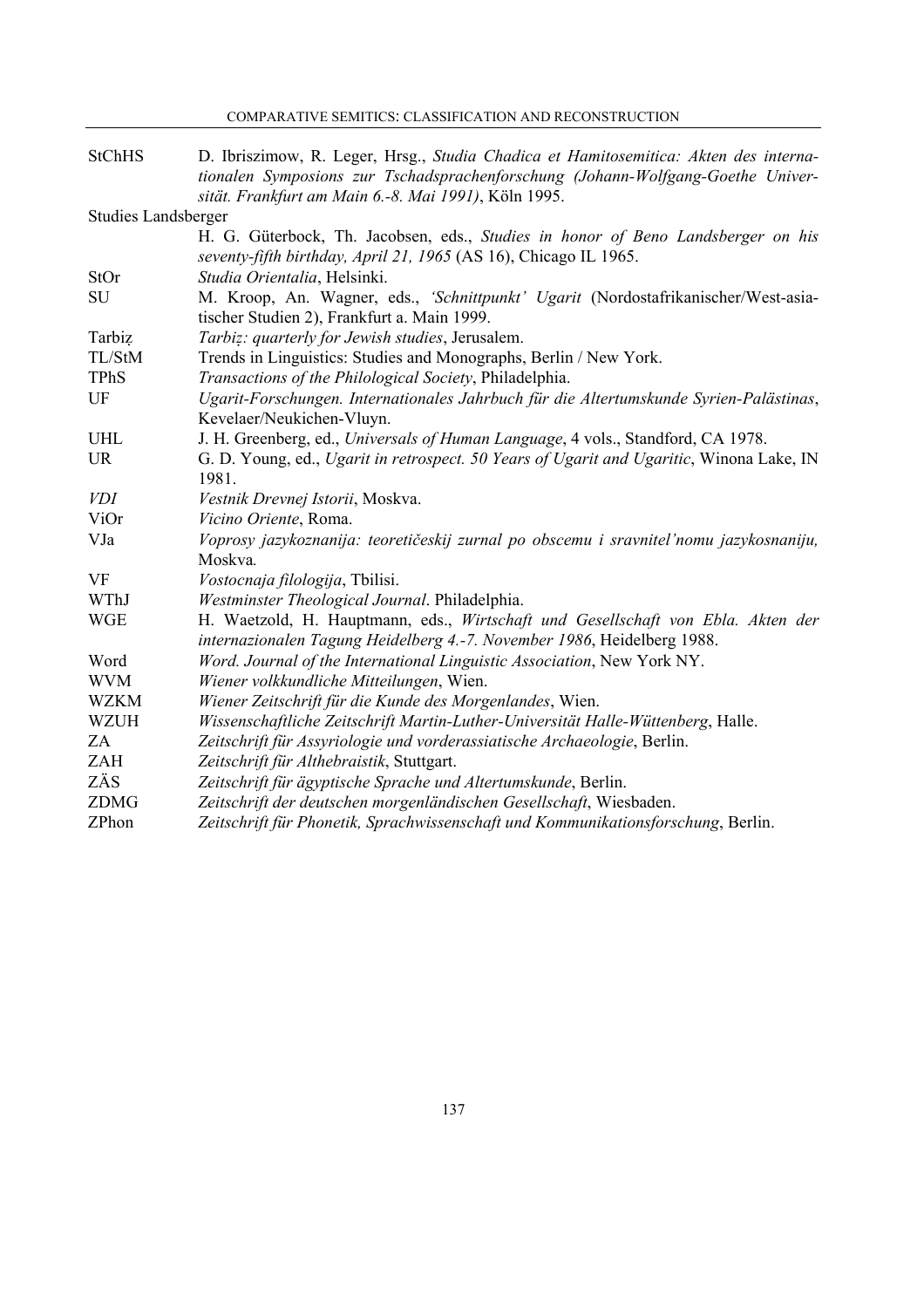| | |
|---|---|
| StChHS | D. Ibriszimow, R. Leger, Hrsg., *Studia Chadica et Hamitosemitica: Akten des internationalen Symposions zur Tschadsprachenforschung (Johann-Wolfgang-Goethe Universität. Frankfurt am Main 6.-8. Mai 1991)*, Köln 1995. |
| Studies Landsberger | H. G. Güterbock, Th. Jacobsen, eds., *Studies in honor of Beno Landsberger on his seventy-fifth birthday, April 21, 1965* (AS 16), Chicago IL 1965. |
| StOr | *Studia Orientalia*, Helsinki. |
| SU | M. Kroop, An. Wagner, eds., *'Schnittpunkt' Ugarit* (Nordostafrikanischer/West-asiatischer Studien 2), Frankfurt a. Main 1999. |
| Tarbiẓ | *Tarbiẓ: quarterly for Jewish studies*, Jerusalem. |
| TL/StM | Trends in Linguistics: Studies and Monographs, Berlin / New York. |
| TPhS | *Transactions of the Philological Society*, Philadelphia. |
| UF | *Ugarit-Forschungen. Internationales Jahrbuch für die Altertumskunde Syrien-Palästinas*, Kevelaer/Neukichen-Vluyn. |
| UHL | J. H. Greenberg, ed., *Universals of Human Language*, 4 vols., Standford, CA 1978. |
| UR | G. D. Young, ed., *Ugarit in retrospect. 50 Years of Ugarit and Ugaritic*, Winona Lake, IN 1981. |
| *VDI* | *Vestnik Drevnej Istorii*, Moskva. |
| ViOr | *Vicino Oriente*, Roma. |
| VJa | *Voprosy jazykoznanija: teoretičeskij zurnal po obscemu i sravnitel'nomu jazykosnaniju,* Moskva*.* |
| VF | *Vostocnaja filologija*, Tbilisi. |
| WThJ | *Westminster Theological Journal*. Philadelphia. |
| WGE | H. Waetzold, H. Hauptmann, eds., *Wirtschaft und Gesellschaft von Ebla. Akten der internazionalen Tagung Heidelberg 4.-7. November 1986*, Heidelberg 1988. |
| Word | *Word. Journal of the International Linguistic Association*, New York NY. |
| WVM | *Wiener volkkundliche Mitteilungen*, Wien. |
| WZKM | *Wiener Zeitschrift für die Kunde des Morgenlandes*, Wien. |
| WZUH | *Wissenschaftliche Zeitschrift Martin-Luther-Universität Halle-Wüttenberg*, Halle. |
| ZA | *Zeitschrift für Assyriologie und vorderassiatische Archaeologie*, Berlin. |
| ZAH | *Zeitschrift für Althebraistik*, Stuttgart. |
| ZÄS | *Zeitschrift für ägyptische Sprache und Altertumskunde*, Berlin. |
| ZDMG | *Zeitschrift der deutschen morgenländischen Gesellschaft*, Wiesbaden. |
| ZPhon | *Zeitschrift für Phonetik, Sprachwissenschaft und Kommunikationsforschung*, Berlin. |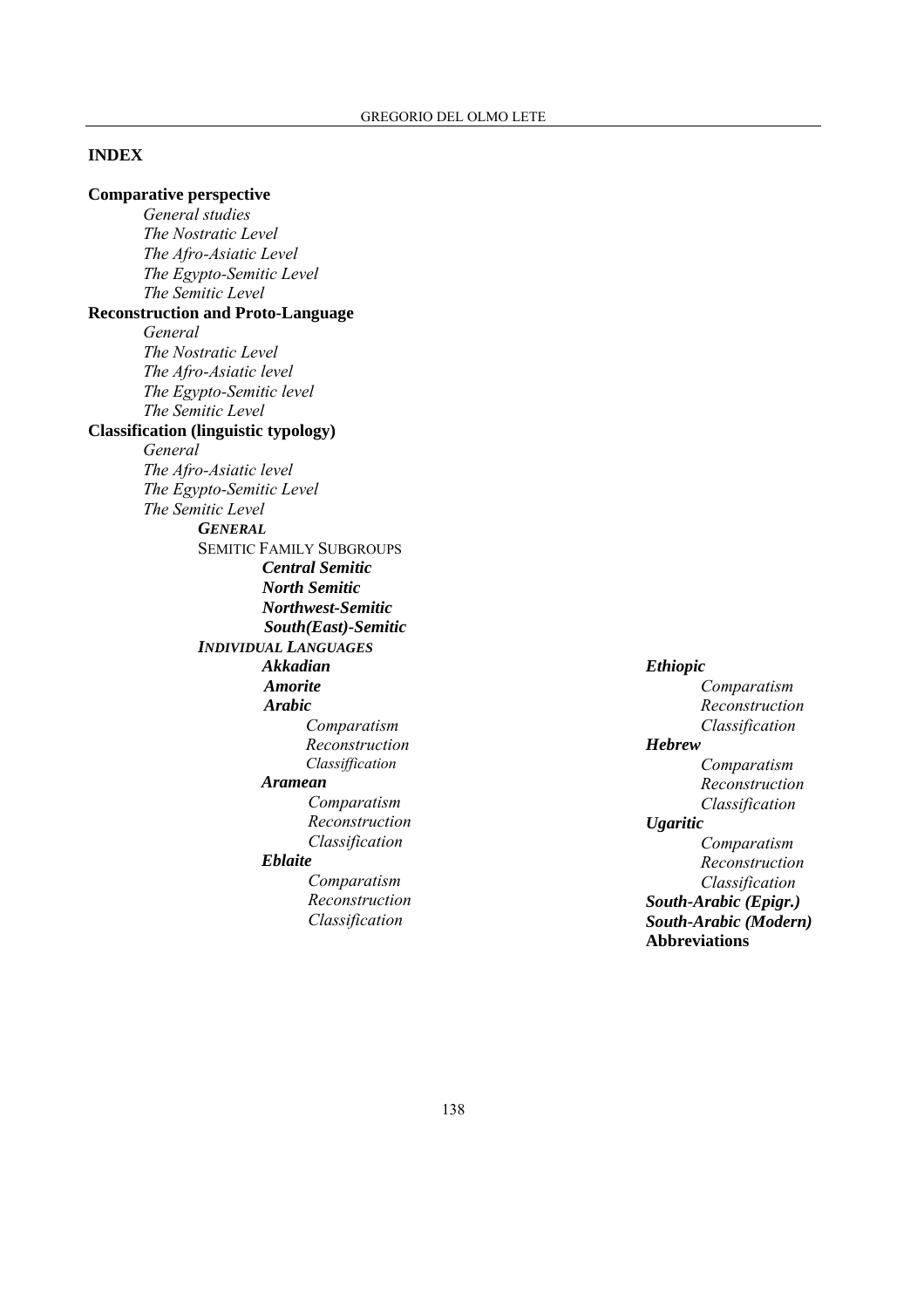**INDEX**

**Comparative perspective**

- *General studies*
- *The Nostratic Level*
- *The Afro-Asiatic Level*
- *The Egypto-Semitic Level*
- *The Semitic Level*

**Reconstruction and Proto-Language**

- *General*
- *The Nostratic Level*
- *The Afro-Asiatic level*
- *The Egypto-Semitic level*
- *The Semitic Level*

**Classification (linguistic typology)**

- *General*
- *The Afro-Asiatic level*
- *The Egypto-Semitic Level*
- *The Semitic Level*
  - ***GENERAL***
  - SEMITIC FAMILY SUBGROUPS
    - ***Central Semitic***
    - ***North Semitic***
    - ***Northwest-Semitic***
    - ***South(East)-Semitic***
  - ***INDIVIDUAL LANGUAGES***
    - ***Akkadian***
    - ***Amorite***
    - ***Arabic***
      - *Comparatism*
      - *Reconstruction*
      - *Classiffication*
    - ***Aramean***
      - *Comparatism*
      - *Reconstruction*
      - *Classification*
    - ***Eblaite***
      - *Comparatism*
      - *Reconstruction*
      - *Classification*
    - ***Ethiopic***
      - *Comparatism*
      - *Reconstruction*
      - *Classification*
    - ***Hebrew***
      - *Comparatism*
      - *Reconstruction*
      - *Classification*
    - ***Ugaritic***
      - *Comparatism*
      - *Reconstruction*
      - *Classification*
    - ***South-Arabic (Epigr.)***
    - ***South-Arabic (Modern)***

**Abbreviations**